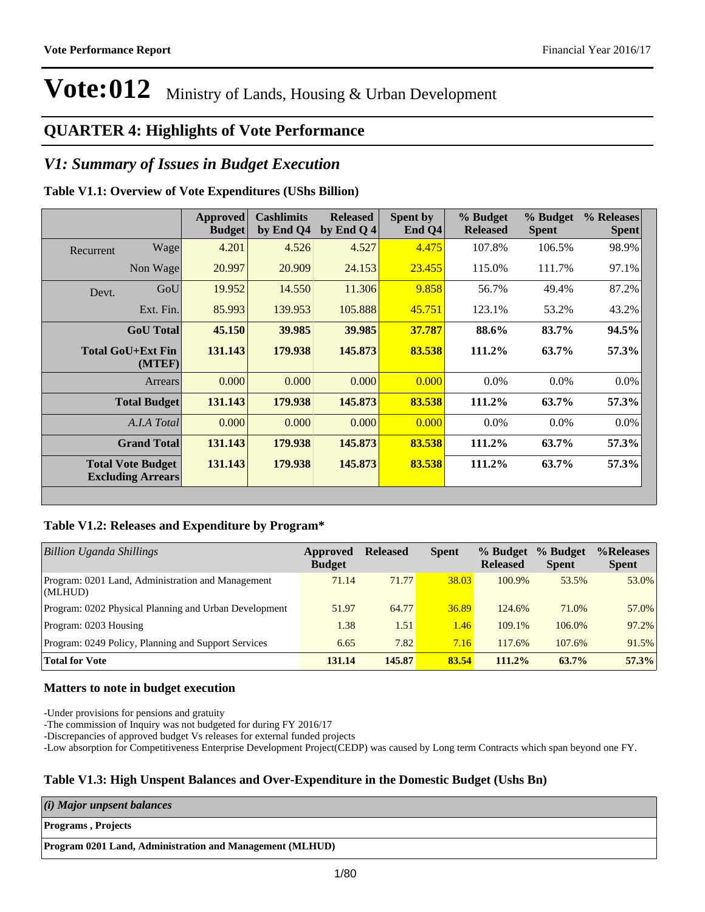# Vote:012 Ministry of Lands, Housing & Urban Development

## QUARTER 4: Highlights of Vote Performance

## *V1: Summary of Issues in Budget Execution*

**Table V1.1: Overview of Vote Expenditures (UShs Billion)**

| | | Approved Budget | Cashlimits by End Q4 | Released by End Q 4 | Spent by End Q4 | % Budget Released | % Budget Spent | % Releases Spent |
|---|---|---|---|---|---|---|---|---|
| Recurrent | Wage | 4.201 | 4.526 | 4.527 | 4.475 | 107.8% | 106.5% | 98.9% |
| | Non Wage | 20.997 | 20.909 | 24.153 | 23.455 | 115.0% | 111.7% | 97.1% |
| Devt. | GoU | 19.952 | 14.550 | 11.306 | 9.858 | 56.7% | 49.4% | 87.2% |
| | Ext. Fin. | 85.993 | 139.953 | 105.888 | 45.751 | 123.1% | 53.2% | 43.2% |
| | **GoU Total** | **45.150** | **39.985** | **39.985** | **37.787** | **88.6%** | **83.7%** | **94.5%** |
| | **Total GoU+Ext Fin (MTEF)** | **131.143** | **179.938** | **145.873** | **83.538** | **111.2%** | **63.7%** | **57.3%** |
| | Arrears | 0.000 | 0.000 | 0.000 | 0.000 | 0.0% | 0.0% | 0.0% |
| | **Total Budget** | **131.143** | **179.938** | **145.873** | **83.538** | **111.2%** | **63.7%** | **57.3%** |
| | *A.I.A Total* | 0.000 | 0.000 | 0.000 | 0.000 | 0.0% | 0.0% | 0.0% |
| | **Grand Total** | **131.143** | **179.938** | **145.873** | **83.538** | **111.2%** | **63.7%** | **57.3%** |
| | **Total Vote Budget Excluding Arrears** | **131.143** | **179.938** | **145.873** | **83.538** | **111.2%** | **63.7%** | **57.3%** |

**Table V1.2: Releases and Expenditure by Program***

| *Billion Uganda Shillings* | Approved Budget | Released | Spent | % Budget Released | % Budget Spent | %Releases Spent |
|---|---|---|---|---|---|---|
| Program: 0201 Land, Administration and Management (MLHUD) | 71.14 | 71.77 | 38.03 | 100.9% | 53.5% | 53.0% |
| Program: 0202 Physical Planning and Urban Development | 51.97 | 64.77 | 36.89 | 124.6% | 71.0% | 57.0% |
| Program: 0203 Housing | 1.38 | 1.51 | 1.46 | 109.1% | 106.0% | 97.2% |
| Program: 0249 Policy, Planning and Support Services | 6.65 | 7.82 | 7.16 | 117.6% | 107.6% | 91.5% |
| **Total for Vote** | **131.14** | **145.87** | **83.54** | **111.2%** | **63.7%** | **57.3%** |

### Matters to note in budget execution

-Under provisions for pensions and gratuity
-The commission of Inquiry was not budgeted for during FY 2016/17
-Discrepancies of approved budget Vs releases for external funded projects
-Low absorption for Competitiveness Enterprise Development Project(CEDP) was caused by Long term Contracts which span beyond one FY.

**Table V1.3: High Unspent Balances and Over-Expenditure in the Domestic Budget (Ushs Bn)**

| ***(i) Major unpensed balances*** |
|---|
| **Programs , Projects** |
| **Program 0201 Land, Administration and Management (MLHUD)** |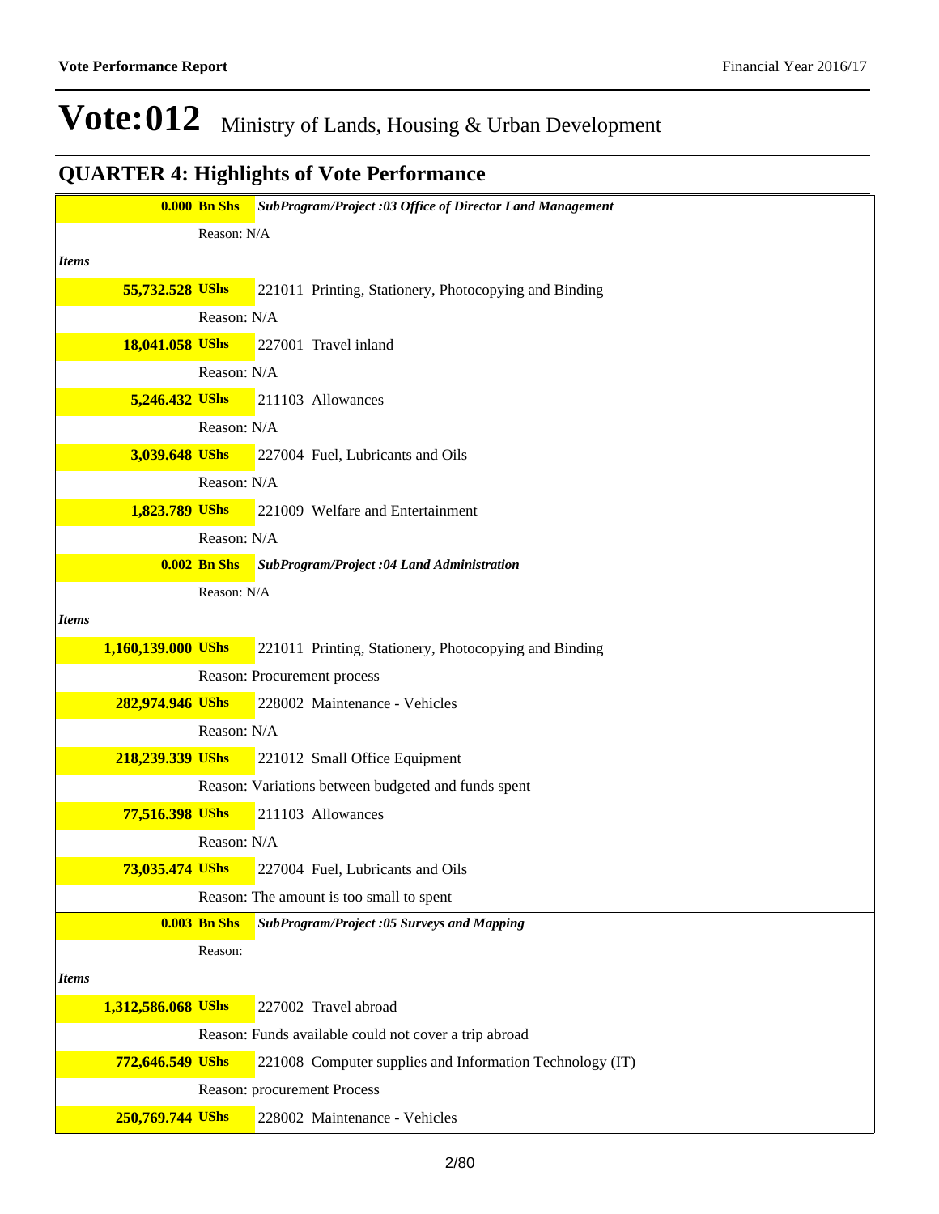# Vote:012 Ministry of Lands, Housing & Urban Development

## QUARTER 4: Highlights of Vote Performance

| | |
|---|---|
| **0.000 Bn Shs** | ***SubProgram/Project :03 Office of Director Land Management*** |
| | Reason: N/A |
| ***Items*** | |
| **55,732.528 UShs** | 221011 Printing, Stationery, Photocopying and Binding |
| | Reason: N/A |
| **18,041.058 UShs** | 227001 Travel inland |
| | Reason: N/A |
| **5,246.432 UShs** | 211103 Allowances |
| | Reason: N/A |
| **3,039.648 UShs** | 227004 Fuel, Lubricants and Oils |
| | Reason: N/A |
| **1,823.789 UShs** | 221009 Welfare and Entertainment |
| | Reason: N/A |
| **0.002 Bn Shs** | ***SubProgram/Project :04 Land Administration*** |
| | Reason: N/A |
| ***Items*** | |
| **1,160,139.000 UShs** | 221011 Printing, Stationery, Photocopying and Binding |
| | Reason: Procurement process |
| **282,974.946 UShs** | 228002 Maintenance - Vehicles |
| | Reason: N/A |
| **218,239.339 UShs** | 221012 Small Office Equipment |
| | Reason: Variations between budgeted and funds spent |
| **77,516.398 UShs** | 211103 Allowances |
| | Reason: N/A |
| **73,035.474 UShs** | 227004 Fuel, Lubricants and Oils |
| | Reason: The amount is too small to spent |
| **0.003 Bn Shs** | ***SubProgram/Project :05 Surveys and Mapping*** |
| | Reason: |
| ***Items*** | |
| **1,312,586.068 UShs** | 227002 Travel abroad |
| | Reason: Funds available could not cover a trip abroad |
| **772,646.549 UShs** | 221008 Computer supplies and Information Technology (IT) |
| | Reason: procurement Process |
| **250,769.744 UShs** | 228002 Maintenance - Vehicles |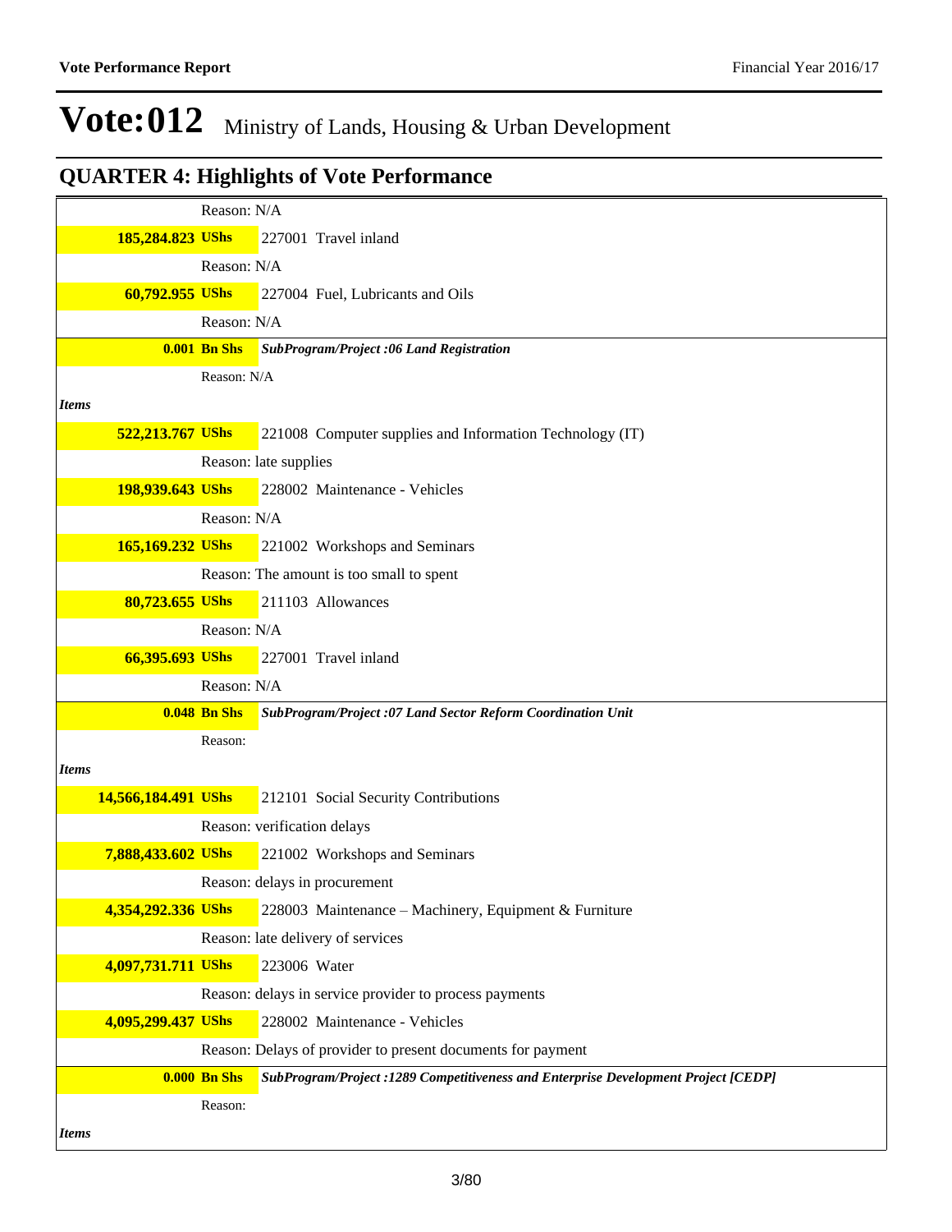# Vote:012 Ministry of Lands, Housing & Urban Development

## QUARTER 4: Highlights of Vote Performance

| | |
|---|---|
| | Reason: N/A |
| **185,284.823 UShs** | 227001 Travel inland |
| | Reason: N/A |
| **60,792.955 UShs** | 227004 Fuel, Lubricants and Oils |
| | Reason: N/A |
| **0.001 Bn Shs** | ***SubProgram/Project :06 Land Registration*** |
| | Reason: N/A |
| ***Items*** | |
| **522,213.767 UShs** | 221008 Computer supplies and Information Technology (IT) |
| | Reason: late supplies |
| **198,939.643 UShs** | 228002 Maintenance - Vehicles |
| | Reason: N/A |
| **165,169.232 UShs** | 221002 Workshops and Seminars |
| | Reason: The amount is too small to spent |
| **80,723.655 UShs** | 211103 Allowances |
| | Reason: N/A |
| **66,395.693 UShs** | 227001 Travel inland |
| | Reason: N/A |
| **0.048 Bn Shs** | ***SubProgram/Project :07 Land Sector Reform Coordination Unit*** |
| | Reason: |
| ***Items*** | |
| **14,566,184.491 UShs** | 212101 Social Security Contributions |
| | Reason: verification delays |
| **7,888,433.602 UShs** | 221002 Workshops and Seminars |
| | Reason: delays in procurement |
| **4,354,292.336 UShs** | 228003 Maintenance – Machinery, Equipment & Furniture |
| | Reason: late delivery of services |
| **4,097,731.711 UShs** | 223006 Water |
| | Reason: delays in service provider to process payments |
| **4,095,299.437 UShs** | 228002 Maintenance - Vehicles |
| | Reason: Delays of provider to present documents for payment |
| **0.000 Bn Shs** | ***SubProgram/Project :1289 Competitiveness and Enterprise Development Project [CEDP]*** |
| | Reason: |
| ***Items*** | |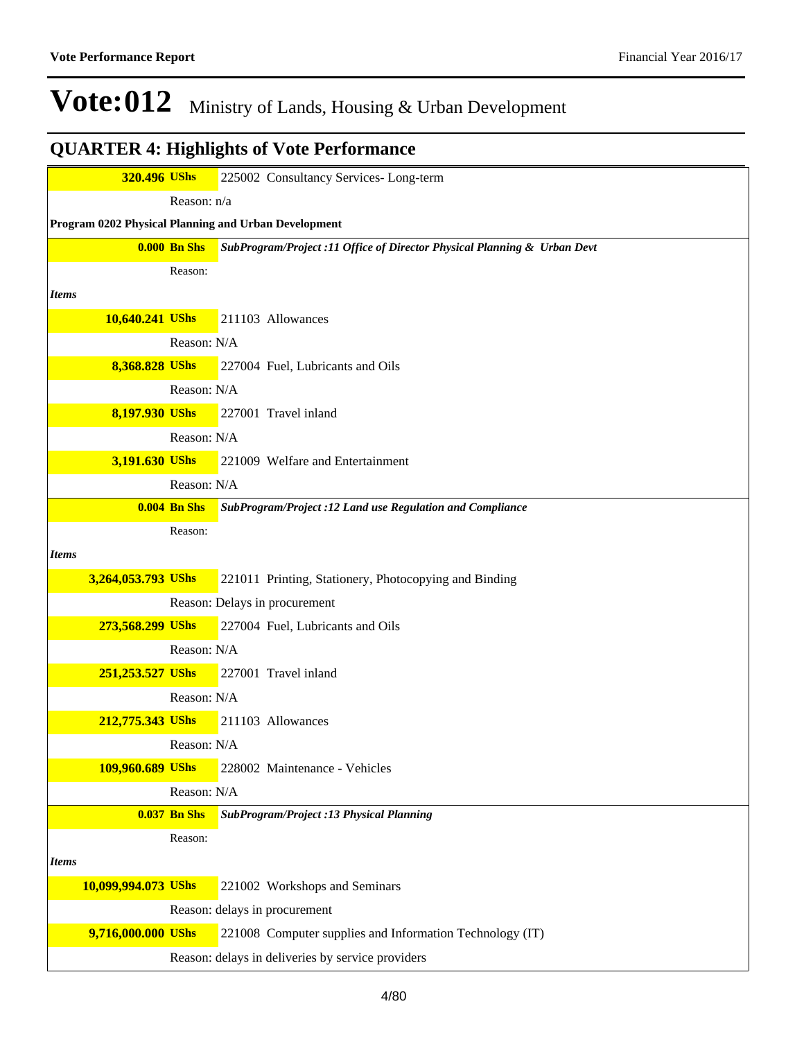# Vote:012 Ministry of Lands, Housing & Urban Development

## QUARTER 4: Highlights of Vote Performance

| | |
|---|---|
| **320.496 UShs** | 225002 Consultancy Services- Long-term |
| | Reason: n/a |
| **Program 0202 Physical Planning and Urban Development** | |
| **0.000 Bn Shs** | ***SubProgram/Project :11 Office of Director Physical Planning & Urban Devt*** |
| | Reason: |
| ***Items*** | |
| **10,640.241 UShs** | 211103 Allowances |
| | Reason: N/A |
| **8,368.828 UShs** | 227004 Fuel, Lubricants and Oils |
| | Reason: N/A |
| **8,197.930 UShs** | 227001 Travel inland |
| | Reason: N/A |
| **3,191.630 UShs** | 221009 Welfare and Entertainment |
| | Reason: N/A |
| **0.004 Bn Shs** | ***SubProgram/Project :12 Land use Regulation and Compliance*** |
| | Reason: |
| ***Items*** | |
| **3,264,053.793 UShs** | 221011 Printing, Stationery, Photocopying and Binding |
| | Reason: Delays in procurement |
| **273,568.299 UShs** | 227004 Fuel, Lubricants and Oils |
| | Reason: N/A |
| **251,253.527 UShs** | 227001 Travel inland |
| | Reason: N/A |
| **212,775.343 UShs** | 211103 Allowances |
| | Reason: N/A |
| **109,960.689 UShs** | 228002 Maintenance - Vehicles |
| | Reason: N/A |
| **0.037 Bn Shs** | ***SubProgram/Project :13 Physical Planning*** |
| | Reason: |
| ***Items*** | |
| **10,099,994.073 UShs** | 221002 Workshops and Seminars |
| | Reason: delays in procurement |
| **9,716,000.000 UShs** | 221008 Computer supplies and Information Technology (IT) |
| | Reason: delays in deliveries by service providers |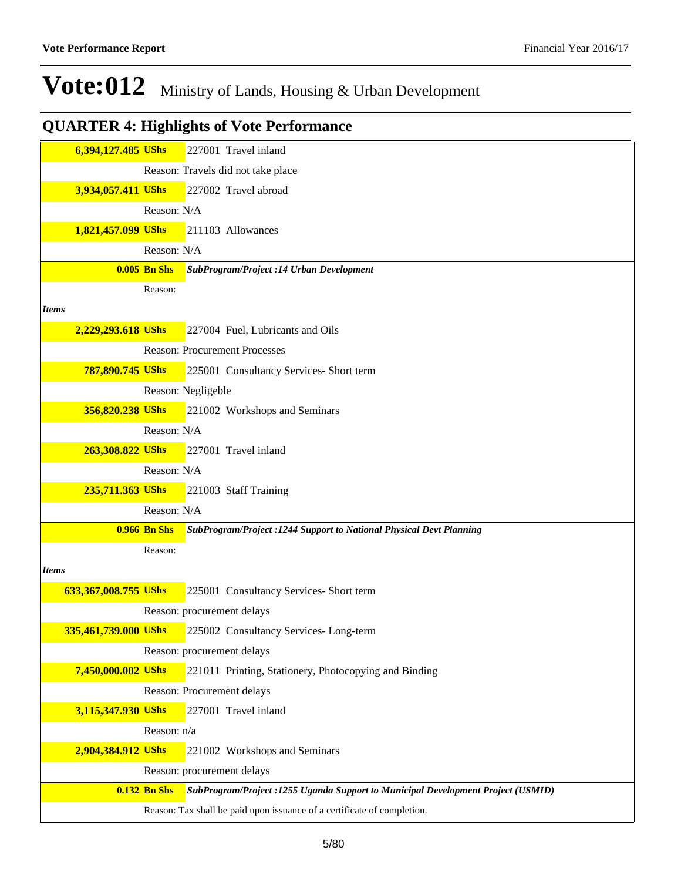# Vote:012 Ministry of Lands, Housing & Urban Development

## QUARTER 4: Highlights of Vote Performance

**6,394,127.485 UShs** 227001 Travel inland

Reason: Travels did not take place

**3,934,057.411 UShs** 227002 Travel abroad

Reason: N/A

**1,821,457.099 UShs** 211103 Allowances

Reason: N/A

**0.005 Bn Shs** ***SubProgram/Project :14 Urban Development***

Reason:

***Items***

**2,229,293.618 UShs** 227004 Fuel, Lubricants and Oils

Reason: Procurement Processes

**787,890.745 UShs** 225001 Consultancy Services- Short term

Reason: Negligeble

**356,820.238 UShs** 221002 Workshops and Seminars

Reason: N/A

**263,308.822 UShs** 227001 Travel inland

Reason: N/A

**235,711.363 UShs** 221003 Staff Training

Reason: N/A

**0.966 Bn Shs** ***SubProgram/Project :1244 Support to National Physical Devt Planning***

Reason:

***Items***

**633,367,008.755 UShs** 225001 Consultancy Services- Short term

Reason: procurement delays

**335,461,739.000 UShs** 225002 Consultancy Services- Long-term

Reason: procurement delays

**7,450,000.002 UShs** 221011 Printing, Stationery, Photocopying and Binding

Reason: Procurement delays

**3,115,347.930 UShs** 227001 Travel inland

Reason: n/a

**2,904,384.912 UShs** 221002 Workshops and Seminars

Reason: procurement delays

**0.132 Bn Shs** ***SubProgram/Project :1255 Uganda Support to Municipal Development Project (USMID)***

Reason: Tax shall be paid upon issuance of a certificate of completion.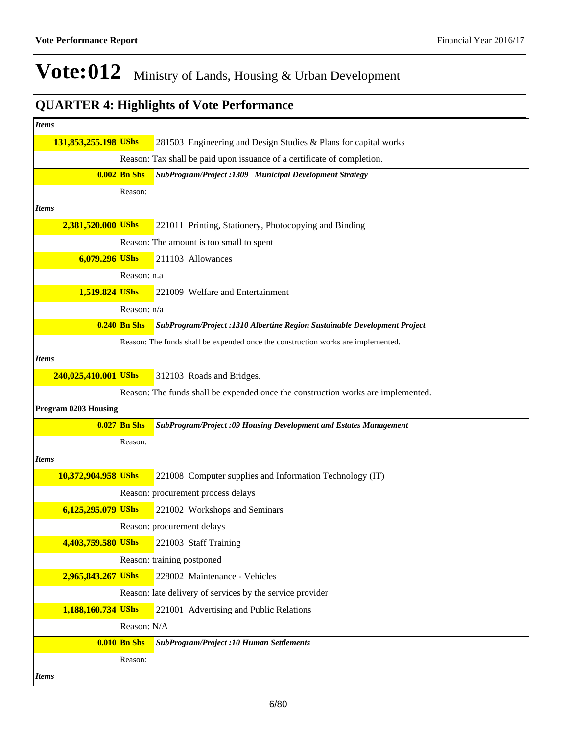# Vote:012 Ministry of Lands, Housing & Urban Development

## QUARTER 4: Highlights of Vote Performance

*Items*

| | |
|---|---|
| **131,853,255.198 UShs** | 281503 Engineering and Design Studies & Plans for capital works |
| | Reason: Tax shall be paid upon issuance of a certificate of completion. |
| **0.002 Bn Shs** | ***SubProgram/Project :1309 Municipal Development Strategy*** |
| | Reason: |

*Items*

| | |
|---|---|
| **2,381,520.000 UShs** | 221011 Printing, Stationery, Photocopying and Binding |
| | Reason: The amount is too small to spent |
| **6,079.296 UShs** | 211103 Allowances |
| | Reason: n.a |
| **1,519.824 UShs** | 221009 Welfare and Entertainment |
| | Reason: n/a |
| **0.240 Bn Shs** | ***SubProgram/Project :1310 Albertine Region Sustainable Development Project*** |
| | Reason: The funds shall be expended once the construction works are implemented. |

*Items*

| | |
|---|---|
| **240,025,410.001 UShs** | 312103 Roads and Bridges. |
| | Reason: The funds shall be expended once the construction works are implemented. |

**Program 0203 Housing**

| | |
|---|---|
| **0.027 Bn Shs** | ***SubProgram/Project :09 Housing Development and Estates Management*** |
| | Reason: |

*Items*

| | |
|---|---|
| **10,372,904.958 UShs** | 221008 Computer supplies and Information Technology (IT) |
| | Reason: procurement process delays |
| **6,125,295.079 UShs** | 221002 Workshops and Seminars |
| | Reason: procurement delays |
| **4,403,759.580 UShs** | 221003 Staff Training |
| | Reason: training postponed |
| **2,965,843.267 UShs** | 228002 Maintenance - Vehicles |
| | Reason: late delivery of services by the service provider |
| **1,188,160.734 UShs** | 221001 Advertising and Public Relations |
| | Reason: N/A |
| **0.010 Bn Shs** | ***SubProgram/Project :10 Human Settlements*** |
| | Reason: |

*Items*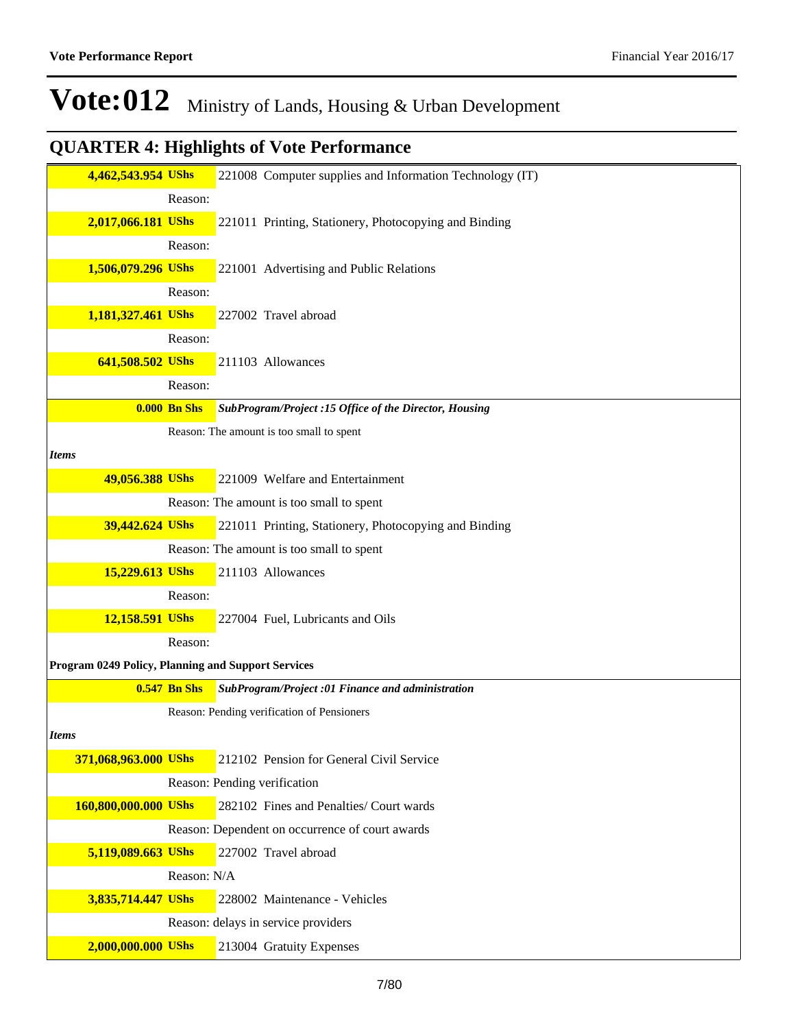# Vote:012 Ministry of Lands, Housing & Urban Development

## QUARTER 4: Highlights of Vote Performance

| | | |
|---|---|---|
| **4,462,543.954** | **UShs** | 221008 Computer supplies and Information Technology (IT) |
| | Reason: | |
| **2,017,066.181** | **UShs** | 221011 Printing, Stationery, Photocopying and Binding |
| | Reason: | |
| **1,506,079.296** | **UShs** | 221001 Advertising and Public Relations |
| | Reason: | |
| **1,181,327.461** | **UShs** | 227002 Travel abroad |
| | Reason: | |
| **641,508.502** | **UShs** | 211103 Allowances |
| | Reason: | |
| **0.000** | **Bn Shs** | ***SubProgram/Project :15 Office of the Director, Housing*** |
| | Reason: The amount is too small to spent | |
| ***Items*** | | |
| **49,056.388** | **UShs** | 221009 Welfare and Entertainment |
| | Reason: The amount is too small to spent | |
| **39,442.624** | **UShs** | 221011 Printing, Stationery, Photocopying and Binding |
| | Reason: The amount is too small to spent | |
| **15,229.613** | **UShs** | 211103 Allowances |
| | Reason: | |
| **12,158.591** | **UShs** | 227004 Fuel, Lubricants and Oils |
| | Reason: | |
| **Program 0249 Policy, Planning and Support Services** | | |
| **0.547** | **Bn Shs** | ***SubProgram/Project :01 Finance and administration*** |
| | Reason: Pending verification of Pensioners | |
| ***Items*** | | |
| **371,068,963.000** | **UShs** | 212102 Pension for General Civil Service |
| | Reason: Pending verification | |
| **160,800,000.000** | **UShs** | 282102 Fines and Penalties/ Court wards |
| | Reason: Dependent on occurrence of court awards | |
| **5,119,089.663** | **UShs** | 227002 Travel abroad |
| | Reason: N/A | |
| **3,835,714.447** | **UShs** | 228002 Maintenance - Vehicles |
| | Reason: delays in service providers | |
| **2,000,000.000** | **UShs** | 213004 Gratuity Expenses |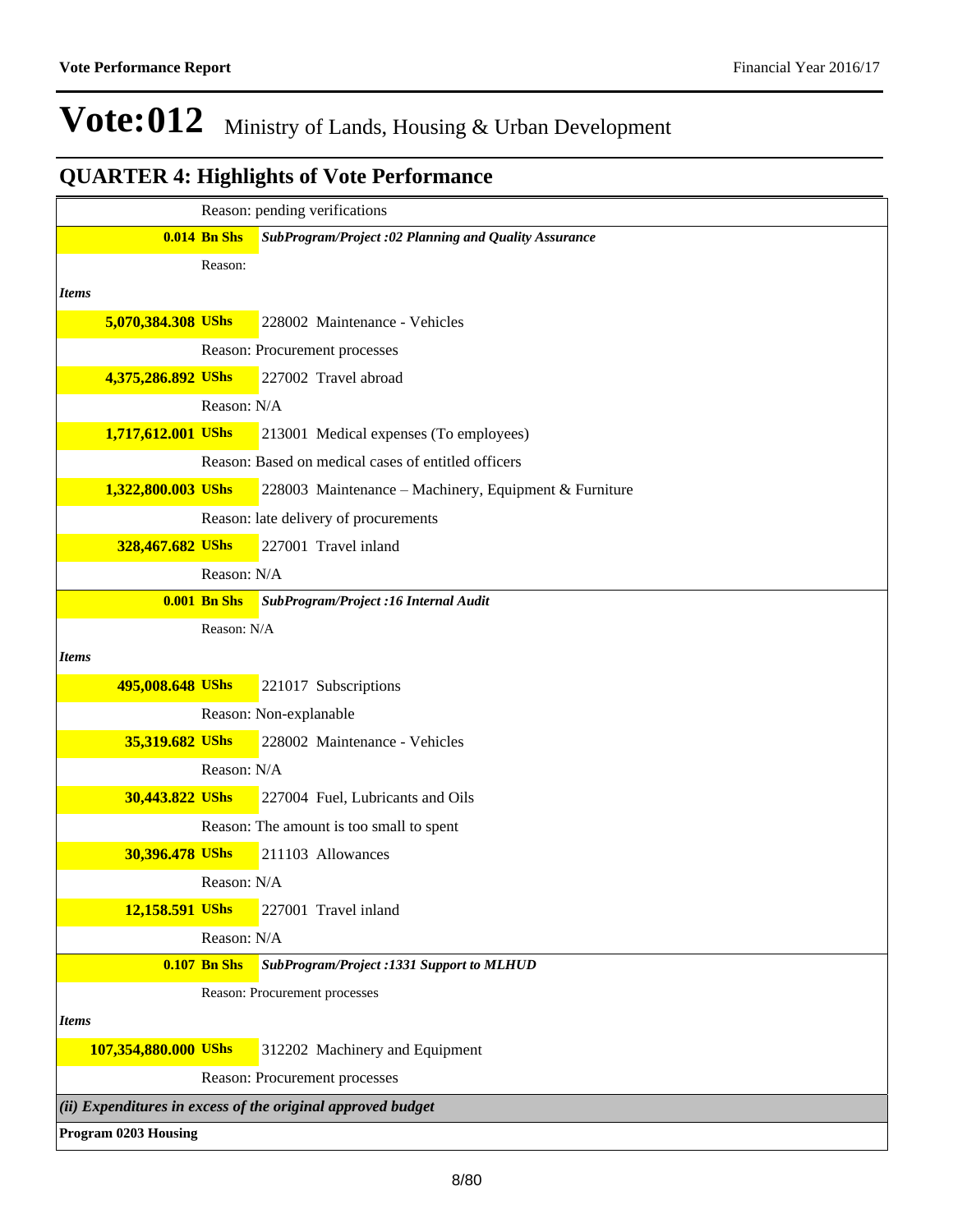# Vote:012 Ministry of Lands, Housing & Urban Development

## QUARTER 4: Highlights of Vote Performance

| | | |
|---|---|---|
| | Reason: pending verifications | |
| **0.014 Bn Shs** | ***SubProgram/Project :02 Planning and Quality Assurance*** | |
| | Reason: | |
| ***Items*** | | |
| **5,070,384.308 UShs** | 228002 Maintenance - Vehicles | |
| | Reason: Procurement processes | |
| **4,375,286.892 UShs** | 227002 Travel abroad | |
| | Reason: N/A | |
| **1,717,612.001 UShs** | 213001 Medical expenses (To employees) | |
| | Reason: Based on medical cases of entitled officers | |
| **1,322,800.003 UShs** | 228003 Maintenance – Machinery, Equipment & Furniture | |
| | Reason: late delivery of procurements | |
| **328,467.682 UShs** | 227001 Travel inland | |
| | Reason: N/A | |
| **0.001 Bn Shs** | ***SubProgram/Project :16 Internal Audit*** | |
| | Reason: N/A | |
| ***Items*** | | |
| **495,008.648 UShs** | 221017 Subscriptions | |
| | Reason: Non-explanable | |
| **35,319.682 UShs** | 228002 Maintenance - Vehicles | |
| | Reason: N/A | |
| **30,443.822 UShs** | 227004 Fuel, Lubricants and Oils | |
| | Reason: The amount is too small to spent | |
| **30,396.478 UShs** | 211103 Allowances | |
| | Reason: N/A | |
| **12,158.591 UShs** | 227001 Travel inland | |
| | Reason: N/A | |
| **0.107 Bn Shs** | ***SubProgram/Project :1331 Support to MLHUD*** | |
| | Reason: Procurement processes | |
| ***Items*** | | |
| **107,354,880.000 UShs** | 312202 Machinery and Equipment | |
| | Reason: Procurement processes | |

***(ii) Expenditures in excess of the original approved budget***

**Program 0203 Housing**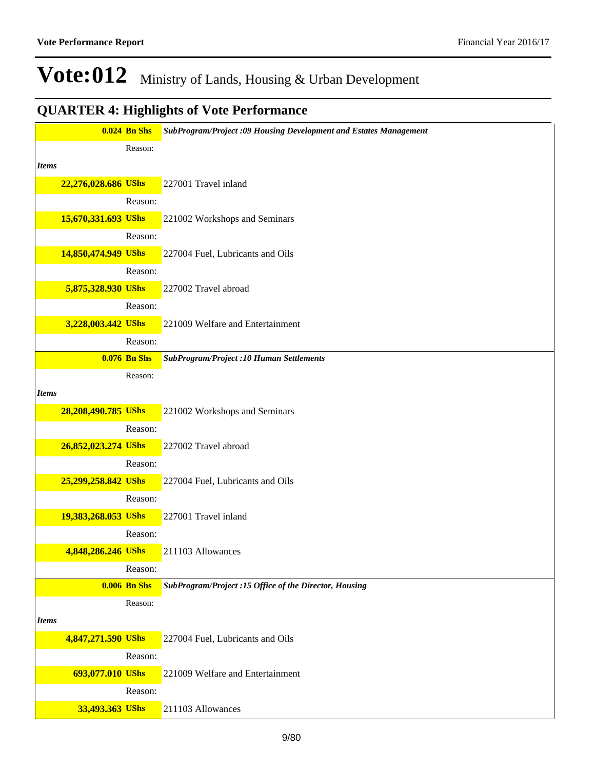# Vote:012 Ministry of Lands, Housing & Urban Development

## QUARTER 4: Highlights of Vote Performance

| | |
|---|---|
| **0.024 Bn Shs** | ***SubProgram/Project :09 Housing Development and Estates Management*** |
| Reason: | |
| ***Items*** | |
| **22,276,028.686 UShs** | 227001 Travel inland |
| Reason: | |
| **15,670,331.693 UShs** | 221002 Workshops and Seminars |
| Reason: | |
| **14,850,474.949 UShs** | 227004 Fuel, Lubricants and Oils |
| Reason: | |
| **5,875,328.930 UShs** | 227002 Travel abroad |
| Reason: | |
| **3,228,003.442 UShs** | 221009 Welfare and Entertainment |
| Reason: | |
| **0.076 Bn Shs** | ***SubProgram/Project :10 Human Settlements*** |
| Reason: | |
| ***Items*** | |
| **28,208,490.785 UShs** | 221002 Workshops and Seminars |
| Reason: | |
| **26,852,023.274 UShs** | 227002 Travel abroad |
| Reason: | |
| **25,299,258.842 UShs** | 227004 Fuel, Lubricants and Oils |
| Reason: | |
| **19,383,268.053 UShs** | 227001 Travel inland |
| Reason: | |
| **4,848,286.246 UShs** | 211103 Allowances |
| Reason: | |
| **0.006 Bn Shs** | ***SubProgram/Project :15 Office of the Director, Housing*** |
| Reason: | |
| ***Items*** | |
| **4,847,271.590 UShs** | 227004 Fuel, Lubricants and Oils |
| Reason: | |
| **693,077.010 UShs** | 221009 Welfare and Entertainment |
| Reason: | |
| **33,493.363 UShs** | 211103 Allowances |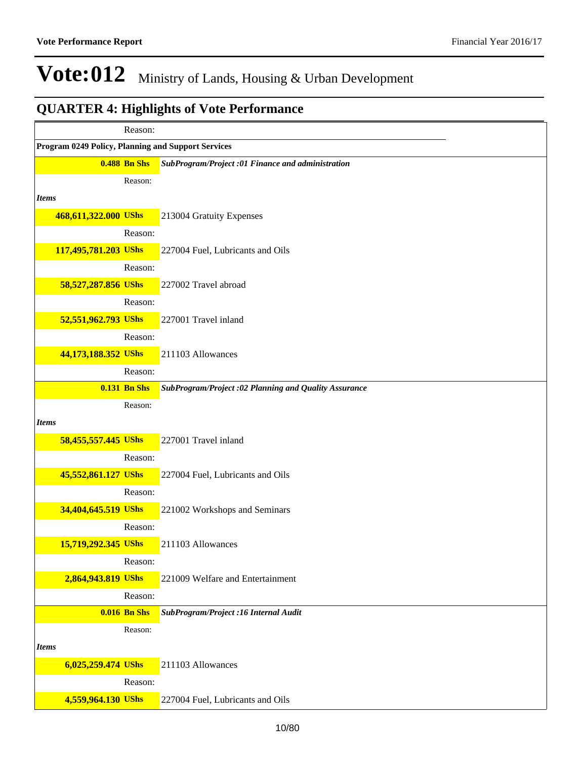# Vote:012 Ministry of Lands, Housing & Urban Development

## QUARTER 4: Highlights of Vote Performance

| | |
|---|---|
| Reason: | |
| **Program 0249 Policy, Planning and Support Services** | |
| **0.488 Bn Shs** | ***SubProgram/Project :01 Finance and administration*** |
| Reason: | |
| ***Items*** | |
| **468,611,322.000 UShs** | 213004 Gratuity Expenses |
| Reason: | |
| **117,495,781.203 UShs** | 227004 Fuel, Lubricants and Oils |
| Reason: | |
| **58,527,287.856 UShs** | 227002 Travel abroad |
| Reason: | |
| **52,551,962.793 UShs** | 227001 Travel inland |
| Reason: | |
| **44,173,188.352 UShs** | 211103 Allowances |
| Reason: | |
| **0.131 Bn Shs** | ***SubProgram/Project :02 Planning and Quality Assurance*** |
| Reason: | |
| ***Items*** | |
| **58,455,557.445 UShs** | 227001 Travel inland |
| Reason: | |
| **45,552,861.127 UShs** | 227004 Fuel, Lubricants and Oils |
| Reason: | |
| **34,404,645.519 UShs** | 221002 Workshops and Seminars |
| Reason: | |
| **15,719,292.345 UShs** | 211103 Allowances |
| Reason: | |
| **2,864,943.819 UShs** | 221009 Welfare and Entertainment |
| Reason: | |
| **0.016 Bn Shs** | ***SubProgram/Project :16 Internal Audit*** |
| Reason: | |
| ***Items*** | |
| **6,025,259.474 UShs** | 211103 Allowances |
| Reason: | |
| **4,559,964.130 UShs** | 227004 Fuel, Lubricants and Oils |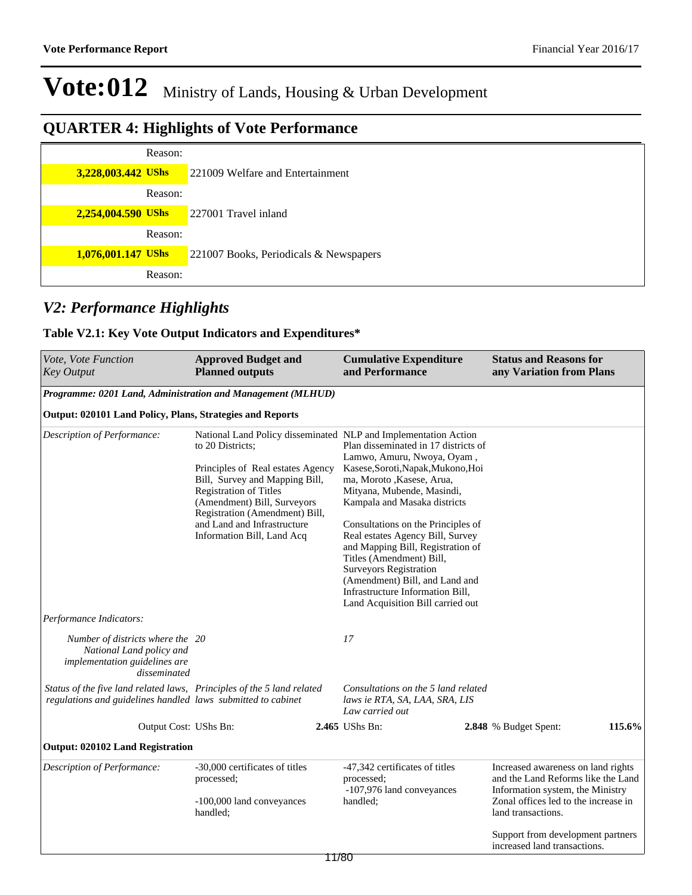# Vote:012 Ministry of Lands, Housing & Urban Development

## QUARTER 4: Highlights of Vote Performance

| | |
|---|---|
| Reason: | |
| **3,228,003.442 UShs** | 221009 Welfare and Entertainment |
| Reason: | |
| **2,254,004.590 UShs** | 227001 Travel inland |
| Reason: | |
| **1,076,001.147 UShs** | 221007 Books, Periodicals & Newspapers |
| Reason: | |

## *V2: Performance Highlights*

### Table V2.1: Key Vote Output Indicators and Expenditures*

| *Vote, Vote Function Key Output* | **Approved Budget and Planned outputs** | **Cumulative Expenditure and Performance** | **Status and Reasons for any Variation from Plans** |
|---|---|---|---|
| ***Programme: 0201 Land, Administration and Management (MLHUD)*** | | | |
| **Output: 020101 Land Policy, Plans, Strategies and Reports** | | | |
| *Description of Performance:* | National Land Policy disseminated to 20 Districts;<br><br>Principles of Real estates Agency Bill, Survey and Mapping Bill, Registration of Titles (Amendment) Bill, Surveyors Registration (Amendment) Bill, and Land and Infrastructure Information Bill, Land Acq | NLP and Implementation Action Plan disseminated in 17 districts of Lamwo, Amuru, Nwoya, Oyam , Kasese,Soroti,Napak,Mukono,Hoima, Moroto ,Kasese, Arua, Mityana, Mubende, Masindi, Kampala and Masaka districts<br><br>Consultations on the Principles of Real estates Agency Bill, Survey and Mapping Bill, Registration of Titles (Amendment) Bill, Surveyors Registration (Amendment) Bill, and Land and Infrastructure Information Bill, Land Acquisition Bill carried out | |
| *Performance Indicators:* | | | |
| *Number of districts where the National Land policy and implementation guidelines are disseminated* | *20* | *17* | |
| *Status of the five land related laws, regulations and guidelines handled* | *Principles of the 5 land related laws submitted to cabinet* | *Consultations on the 5 land related laws ie RTA, SA, LAA, SRA, LIS Law carried out* | |
| Output Cost: UShs Bn: | **2.465** | UShs Bn: **2.848** | % Budget Spent: **115.6%** |
| **Output: 020102 Land Registration** | | | |
| *Description of Performance:* | -30,000 certificates of titles processed;<br><br>-100,000 land conveyances handled; | -47,342 certificates of titles processed;<br>-107,976 land conveyances handled; | Increased awareness on land rights and the Land Reforms like the Land Information system, the Ministry Zonal offices led to the increase in land transactions.<br><br>Support from development partners increased land transactions. |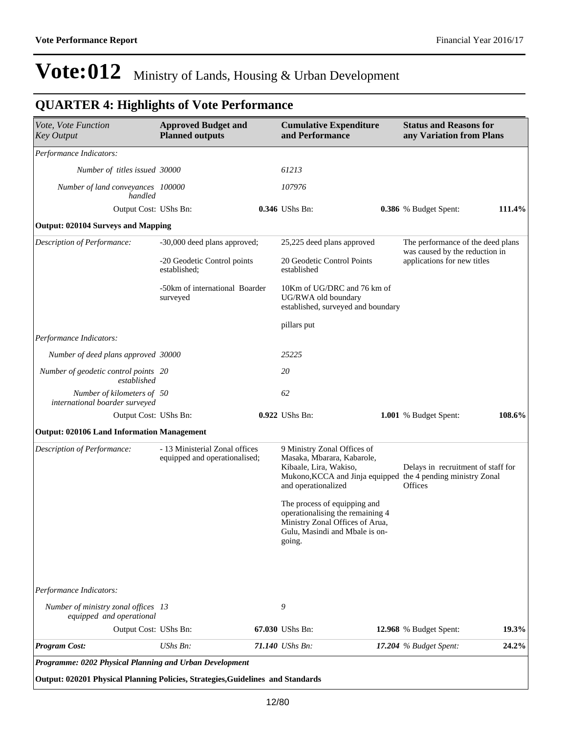# Vote:012 Ministry of Lands, Housing & Urban Development

## QUARTER 4: Highlights of Vote Performance

| *Vote, Vote Function Key Output* | **Approved Budget and Planned outputs** | | **Cumulative Expenditure and Performance** | | **Status and Reasons for any Variation from Plans** | |
|---|---|---|---|---|---|---|
| *Performance Indicators:* | | | | | | |
| *Number of titles issued* | *30000* | | *61213* | | | |
| *Number of land conveyances handled* | *100000* | | *107976* | | | |
| Output Cost: | UShs Bn: | **0.346** | UShs Bn: | **0.386** | % Budget Spent: | **111.4%** |
| **Output: 020104 Surveys and Mapping** | | | | | | |
| *Description of Performance:* | -30,000 deed plans approved;<br><br>-20 Geodetic Control points established;<br><br>-50km of international Boarder surveyed | | 25,225 deed plans approved<br><br>20 Geodetic Control Points established<br><br>10Km of UG/DRC and 76 km of UG/RWA old boundary established, surveyed and boundary<br><br>pillars put | | The performance of the deed plans was caused by the reduction in applications for new titles | |
| *Performance Indicators:* | | | | | | |
| *Number of deed plans approved* | *30000* | | *25225* | | | |
| *Number of geodetic control points established* | *20* | | *20* | | | |
| *Number of kilometers of international boarder surveyed* | *50* | | *62* | | | |
| Output Cost: | UShs Bn: | **0.922** | UShs Bn: | **1.001** | % Budget Spent: | **108.6%** |
| **Output: 020106 Land Information Management** | | | | | | |
| *Description of Performance:* | - 13 Ministerial Zonal offices equipped and operationalised; | | 9 Ministry Zonal Offices of Masaka, Mbarara, Kabarole, Kibaale, Lira, Wakiso, Mukono,KCCA and Jinja equipped and operationalized<br><br>The process of equipping and operationalising the remaining 4 Ministry Zonal Offices of Arua, Gulu, Masindi and Mbale is on-going. | | Delays in recruitment of staff for the 4 pending ministry Zonal Offices | |
| *Performance Indicators:* | | | | | | |
| *Number of ministry zonal offices equipped and operational* | *13* | | *9* | | | |
| Output Cost: | UShs Bn: | **67.030** | UShs Bn: | **12.968** | % Budget Spent: | **19.3%** |
| ***Program Cost:*** | *UShs Bn:* | ***71.140*** | *UShs Bn:* | ***17.204*** | *% Budget Spent:* | ***24.2%*** |
| ***Programme: 0202 Physical Planning and Urban Development*** | | | | | | |
| **Output: 020201 Physical Planning Policies, Strategies,Guidelines and Standards** | | | | | | |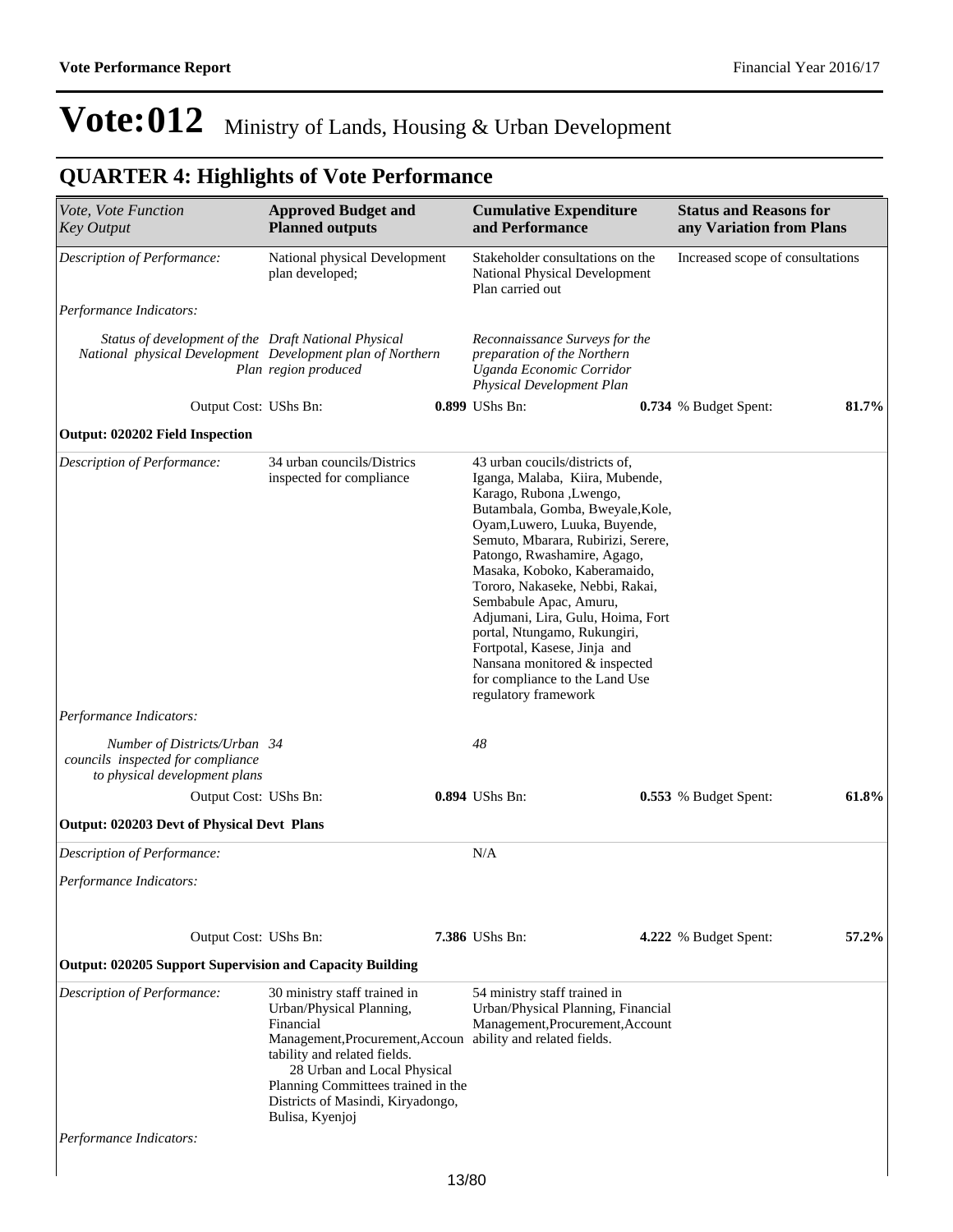# Vote:012 Ministry of Lands, Housing & Urban Development

## QUARTER 4: Highlights of Vote Performance

| *Vote, Vote Function Key Output* | **Approved Budget and Planned outputs** | **Cumulative Expenditure and Performance** | **Status and Reasons for any Variation from Plans** |
|---|---|---|---|
| *Description of Performance:* | National physical Development plan developed; | Stakeholder consultations on the National Physical Development Plan carried out | Increased scope of consultations |
| *Performance Indicators:* | | | |
| *Status of development of the National physical Development Plan* | *Draft National Physical Development plan of Northern region produced* | *Reconnaissance Surveys for the preparation of the Northern Uganda Economic Corridor Physical Development Plan* | |
| Output Cost: UShs Bn: | **0.899** | UShs Bn: **0.734** | % Budget Spent: **81.7%** |
| **Output: 020202 Field Inspection** | | | |
| *Description of Performance:* | 34 urban councils/Districs inspected for compliance | 43 urban coucils/districts of, Iganga, Malaba, Kiira, Mubende, Karago, Rubona ,Lwengo, Butambala, Gomba, Bweyale,Kole, Oyam,Luwero, Luuka, Buyende, Semuto, Mbarara, Rubirizi, Serere, Patongo, Rwashamire, Agago, Masaka, Koboko, Kaberamaido, Tororo, Nakaseke, Nebbi, Rakai, Sembabule Apac, Amuru, Adjumani, Lira, Gulu, Hoima, Fort portal, Ntungamo, Rukungiri, Fortpotal, Kasese, Jinja and Nansana monitored & inspected for compliance to the Land Use regulatory framework | |
| *Performance Indicators:* | | | |
| *Number of Districts/Urban councils inspected for compliance to physical development plans* | *34* | *48* | |
| Output Cost: UShs Bn: | **0.894** | UShs Bn: **0.553** | % Budget Spent: **61.8%** |
| **Output: 020203 Devt of Physical Devt Plans** | | | |
| *Description of Performance:* | | N/A | |
| *Performance Indicators:* | | | |
| Output Cost: UShs Bn: | **7.386** | UShs Bn: **4.222** | % Budget Spent: **57.2%** |
| **Output: 020205 Support Supervision and Capacity Building** | | | |
| *Description of Performance:* | 30 ministry staff trained in Urban/Physical Planning, Financial Management,Procurement,Accountability and related fields.<br>28 Urban and Local Physical Planning Committees trained in the Districts of Masindi, Kiryadongo, Bulisa, Kyenjoj | 54 ministry staff trained in Urban/Physical Planning, Financial Management,Procurement,Accountability and related fields. | |
| *Performance Indicators:* | | | |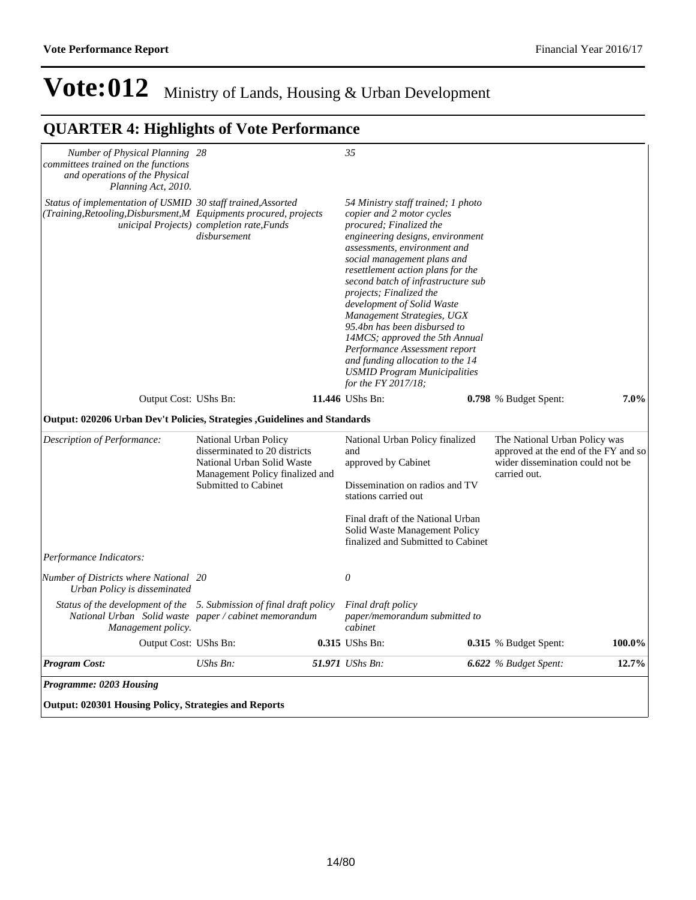# Vote:012 Ministry of Lands, Housing & Urban Development

## QUARTER 4: Highlights of Vote Performance

| | | | | |
|---|---|---|---|---|
| *Number of Physical Planning committees trained on the functions and operations of the Physical Planning Act, 2010.* | *28* | *35* | | |
| *Status of implementation of USMID (Training,Retooling,Disbursment,Municipal Projects)* | *30 staff trained,Assorted Equipments procured, projects completion rate,Funds disbursement* | *54 Ministry staff trained; 1 photo copier and 2 motor cycles procured; Finalized the engineering designs, environment assessments, environment and social management plans and resettlement action plans for the second batch of infrastructure sub projects; Finalized the development of Solid Waste Management Strategies, UGX 95.4bn has been disbursed to 14MCS; approved the 5th Annual Performance Assessment report and funding allocation to the 14 USMID Program Municipalities for the FY 2017/18;* | | |
| Output Cost: | UShs Bn: **11.446** | UShs Bn: **0.798** | % Budget Spent: | **7.0%** |

**Output: 020206 Urban Dev't Policies, Strategies ,Guidelines and Standards**

| | | | |
|---|---|---|---|
| *Description of Performance:* | National Urban Policy dissermninated to 20 districts<br>National Urban Solid Waste Management Policy finalized and Submitted to Cabinet | National Urban Policy finalized and approved by Cabinet<br><br>Dissemination on radios and TV stations carried out<br><br>Final draft of the National Urban Solid Waste Management Policy finalized and Submitted to Cabinet | The National Urban Policy was approved at the end of the FY and so wider dissemination could not be carried out. |
| *Performance Indicators:* | | | |
| *Number of Districts where National Urban Policy is disseminated* | *20* | *0* | |
| *Status of the development of the National Urban Solid waste Management policy.* | *5. Submission of final draft policy paper / cabinet memorandum* | *Final draft policy paper/memorandum submitted to cabinet* | |

| | | | | |
|---|---|---|---|---|
| Output Cost: | UShs Bn: **0.315** | UShs Bn: **0.315** | % Budget Spent: | **100.0%** |
| ***Program Cost:*** | *UShs Bn:* ***51.971*** | *UShs Bn:* ***6.622*** | *% Budget Spent:* | ***12.7%*** |

***Programme: 0203 Housing***

**Output: 020301 Housing Policy, Strategies and Reports**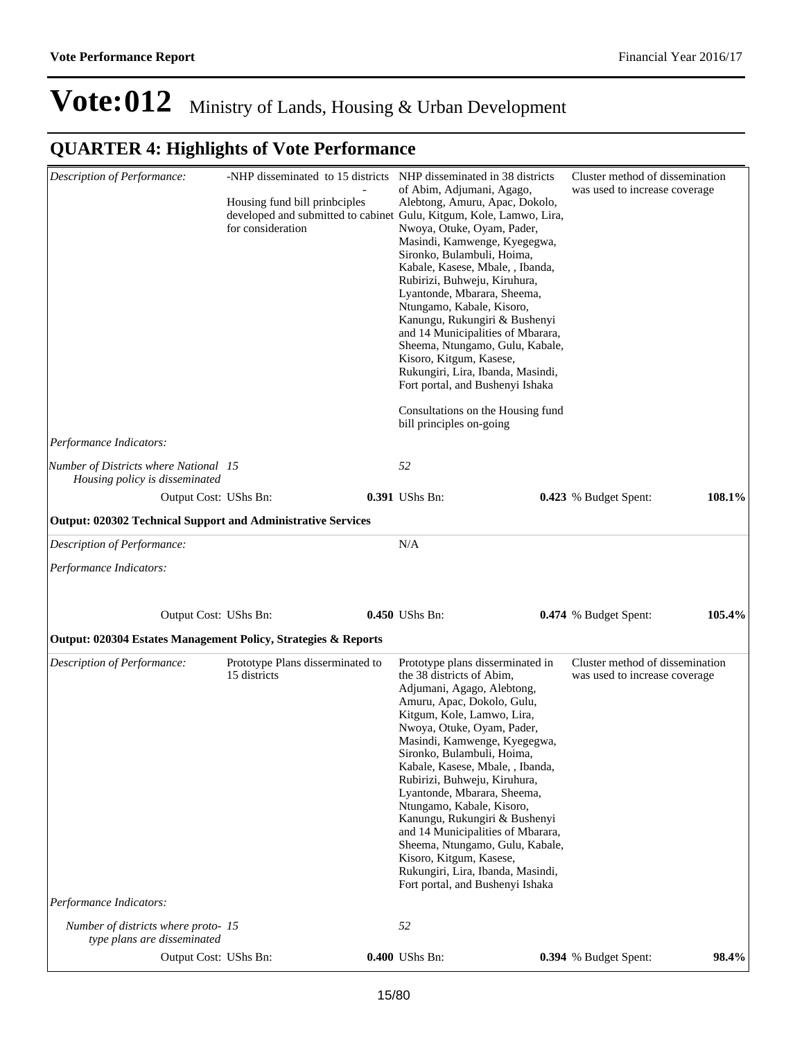# Vote:012 Ministry of Lands, Housing & Urban Development

## QUARTER 4: Highlights of Vote Performance

| | | | |
|---|---|---|---|
| *Description of Performance:* | -NHP disseminated to 15 districts<br>-<br>Housing fund bill prinbciples developed and submitted to cabinet for consideration | NHP disseminated in 38 districts of Abim, Adjumani, Agago, Alebtong, Amuru, Apac, Dokolo, Gulu, Kitgum, Kole, Lamwo, Lira, Nwoya, Otuke, Oyam, Pader, Masindi, Kamwenge, Kyegegwa, Sironko, Bulambuli, Hoima, Kabale, Kasese, Mbale, , Ibanda, Rubirizi, Buhweju, Kiruhura, Lyantonde, Mbarara, Sheema, Ntungamo, Kabale, Kisoro, Kanungu, Rukungiri & Bushenyi and 14 Municipalities of Mbarara, Sheema, Ntungamo, Gulu, Kabale, Kisoro, Kitgum, Kasese, Rukungiri, Lira, Ibanda, Masindi, Fort portal, and Bushenyi Ishaka<br><br>Consultations on the Housing fund bill principles on-going | Cluster method of dissemination was used to increase coverage |
| *Performance Indicators:* | | | |
| *Number of Districts where National Housing policy is disseminated* | *15* | *52* | |
| Output Cost: UShs Bn: | **0.391** | UShs Bn: **0.423** | % Budget Spent: **108.1%** |

**Output: 020302 Technical Support and Administrative Services**

| | | | |
|---|---|---|---|
| *Description of Performance:* | | N/A | |
| *Performance Indicators:* | | | |
| Output Cost: UShs Bn: | **0.450** | UShs Bn: **0.474** | % Budget Spent: **105.4%** |

**Output: 020304 Estates Management Policy, Strategies & Reports**

| | | | |
|---|---|---|---|
| *Description of Performance:* | Prototype Plans disserminated to 15 districts | Prototype plans disserminated in the 38 districts of Abim, Adjumani, Agago, Alebtong, Amuru, Apac, Dokolo, Gulu, Kitgum, Kole, Lamwo, Lira, Nwoya, Otuke, Oyam, Pader, Masindi, Kamwenge, Kyegegwa, Sironko, Bulambuli, Hoima, Kabale, Kasese, Mbale, , Ibanda, Rubirizi, Buhweju, Kiruhura, Lyantonde, Mbarara, Sheema, Ntungamo, Kabale, Kisoro, Kanungu, Rukungiri & Bushenyi and 14 Municipalities of Mbarara, Sheema, Ntungamo, Gulu, Kabale, Kisoro, Kitgum, Kasese, Rukungiri, Lira, Ibanda, Masindi, Fort portal, and Bushenyi Ishaka | Cluster method of dissemination was used to increase coverage |
| *Performance Indicators:* | | | |
| *Number of districts where proto-type plans are disseminated* | *15* | *52* | |
| Output Cost: UShs Bn: | **0.400** | UShs Bn: **0.394** | % Budget Spent: **98.4%** |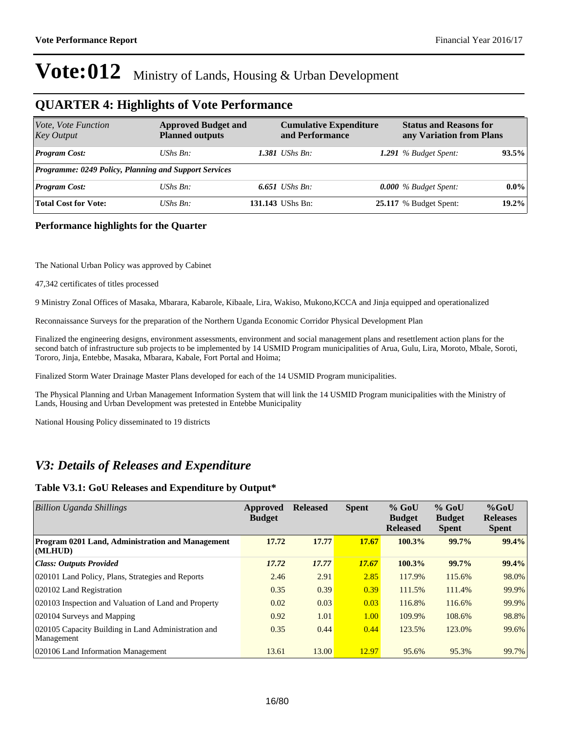# Vote:012 Ministry of Lands, Housing & Urban Development

## QUARTER 4: Highlights of Vote Performance

| *Vote, Vote Function Key Output* | **Approved Budget and Planned outputs** | **Cumulative Expenditure and Performance** | **Status and Reasons for any Variation from Plans** |
|---|---|---|---|
| ***Program Cost:*** | *UShs Bn:* ***1.381*** | *UShs Bn:* ***1.291*** | *% Budget Spent:* **93.5%** |
| ***Programme: 0249 Policy, Planning and Support Services*** | | | |
| ***Program Cost:*** | *UShs Bn:* ***6.651*** | *UShs Bn:* ***0.000*** | *% Budget Spent:* **0.0%** |
| **Total Cost for Vote:** | *UShs Bn:* **131.143** | UShs Bn: **25.117** | % Budget Spent: **19.2%** |

### Performance highlights for the Quarter

The National Urban Policy was approved by Cabinet

47,342 certificates of titles processed

9 Ministry Zonal Offices of Masaka, Mbarara, Kabarole, Kibaale, Lira, Wakiso, Mukono,KCCA and Jinja equipped and operationalized

Reconnaissance Surveys for the preparation of the Northern Uganda Economic Corridor Physical Development Plan

Finalized the engineering designs, environment assessments, environment and social management plans and resettlement action plans for the second batch of infrastructure sub projects to be implemented by 14 USMID Program municipalities of Arua, Gulu, Lira, Moroto, Mbale, Soroti, Tororo, Jinja, Entebbe, Masaka, Mbarara, Kabale, Fort Portal and Hoima;

Finalized Storm Water Drainage Master Plans developed for each of the 14 USMID Program municipalities.

The Physical Planning and Urban Management Information System that will link the 14 USMID Program municipalities with the Ministry of Lands, Housing and Urban Development was pretested in Entebbe Municipality

National Housing Policy disseminated to 19 districts

## *V3: Details of Releases and Expenditure*

### Table V3.1: GoU Releases and Expenditure by Output*

| *Billion Uganda Shillings* | Approved Budget | Released | Spent | % GoU Budget Released | % GoU Budget Spent | %GoU Releases Spent |
|---|---|---|---|---|---|---|
| **Program 0201 Land, Administration and Management (MLHUD)** | **17.72** | **17.77** | **17.67** | **100.3%** | **99.7%** | **99.4%** |
| ***Class: Outputs Provided*** | ***17.72*** | ***17.77*** | ***17.67*** | **100.3%** | **99.7%** | **99.4%** |
| 020101 Land Policy, Plans, Strategies and Reports | 2.46 | 2.91 | 2.85 | 117.9% | 115.6% | 98.0% |
| 020102 Land Registration | 0.35 | 0.39 | 0.39 | 111.5% | 111.4% | 99.9% |
| 020103 Inspection and Valuation of Land and Property | 0.02 | 0.03 | 0.03 | 116.8% | 116.6% | 99.9% |
| 020104 Surveys and Mapping | 0.92 | 1.01 | 1.00 | 109.9% | 108.6% | 98.8% |
| 020105 Capacity Building in Land Administration and Management | 0.35 | 0.44 | 0.44 | 123.5% | 123.0% | 99.6% |
| 020106 Land Information Management | 13.61 | 13.00 | 12.97 | 95.6% | 95.3% | 99.7% |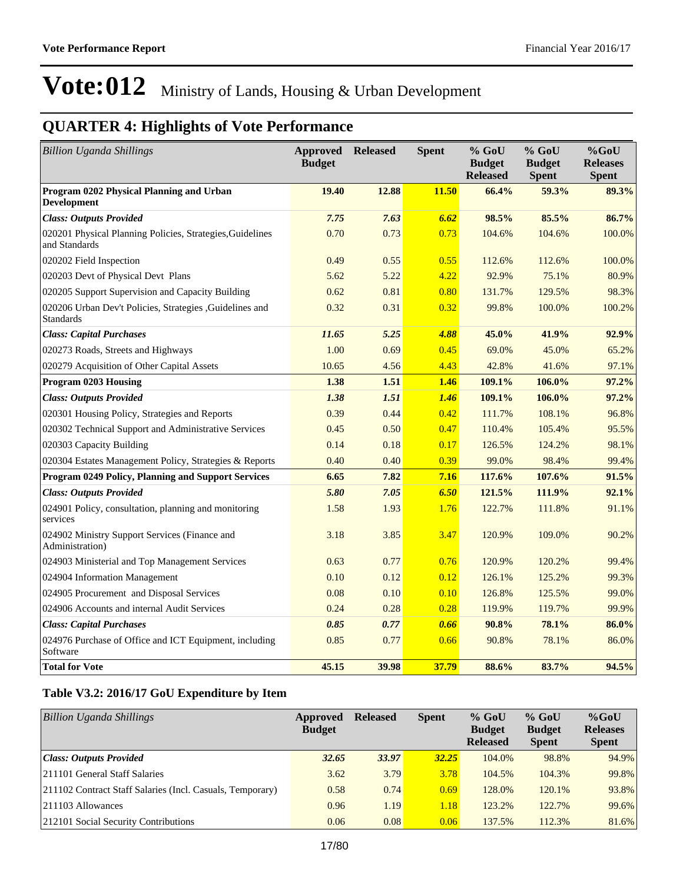**Vote Performance Report** Financial Year 2016/17

# Vote:012 Ministry of Lands, Housing & Urban Development

## QUARTER 4: Highlights of Vote Performance

| *Billion Uganda Shillings* | Approved Budget | Released | Spent | % GoU Budget Released | % GoU Budget Spent | %GoU Releases Spent |
|---|---|---|---|---|---|---|
| **Program 0202 Physical Planning and Urban Development** | **19.40** | **12.88** | **11.50** | **66.4%** | **59.3%** | **89.3%** |
| ***Class: Outputs Provided*** | ***7.75*** | ***7.63*** | ***6.62*** | **98.5%** | **85.5%** | **86.7%** |
| 020201 Physical Planning Policies, Strategies,Guidelines and Standards | 0.70 | 0.73 | 0.73 | 104.6% | 104.6% | 100.0% |
| 020202 Field Inspection | 0.49 | 0.55 | 0.55 | 112.6% | 112.6% | 100.0% |
| 020203 Devt of Physical Devt Plans | 5.62 | 5.22 | 4.22 | 92.9% | 75.1% | 80.9% |
| 020205 Support Supervision and Capacity Building | 0.62 | 0.81 | 0.80 | 131.7% | 129.5% | 98.3% |
| 020206 Urban Dev't Policies, Strategies ,Guidelines and Standards | 0.32 | 0.31 | 0.32 | 99.8% | 100.0% | 100.2% |
| ***Class: Capital Purchases*** | ***11.65*** | ***5.25*** | ***4.88*** | **45.0%** | **41.9%** | **92.9%** |
| 020273 Roads, Streets and Highways | 1.00 | 0.69 | 0.45 | 69.0% | 45.0% | 65.2% |
| 020279 Acquisition of Other Capital Assets | 10.65 | 4.56 | 4.43 | 42.8% | 41.6% | 97.1% |
| **Program 0203 Housing** | **1.38** | **1.51** | **1.46** | **109.1%** | **106.0%** | **97.2%** |
| ***Class: Outputs Provided*** | ***1.38*** | ***1.51*** | ***1.46*** | **109.1%** | **106.0%** | **97.2%** |
| 020301 Housing Policy, Strategies and Reports | 0.39 | 0.44 | 0.42 | 111.7% | 108.1% | 96.8% |
| 020302 Technical Support and Administrative Services | 0.45 | 0.50 | 0.47 | 110.4% | 105.4% | 95.5% |
| 020303 Capacity Building | 0.14 | 0.18 | 0.17 | 126.5% | 124.2% | 98.1% |
| 020304 Estates Management Policy, Strategies & Reports | 0.40 | 0.40 | 0.39 | 99.0% | 98.4% | 99.4% |
| **Program 0249 Policy, Planning and Support Services** | **6.65** | **7.82** | **7.16** | **117.6%** | **107.6%** | **91.5%** |
| ***Class: Outputs Provided*** | ***5.80*** | ***7.05*** | ***6.50*** | **121.5%** | **111.9%** | **92.1%** |
| 024901 Policy, consultation, planning and monitoring services | 1.58 | 1.93 | 1.76 | 122.7% | 111.8% | 91.1% |
| 024902 Ministry Support Services (Finance and Administration) | 3.18 | 3.85 | 3.47 | 120.9% | 109.0% | 90.2% |
| 024903 Ministerial and Top Management Services | 0.63 | 0.77 | 0.76 | 120.9% | 120.2% | 99.4% |
| 024904 Information Management | 0.10 | 0.12 | 0.12 | 126.1% | 125.2% | 99.3% |
| 024905 Procurement and Disposal Services | 0.08 | 0.10 | 0.10 | 126.8% | 125.5% | 99.0% |
| 024906 Accounts and internal Audit Services | 0.24 | 0.28 | 0.28 | 119.9% | 119.7% | 99.9% |
| ***Class: Capital Purchases*** | ***0.85*** | ***0.77*** | ***0.66*** | **90.8%** | **78.1%** | **86.0%** |
| 024976 Purchase of Office and ICT Equipment, including Software | 0.85 | 0.77 | 0.66 | 90.8% | 78.1% | 86.0% |
| **Total for Vote** | **45.15** | **39.98** | **37.79** | **88.6%** | **83.7%** | **94.5%** |

### Table V3.2: 2016/17 GoU Expenditure by Item

| *Billion Uganda Shillings* | Approved Budget | Released | Spent | % GoU Budget Released | % GoU Budget Spent | %GoU Releases Spent |
|---|---|---|---|---|---|---|
| ***Class: Outputs Provided*** | ***32.65*** | ***33.97*** | ***32.25*** | 104.0% | 98.8% | 94.9% |
| 211101 General Staff Salaries | 3.62 | 3.79 | 3.78 | 104.5% | 104.3% | 99.8% |
| 211102 Contract Staff Salaries (Incl. Casuals, Temporary) | 0.58 | 0.74 | 0.69 | 128.0% | 120.1% | 93.8% |
| 211103 Allowances | 0.96 | 1.19 | 1.18 | 123.2% | 122.7% | 99.6% |
| 212101 Social Security Contributions | 0.06 | 0.08 | 0.06 | 137.5% | 112.3% | 81.6% |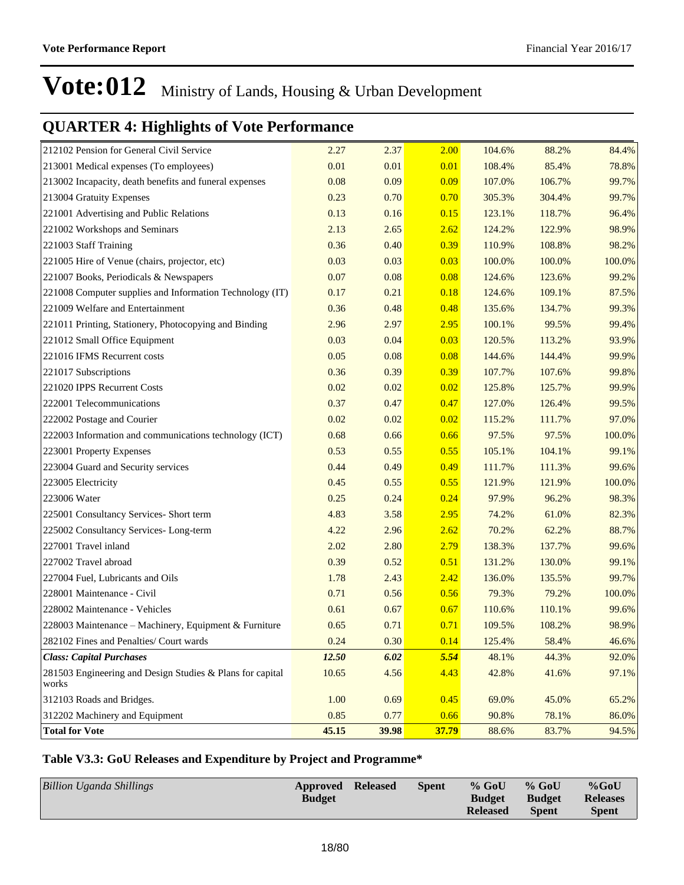# Vote:012 Ministry of Lands, Housing & Urban Development

## QUARTER 4: Highlights of Vote Performance

| | | | | | | |
|---|---|---|---|---|---|---|
| 212102 Pension for General Civil Service | 2.27 | 2.37 | 2.00 | 104.6% | 88.2% | 84.4% |
| 213001 Medical expenses (To employees) | 0.01 | 0.01 | 0.01 | 108.4% | 85.4% | 78.8% |
| 213002 Incapacity, death benefits and funeral expenses | 0.08 | 0.09 | 0.09 | 107.0% | 106.7% | 99.7% |
| 213004 Gratuity Expenses | 0.23 | 0.70 | 0.70 | 305.3% | 304.4% | 99.7% |
| 221001 Advertising and Public Relations | 0.13 | 0.16 | 0.15 | 123.1% | 118.7% | 96.4% |
| 221002 Workshops and Seminars | 2.13 | 2.65 | 2.62 | 124.2% | 122.9% | 98.9% |
| 221003 Staff Training | 0.36 | 0.40 | 0.39 | 110.9% | 108.8% | 98.2% |
| 221005 Hire of Venue (chairs, projector, etc) | 0.03 | 0.03 | 0.03 | 100.0% | 100.0% | 100.0% |
| 221007 Books, Periodicals & Newspapers | 0.07 | 0.08 | 0.08 | 124.6% | 123.6% | 99.2% |
| 221008 Computer supplies and Information Technology (IT) | 0.17 | 0.21 | 0.18 | 124.6% | 109.1% | 87.5% |
| 221009 Welfare and Entertainment | 0.36 | 0.48 | 0.48 | 135.6% | 134.7% | 99.3% |
| 221011 Printing, Stationery, Photocopying and Binding | 2.96 | 2.97 | 2.95 | 100.1% | 99.5% | 99.4% |
| 221012 Small Office Equipment | 0.03 | 0.04 | 0.03 | 120.5% | 113.2% | 93.9% |
| 221016 IFMS Recurrent costs | 0.05 | 0.08 | 0.08 | 144.6% | 144.4% | 99.9% |
| 221017 Subscriptions | 0.36 | 0.39 | 0.39 | 107.7% | 107.6% | 99.8% |
| 221020 IPPS Recurrent Costs | 0.02 | 0.02 | 0.02 | 125.8% | 125.7% | 99.9% |
| 222001 Telecommunications | 0.37 | 0.47 | 0.47 | 127.0% | 126.4% | 99.5% |
| 222002 Postage and Courier | 0.02 | 0.02 | 0.02 | 115.2% | 111.7% | 97.0% |
| 222003 Information and communications technology (ICT) | 0.68 | 0.66 | 0.66 | 97.5% | 97.5% | 100.0% |
| 223001 Property Expenses | 0.53 | 0.55 | 0.55 | 105.1% | 104.1% | 99.1% |
| 223004 Guard and Security services | 0.44 | 0.49 | 0.49 | 111.7% | 111.3% | 99.6% |
| 223005 Electricity | 0.45 | 0.55 | 0.55 | 121.9% | 121.9% | 100.0% |
| 223006 Water | 0.25 | 0.24 | 0.24 | 97.9% | 96.2% | 98.3% |
| 225001 Consultancy Services- Short term | 4.83 | 3.58 | 2.95 | 74.2% | 61.0% | 82.3% |
| 225002 Consultancy Services- Long-term | 4.22 | 2.96 | 2.62 | 70.2% | 62.2% | 88.7% |
| 227001 Travel inland | 2.02 | 2.80 | 2.79 | 138.3% | 137.7% | 99.6% |
| 227002 Travel abroad | 0.39 | 0.52 | 0.51 | 131.2% | 130.0% | 99.1% |
| 227004 Fuel, Lubricants and Oils | 1.78 | 2.43 | 2.42 | 136.0% | 135.5% | 99.7% |
| 228001 Maintenance - Civil | 0.71 | 0.56 | 0.56 | 79.3% | 79.2% | 100.0% |
| 228002 Maintenance - Vehicles | 0.61 | 0.67 | 0.67 | 110.6% | 110.1% | 99.6% |
| 228003 Maintenance – Machinery, Equipment & Furniture | 0.65 | 0.71 | 0.71 | 109.5% | 108.2% | 98.9% |
| 282102 Fines and Penalties/ Court wards | 0.24 | 0.30 | 0.14 | 125.4% | 58.4% | 46.6% |
| ***Class: Capital Purchases*** | ***12.50*** | ***6.02*** | ***5.54*** | 48.1% | 44.3% | 92.0% |
| 281503 Engineering and Design Studies & Plans for capital works | 10.65 | 4.56 | 4.43 | 42.8% | 41.6% | 97.1% |
| 312103 Roads and Bridges. | 1.00 | 0.69 | 0.45 | 69.0% | 45.0% | 65.2% |
| 312202 Machinery and Equipment | 0.85 | 0.77 | 0.66 | 90.8% | 78.1% | 86.0% |
| **Total for Vote** | **45.15** | **39.98** | **37.79** | 88.6% | 83.7% | 94.5% |

### Table V3.3: GoU Releases and Expenditure by Project and Programme*

| *Billion Uganda Shillings* | **Approved Budget** | **Released** | **Spent** | **% GoU Budget Released** | **% GoU Budget Spent** | **%GoU Releases Spent** |
|---|---|---|---|---|---|---|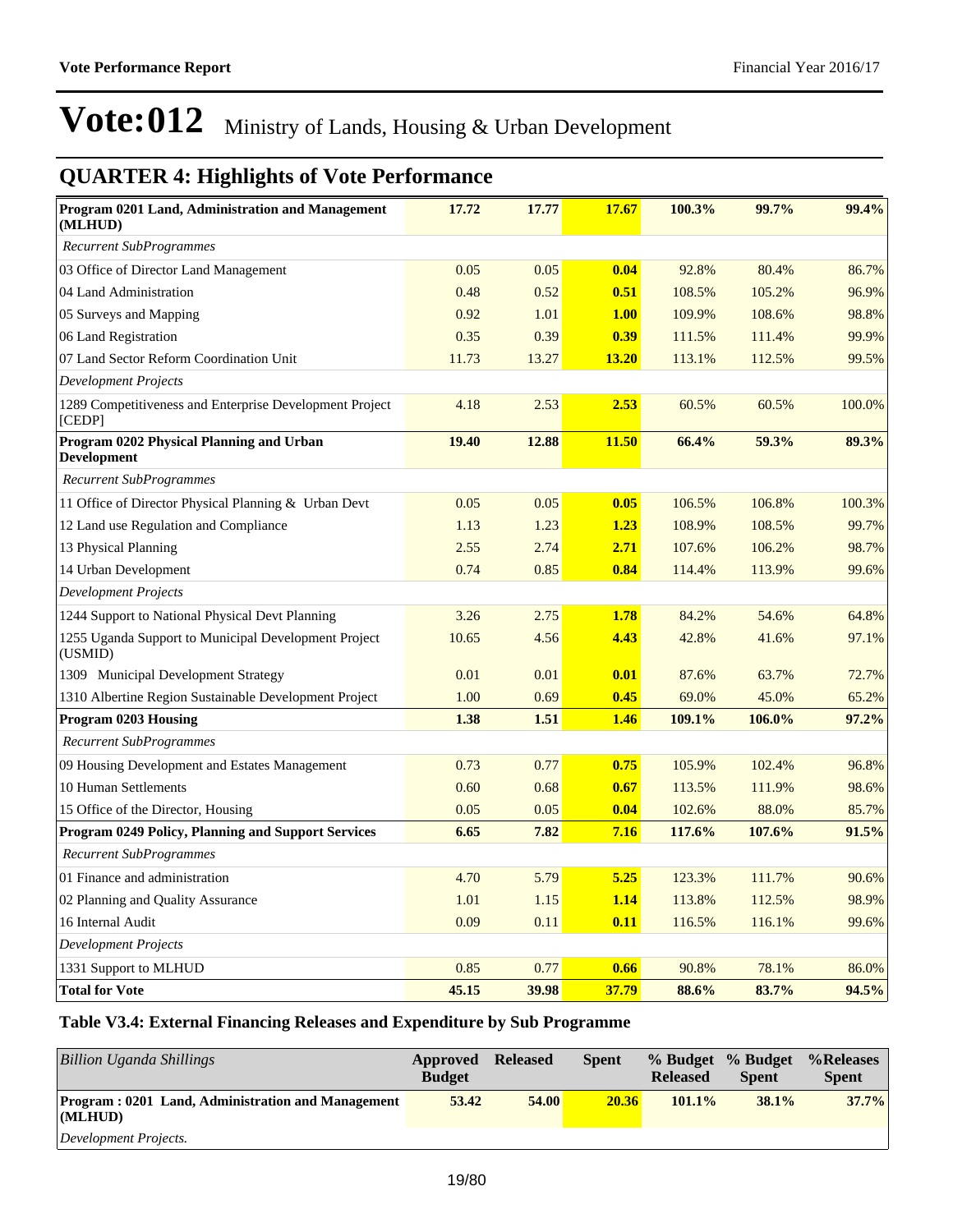# Vote:012 Ministry of Lands, Housing & Urban Development

## QUARTER 4: Highlights of Vote Performance

| | | | | | | |
|---|---|---|---|---|---|---|
| **Program 0201 Land, Administration and Management (MLHUD)** | **17.72** | **17.77** | **17.67** | **100.3%** | **99.7%** | **99.4%** |
| *Recurrent SubProgrammes* | | | | | | |
| 03 Office of Director Land Management | 0.05 | 0.05 | **0.04** | 92.8% | 80.4% | 86.7% |
| 04 Land Administration | 0.48 | 0.52 | **0.51** | 108.5% | 105.2% | 96.9% |
| 05 Surveys and Mapping | 0.92 | 1.01 | **1.00** | 109.9% | 108.6% | 98.8% |
| 06 Land Registration | 0.35 | 0.39 | **0.39** | 111.5% | 111.4% | 99.9% |
| 07 Land Sector Reform Coordination Unit | 11.73 | 13.27 | **13.20** | 113.1% | 112.5% | 99.5% |
| *Development Projects* | | | | | | |
| 1289 Competitiveness and Enterprise Development Project [CEDP] | 4.18 | 2.53 | **2.53** | 60.5% | 60.5% | 100.0% |
| **Program 0202 Physical Planning and Urban Development** | **19.40** | **12.88** | **11.50** | **66.4%** | **59.3%** | **89.3%** |
| *Recurrent SubProgrammes* | | | | | | |
| 11 Office of Director Physical Planning & Urban Devt | 0.05 | 0.05 | **0.05** | 106.5% | 106.8% | 100.3% |
| 12 Land use Regulation and Compliance | 1.13 | 1.23 | **1.23** | 108.9% | 108.5% | 99.7% |
| 13 Physical Planning | 2.55 | 2.74 | **2.71** | 107.6% | 106.2% | 98.7% |
| 14 Urban Development | 0.74 | 0.85 | **0.84** | 114.4% | 113.9% | 99.6% |
| *Development Projects* | | | | | | |
| 1244 Support to National Physical Devt Planning | 3.26 | 2.75 | **1.78** | 84.2% | 54.6% | 64.8% |
| 1255 Uganda Support to Municipal Development Project (USMID) | 10.65 | 4.56 | **4.43** | 42.8% | 41.6% | 97.1% |
| 1309 Municipal Development Strategy | 0.01 | 0.01 | **0.01** | 87.6% | 63.7% | 72.7% |
| 1310 Albertine Region Sustainable Development Project | 1.00 | 0.69 | **0.45** | 69.0% | 45.0% | 65.2% |
| **Program 0203 Housing** | **1.38** | **1.51** | **1.46** | **109.1%** | **106.0%** | **97.2%** |
| *Recurrent SubProgrammes* | | | | | | |
| 09 Housing Development and Estates Management | 0.73 | 0.77 | **0.75** | 105.9% | 102.4% | 96.8% |
| 10 Human Settlements | 0.60 | 0.68 | **0.67** | 113.5% | 111.9% | 98.6% |
| 15 Office of the Director, Housing | 0.05 | 0.05 | **0.04** | 102.6% | 88.0% | 85.7% |
| **Program 0249 Policy, Planning and Support Services** | **6.65** | **7.82** | **7.16** | **117.6%** | **107.6%** | **91.5%** |
| *Recurrent SubProgrammes* | | | | | | |
| 01 Finance and administration | 4.70 | 5.79 | **5.25** | 123.3% | 111.7% | 90.6% |
| 02 Planning and Quality Assurance | 1.01 | 1.15 | **1.14** | 113.8% | 112.5% | 98.9% |
| 16 Internal Audit | 0.09 | 0.11 | **0.11** | 116.5% | 116.1% | 99.6% |
| *Development Projects* | | | | | | |
| 1331 Support to MLHUD | 0.85 | 0.77 | **0.66** | 90.8% | 78.1% | 86.0% |
| **Total for Vote** | **45.15** | **39.98** | **37.79** | **88.6%** | **83.7%** | **94.5%** |

### Table V3.4: External Financing Releases and Expenditure by Sub Programme

| *Billion Uganda Shillings* | **Approved Budget** | **Released** | **Spent** | **% Budget Released** | **% Budget Spent** | **%Releases Spent** |
|---|---|---|---|---|---|---|
| **Program : 0201 Land, Administration and Management (MLHUD)** | **53.42** | **54.00** | **20.36** | **101.1%** | **38.1%** | **37.7%** |
| *Development Projects.* | | | | | | |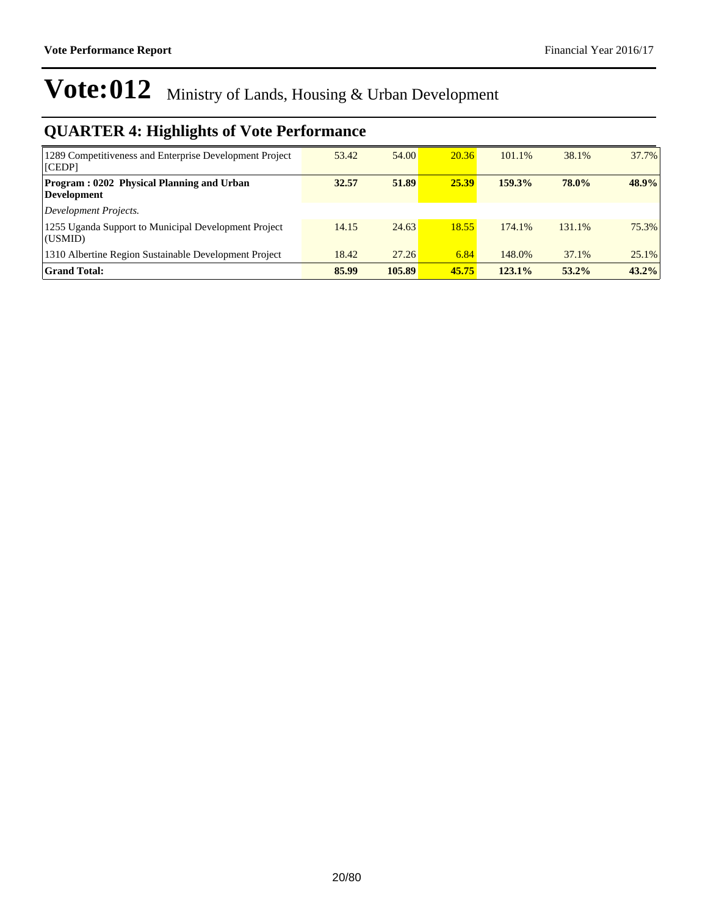# Vote:012 Ministry of Lands, Housing & Urban Development

## QUARTER 4: Highlights of Vote Performance

| | | | | | | |
|---|---|---|---|---|---|---|
| 1289 Competitiveness and Enterprise Development Project [CEDP] | 53.42 | 54.00 | 20.36 | 101.1% | 38.1% | 37.7% |
| **Program : 0202 Physical Planning and Urban Development** | **32.57** | **51.89** | **25.39** | **159.3%** | **78.0%** | **48.9%** |
| *Development Projects.* | | | | | | |
| 1255 Uganda Support to Municipal Development Project (USMID) | 14.15 | 24.63 | 18.55 | 174.1% | 131.1% | 75.3% |
| 1310 Albertine Region Sustainable Development Project | 18.42 | 27.26 | 6.84 | 148.0% | 37.1% | 25.1% |
| **Grand Total:** | **85.99** | **105.89** | **45.75** | **123.1%** | **53.2%** | **43.2%** |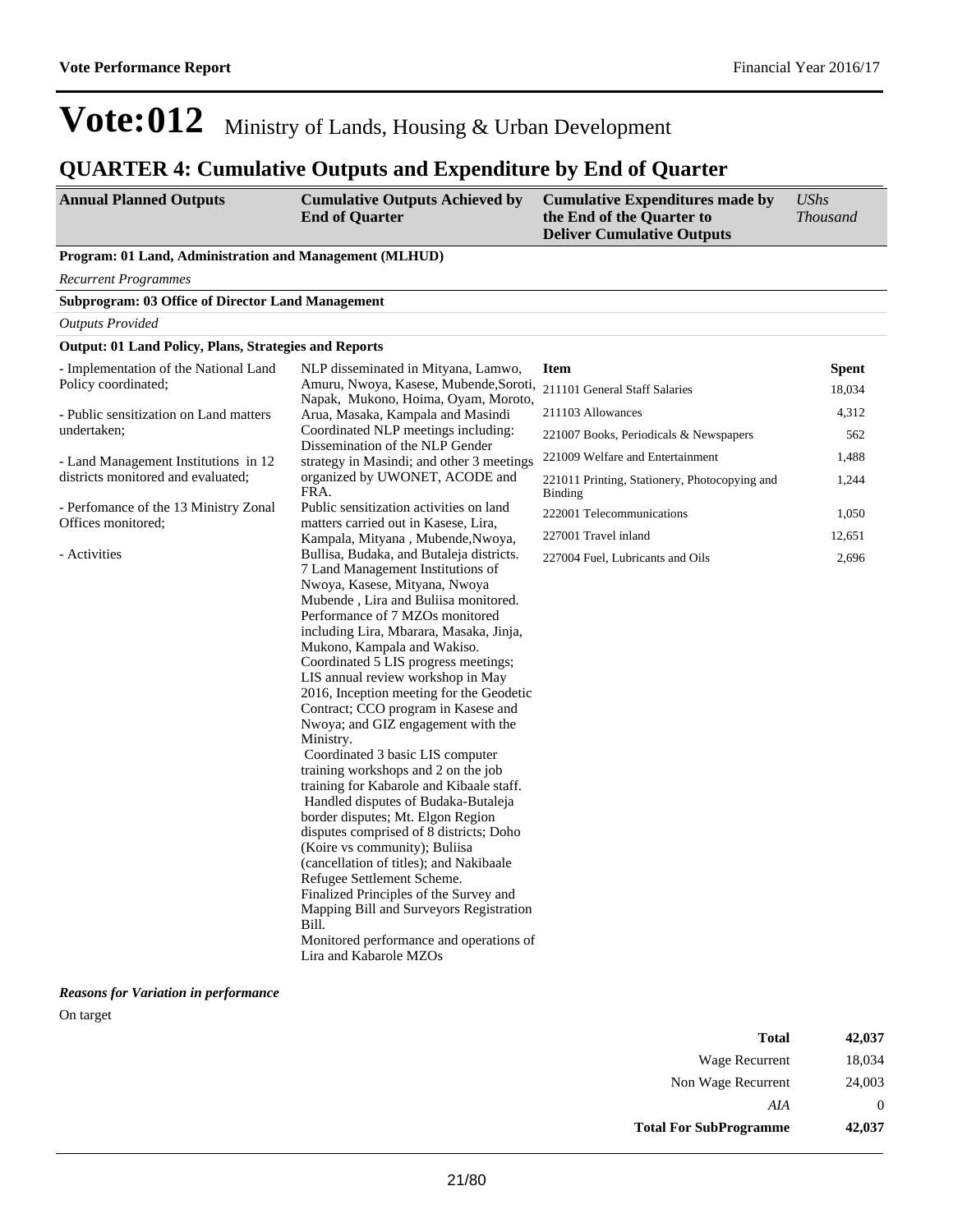# Vote:012 Ministry of Lands, Housing & Urban Development

## QUARTER 4: Cumulative Outputs and Expenditure by End of Quarter

| Annual Planned Outputs | Cumulative Outputs Achieved by End of Quarter | Cumulative Expenditures made by the End of the Quarter to Deliver Cumulative Outputs | *UShs Thousand* |
|---|---|---|---|

**Program: 01 Land, Administration and Management (MLHUD)**

*Recurrent Programmes*

**Subprogram: 03 Office of Director Land Management**

*Outputs Provided*

**Output: 01 Land Policy, Plans, Strategies and Reports**

| Annual Planned Outputs | Cumulative Outputs Achieved by End of Quarter | Item | Spent |
|---|---|---|---|
| - Implementation of the National Land Policy coordinated;<br><br>- Public sensitization on Land matters undertaken;<br><br>- Land Management Institutions in 12 districts monitored and evaluated;<br><br>- Perfomance of the 13 Ministry Zonal Offices monitored;<br><br>- Activities | NLP disseminated in Mityana, Lamwo, Amuru, Nwoya, Kasese, Mubende,Soroti, Napak, Mukono, Hoima, Oyam, Moroto, Arua, Masaka, Kampala and Masindi Coordinated NLP meetings including: Dissemination of the NLP Gender strategy in Masindi; and other 3 meetings organized by UWONET, ACODE and FRA.<br>Public sensitization activities on land matters carried out in Kasese, Lira, Kampala, Mityana , Mubende,Nwoya, Bullisa, Budaka, and Butaleja districts.<br>7 Land Management Institutions of Nwoya, Kasese, Mityana, Nwoya Mubende , Lira and Buliisa monitored.<br>Performance of 7 MZOs monitored including Lira, Mbarara, Masaka, Jinja, Mukono, Kampala and Wakiso.<br>Coordinated 5 LIS progress meetings; LIS annual review workshop in May 2016, Inception meeting for the Geodetic Contract; CCO program in Kasese and Nwoya; and GIZ engagement with the Ministry.<br>Coordinated 3 basic LIS computer training workshops and 2 on the job training for Kabarole and Kibaale staff.<br>Handled disputes of Budaka-Butaleja border disputes; Mt. Elgon Region disputes comprised of 8 districts; Doho (Koire vs community); Buliisa (cancellation of titles); and Nakibaale Refugee Settlement Scheme.<br>Finalized Principles of the Survey and Mapping Bill and Surveyors Registration Bill.<br>Monitored performance and operations of Lira and Kabarole MZOs | 211101 General Staff Salaries<br>211103 Allowances<br>221007 Books, Periodicals & Newspapers<br>221009 Welfare and Entertainment<br>221011 Printing, Stationery, Photocopying and Binding<br>222001 Telecommunications<br>227001 Travel inland<br>227004 Fuel, Lubricants and Oils | 18,034<br>4,312<br>562<br>1,488<br>1,244<br>1,050<br>12,651<br>2,696 |

***Reasons for Variation in performance***

On target

| | |
|---|---|
| **Total** | **42,037** |
| Wage Recurrent | 18,034 |
| Non Wage Recurrent | 24,003 |
| *AIA* | 0 |
| **Total For SubProgramme** | **42,037** |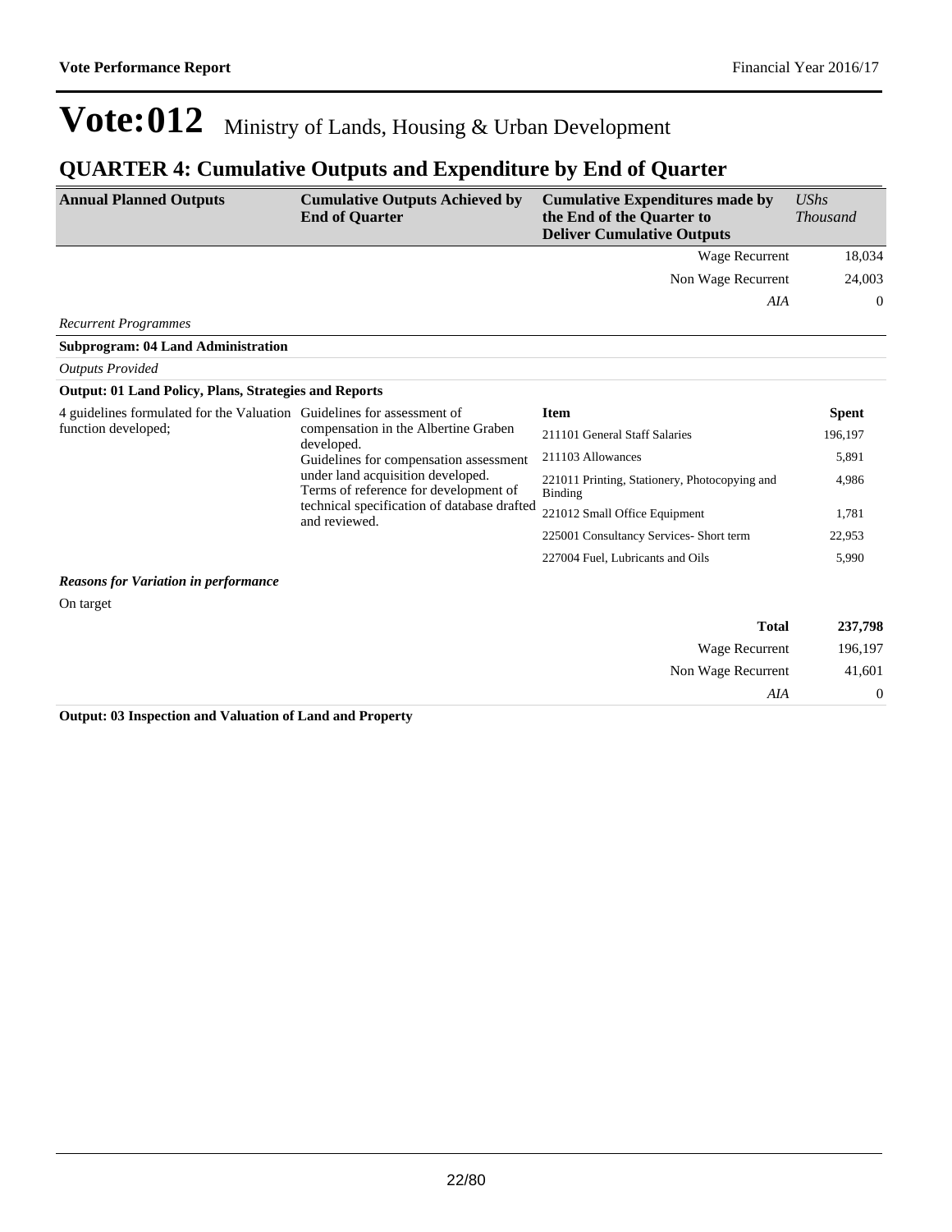# Vote:012 Ministry of Lands, Housing & Urban Development

## QUARTER 4: Cumulative Outputs and Expenditure by End of Quarter

| Annual Planned Outputs | Cumulative Outputs Achieved by End of Quarter | Cumulative Expenditures made by the End of the Quarter to Deliver Cumulative Outputs | *UShs Thousand* |
|---|---|---|---|
| | | Wage Recurrent | 18,034 |
| | | Non Wage Recurrent | 24,003 |
| | | *AIA* | 0 |

*Recurrent Programmes*

**Subprogram: 04 Land Administration**

*Outputs Provided*

**Output: 01 Land Policy, Plans, Strategies and Reports**

| Annual Planned Outputs | Cumulative Outputs Achieved by End of Quarter | Item | Spent |
|---|---|---|---|
| 4 guidelines formulated for the Valuation function developed; | Guidelines for assessment of compensation in the Albertine Graben developed.<br>Guidelines for compensation assessment under land acquisition developed.<br>Terms of reference for development of technical specification of database drafted and reviewed. | 211101 General Staff Salaries | 196,197 |
| | | 211103 Allowances | 5,891 |
| | | 221011 Printing, Stationery, Photocopying and Binding | 4,986 |
| | | 221012 Small Office Equipment | 1,781 |
| | | 225001 Consultancy Services- Short term | 22,953 |
| | | 227004 Fuel, Lubricants and Oils | 5,990 |

***Reasons for Variation in performance***

On target

| | |
|---|---|
| **Total** | **237,798** |
| Wage Recurrent | 196,197 |
| Non Wage Recurrent | 41,601 |
| *AIA* | 0 |

**Output: 03 Inspection and Valuation of Land and Property**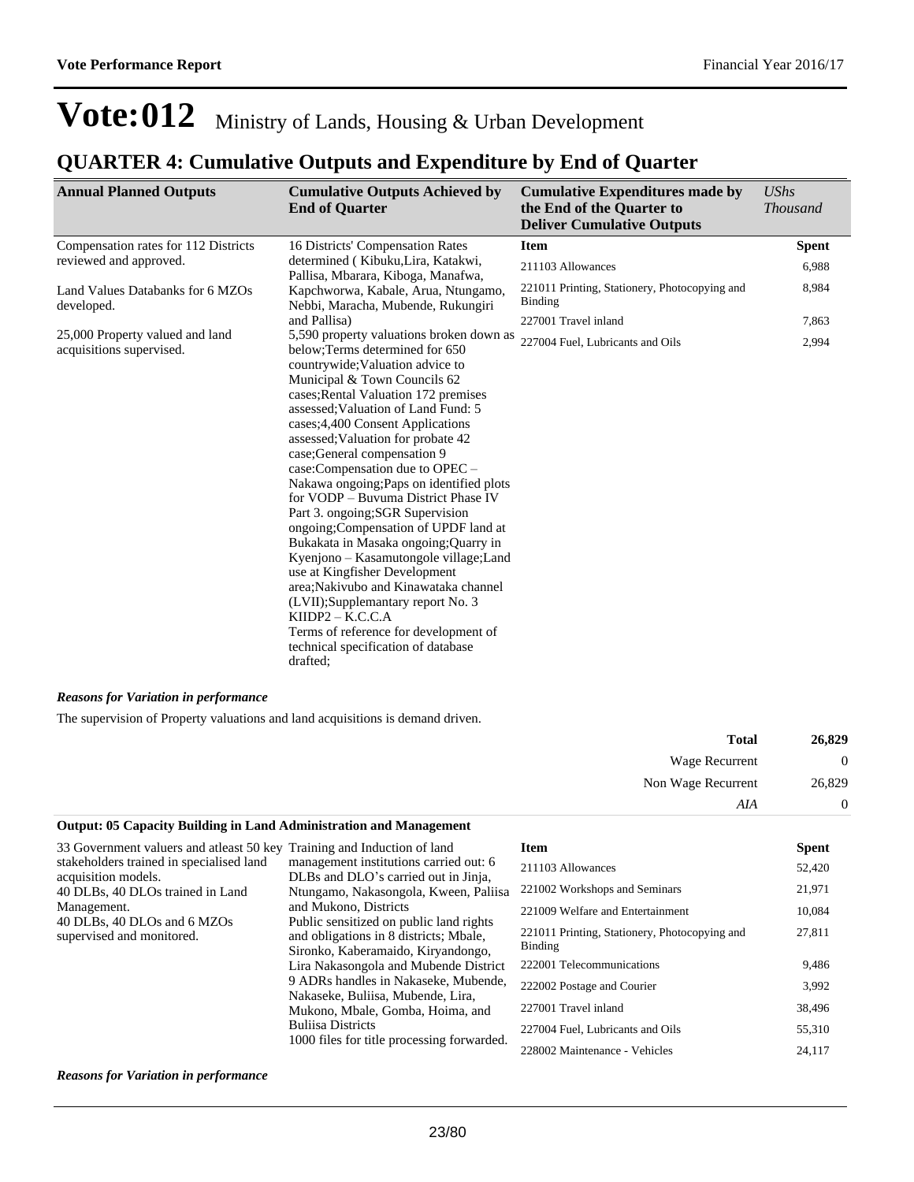# Vote:012 Ministry of Lands, Housing & Urban Development

## QUARTER 4: Cumulative Outputs and Expenditure by End of Quarter

| Annual Planned Outputs | Cumulative Outputs Achieved by End of Quarter | Cumulative Expenditures made by the End of the Quarter to Deliver Cumulative Outputs | *UShs Thousand* |
|---|---|---|---|
| Compensation rates for 112 Districts reviewed and approved.<br><br>Land Values Databanks for 6 MZOs developed.<br><br>25,000 Property valued and land acquisitions supervised. | 16 Districts' Compensation Rates determined ( Kibuku,Lira, Katakwi, Pallisa, Mbarara, Kiboga, Manafwa, Kapchworwa, Kabale, Arua, Ntungamo, Nebbi, Maracha, Mubende, Rukungiri and Pallisa)<br>5,590 property valuations broken down as below;Terms determined for 650 countrywide;Valuation advice to Municipal & Town Councils 62 cases;Rental Valuation 172 premises assessed;Valuation of Land Fund: 5 cases;4,400 Consent Applications assessed;Valuation for probate 42 case;General compensation 9 case:Compensation due to OPEC – Nakawa ongoing;Paps on identified plots for VODP – Buvuma District Phase IV Part 3. ongoing;SGR Supervision ongoing;Compensation of UPDF land at Bukakata in Masaka ongoing;Quarry in Kyenjono – Kasamutongole village;Land use at Kingfisher Development area;Nakivubo and Kinawataka channel (LVII);Supplemantary report No. 3 KIIDP2 – K.C.C.A<br>Terms of reference for development of technical specification of database drafted; | **Item** | **Spent** |
| | | 211103 Allowances | 6,988 |
| | | 221011 Printing, Stationery, Photocopying and Binding | 8,984 |
| | | 227001 Travel inland | 7,863 |
| | | 227004 Fuel, Lubricants and Oils | 2,994 |

***Reasons for Variation in performance***

The supervision of Property valuations and land acquisitions is demand driven.

| | |
|---|---|
| **Total** | **26,829** |
| Wage Recurrent | 0 |
| Non Wage Recurrent | 26,829 |
| *AIA* | 0 |

**Output: 05 Capacity Building in Land Administration and Management**

| Annual Planned Outputs | Cumulative Outputs Achieved by End of Quarter | Item | Spent |
|---|---|---|---|
| 33 Government valuers and atleast 50 key stakeholders trained in specialised land acquisition models.<br>40 DLBs, 40 DLOs trained in Land Management.<br>40 DLBs, 40 DLOs and 6 MZOs supervised and monitored. | Training and Induction of land management institutions carried out: 6 DLBs and DLO's carried out in Jinja, Ntungamo, Nakasongola, Kween, Paliisa and Mukono, Districts<br>Public sensitized on public land rights and obligations in 8 districts; Mbale, Sironko, Kaberamaido, Kiryandongo, Lira Nakasongola and Mubende District<br>9 ADRs handles in Nakaseke, Mubende, Nakaseke, Buliisa, Mubende, Lira, Mukono, Mbale, Gomba, Hoima, and Buliisa Districts<br>1000 files for title processing forwarded. | 211103 Allowances | 52,420 |
| | | 221002 Workshops and Seminars | 21,971 |
| | | 221009 Welfare and Entertainment | 10,084 |
| | | 221011 Printing, Stationery, Photocopying and Binding | 27,811 |
| | | 222001 Telecommunications | 9,486 |
| | | 222002 Postage and Courier | 3,992 |
| | | 227001 Travel inland | 38,496 |
| | | 227004 Fuel, Lubricants and Oils | 55,310 |
| | | 228002 Maintenance - Vehicles | 24,117 |

***Reasons for Variation in performance***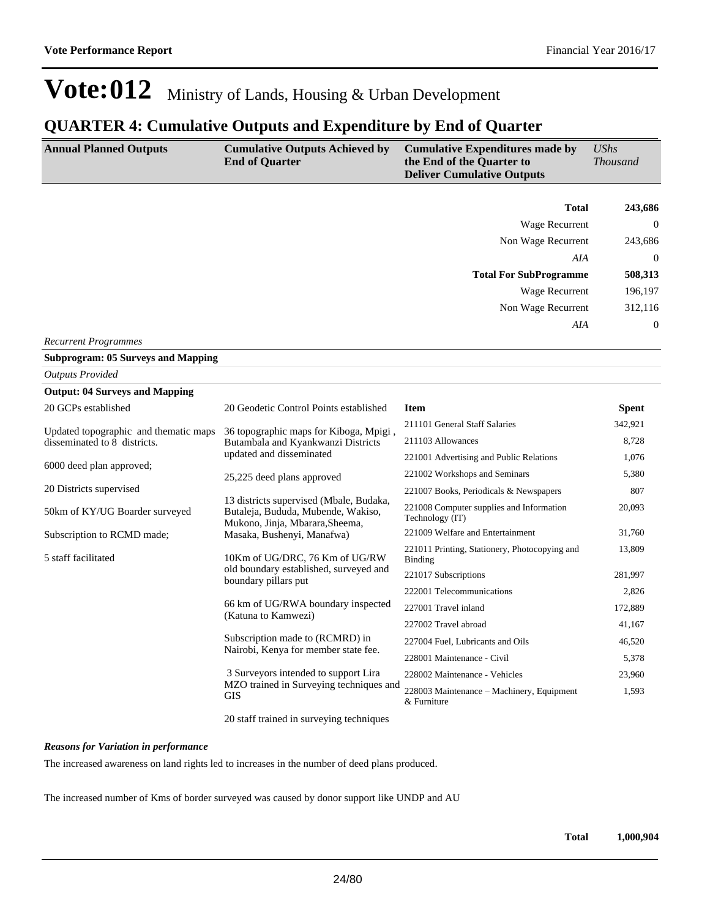# Vote:012 Ministry of Lands, Housing & Urban Development

## QUARTER 4: Cumulative Outputs and Expenditure by End of Quarter

| Annual Planned Outputs | Cumulative Outputs Achieved by End of Quarter | Cumulative Expenditures made by the End of the Quarter to Deliver Cumulative Outputs | *UShs Thousand* |
|---|---|---|---|
| | | **Total** | **243,686** |
| | | Wage Recurrent | 0 |
| | | Non Wage Recurrent | 243,686 |
| | | *AIA* | 0 |
| | | **Total For SubProgramme** | **508,313** |
| | | Wage Recurrent | 196,197 |
| | | Non Wage Recurrent | 312,116 |
| | | *AIA* | 0 |

*Recurrent Programmes*

**Subprogram: 05 Surveys and Mapping**

*Outputs Provided*

**Output: 04 Surveys and Mapping**

| Annual Planned Outputs | Cumulative Outputs Achieved by End of Quarter | Item | Spent |
|---|---|---|---|
| 20 GCPs established<br><br>Updated topographic and thematic maps disseminated to 8 districts.<br><br>6000 deed plan approved;<br><br>20 Districts supervised<br><br>50km of KY/UG Boarder surveyed<br><br>Subscription to RCMD made;<br><br>5 staff facilitated | 20 Geodetic Control Points established<br><br>36 topographic maps for Kiboga, Mpigi , Butambala and Kyankwanzi Districts updated and disseminated<br><br>25,225 deed plans approved<br><br>13 districts supervised (Mbale, Budaka, Butaleja, Bududa, Mubende, Wakiso, Mukono, Jinja, Mbarara,Sheema, Masaka, Bushenyi, Manafwa)<br><br>10Km of UG/DRC, 76 Km of UG/RW old boundary established, surveyed and boundary pillars put<br><br>66 km of UG/RWA boundary inspected (Katuna to Kamwezi)<br><br>Subscription made to (RCMRD) in Nairobi, Kenya for member state fee.<br><br>3 Surveyors intended to support Lira MZO trained in Surveying techniques and GIS<br><br>20 staff trained in surveying techniques | 211101 General Staff Salaries | 342,921 |
| | | 211103 Allowances | 8,728 |
| | | 221001 Advertising and Public Relations | 1,076 |
| | | 221002 Workshops and Seminars | 5,380 |
| | | 221007 Books, Periodicals & Newspapers | 807 |
| | | 221008 Computer supplies and Information Technology (IT) | 20,093 |
| | | 221009 Welfare and Entertainment | 31,760 |
| | | 221011 Printing, Stationery, Photocopying and Binding | 13,809 |
| | | 221017 Subscriptions | 281,997 |
| | | 222001 Telecommunications | 2,826 |
| | | 227001 Travel inland | 172,889 |
| | | 227002 Travel abroad | 41,167 |
| | | 227004 Fuel, Lubricants and Oils | 46,520 |
| | | 228001 Maintenance - Civil | 5,378 |
| | | 228002 Maintenance - Vehicles | 23,960 |
| | | 228003 Maintenance – Machinery, Equipment & Furniture | 1,593 |

***Reasons for Variation in performance***

The increased awareness on land rights led to increases in the number of deed plans produced.

The increased number of Kms of border surveyed was caused by donor support like UNDP and AU

| | |
|---|---|
| **Total** | **1,000,904** |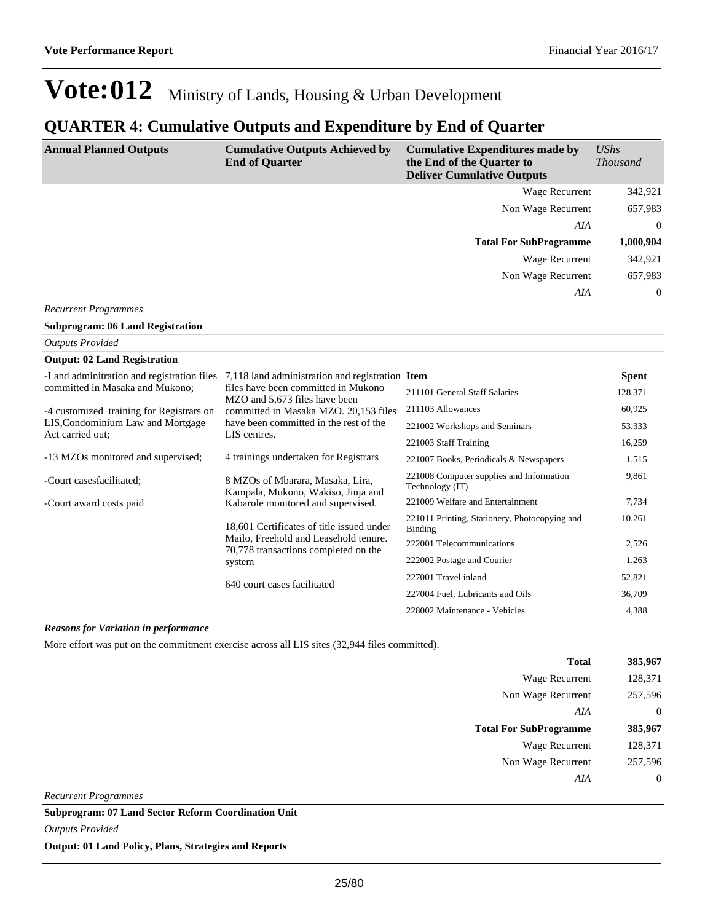# Vote:012 Ministry of Lands, Housing & Urban Development

## QUARTER 4: Cumulative Outputs and Expenditure by End of Quarter

| Annual Planned Outputs | Cumulative Outputs Achieved by End of Quarter | Cumulative Expenditures made by the End of the Quarter to Deliver Cumulative Outputs | *UShs Thousand* |
|---|---|---|---|
| | | Wage Recurrent | 342,921 |
| | | Non Wage Recurrent | 657,983 |
| | | *AIA* | 0 |
| | | **Total For SubProgramme** | **1,000,904** |
| | | Wage Recurrent | 342,921 |
| | | Non Wage Recurrent | 657,983 |
| | | *AIA* | 0 |

*Recurrent Programmes*

**Subprogram: 06 Land Registration**

*Outputs Provided*

**Output: 02 Land Registration**

| Annual Planned Outputs | Cumulative Outputs Achieved by End of Quarter | Item | Spent |
|---|---|---|---|
| -Land adminitration and registration files committed in Masaka and Mukono;<br><br>-4 customized training for Registrars on LIS,Condominium Law and Mortgage Act carried out;<br><br>-13 MZOs monitored and supervised;<br><br>-Court casesfacilitated;<br><br>-Court award costs paid | 7,118 land administration and registration files have been committed in Mukono MZO and 5,673 files have been committed in Masaka MZO. 20,153 files have been committed in the rest of the LIS centres.<br><br>4 trainings undertaken for Registrars<br><br>8 MZOs of Mbarara, Masaka, Lira, Kampala, Mukono, Wakiso, Jinja and Kabarole monitored and supervised.<br><br>18,601 Certificates of title issued under Mailo, Freehold and Leasehold tenure. 70,778 transactions completed on the system<br><br>640 court cases facilitated | 211101 General Staff Salaries | 128,371 |
| | | 211103 Allowances | 60,925 |
| | | 221002 Workshops and Seminars | 53,333 |
| | | 221003 Staff Training | 16,259 |
| | | 221007 Books, Periodicals & Newspapers | 1,515 |
| | | 221008 Computer supplies and Information Technology (IT) | 9,861 |
| | | 221009 Welfare and Entertainment | 7,734 |
| | | 221011 Printing, Stationery, Photocopying and Binding | 10,261 |
| | | 222001 Telecommunications | 2,526 |
| | | 222002 Postage and Courier | 1,263 |
| | | 227001 Travel inland | 52,821 |
| | | 227004 Fuel, Lubricants and Oils | 36,709 |
| | | 228002 Maintenance - Vehicles | 4,388 |

***Reasons for Variation in performance***

More effort was put on the commitment exercise across all LIS sites (32,944 files committed).

| | |
|---|---|
| **Total** | **385,967** |
| Wage Recurrent | 128,371 |
| Non Wage Recurrent | 257,596 |
| *AIA* | 0 |
| **Total For SubProgramme** | **385,967** |
| Wage Recurrent | 128,371 |
| Non Wage Recurrent | 257,596 |
| *AIA* | 0 |

*Recurrent Programmes*

**Subprogram: 07 Land Sector Reform Coordination Unit**

*Outputs Provided*

**Output: 01 Land Policy, Plans, Strategies and Reports**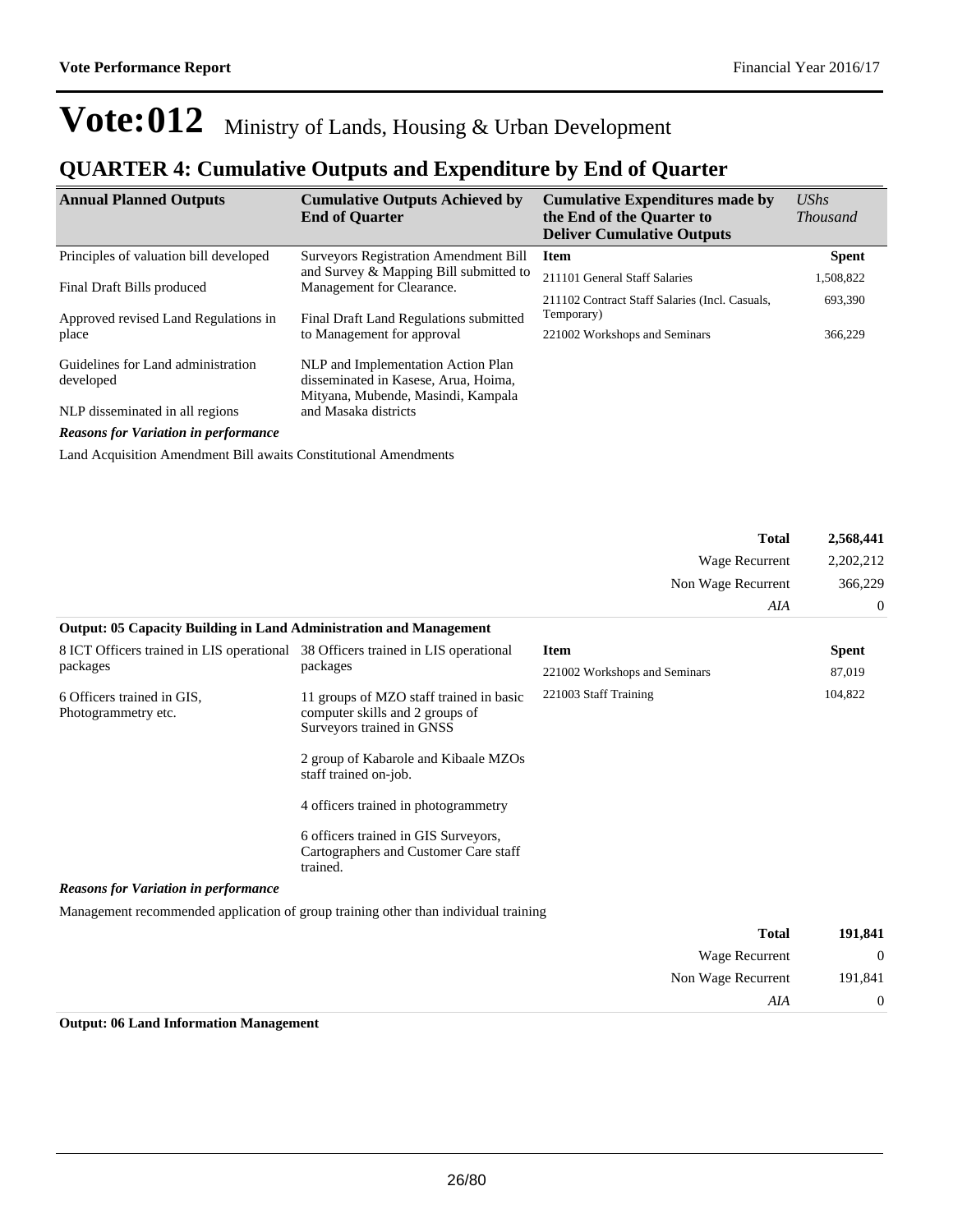# Vote:012 Ministry of Lands, Housing & Urban Development

## QUARTER 4: Cumulative Outputs and Expenditure by End of Quarter

| Annual Planned Outputs | Cumulative Outputs Achieved by End of Quarter | Cumulative Expenditures made by the End of the Quarter to Deliver Cumulative Outputs | *UShs Thousand* |
|---|---|---|---|
| Principles of valuation bill developed<br><br>Final Draft Bills produced<br><br>Approved revised Land Regulations in place<br><br>Guidelines for Land administration developed<br><br>NLP disseminated in all regions | Surveyors Registration Amendment Bill and Survey & Mapping Bill submitted to Management for Clearance.<br><br>Final Draft Land Regulations submitted to Management for approval<br><br>NLP and Implementation Action Plan disseminated in Kasese, Arua, Hoima, Mityana, Mubende, Masindi, Kampala and Masaka districts | **Item** | **Spent** |
| | | 211101 General Staff Salaries | 1,508,822 |
| | | 211102 Contract Staff Salaries (Incl. Casuals, Temporary) | 693,390 |
| | | 221002 Workshops and Seminars | 366,229 |

***Reasons for Variation in performance***

Land Acquisition Amendment Bill awaits Constitutional Amendments

| | |
|---|---|
| **Total** | **2,568,441** |
| Wage Recurrent | 2,202,212 |
| Non Wage Recurrent | 366,229 |
| *AIA* | 0 |

**Output: 05 Capacity Building in Land Administration and Management**

| Annual Planned Outputs | Cumulative Outputs Achieved by End of Quarter | Item | Spent |
|---|---|---|---|
| 8 ICT Officers trained in LIS operational packages<br><br>6 Officers trained in GIS, Photogrammetry etc. | 38 Officers trained in LIS operational packages<br><br>11 groups of MZO staff trained in basic computer skills and 2 groups of Surveyors trained in GNSS<br><br>2 group of Kabarole and Kibaale MZOs staff trained on-job.<br><br>4 officers trained in photogrammetry<br><br>6 officers trained in GIS Surveyors, Cartographers and Customer Care staff trained. | 221002 Workshops and Seminars | 87,019 |
| | | 221003 Staff Training | 104,822 |

***Reasons for Variation in performance***

Management recommended application of group training other than individual training

| | |
|---|---|
| **Total** | **191,841** |
| Wage Recurrent | 0 |
| Non Wage Recurrent | 191,841 |
| *AIA* | 0 |

**Output: 06 Land Information Management**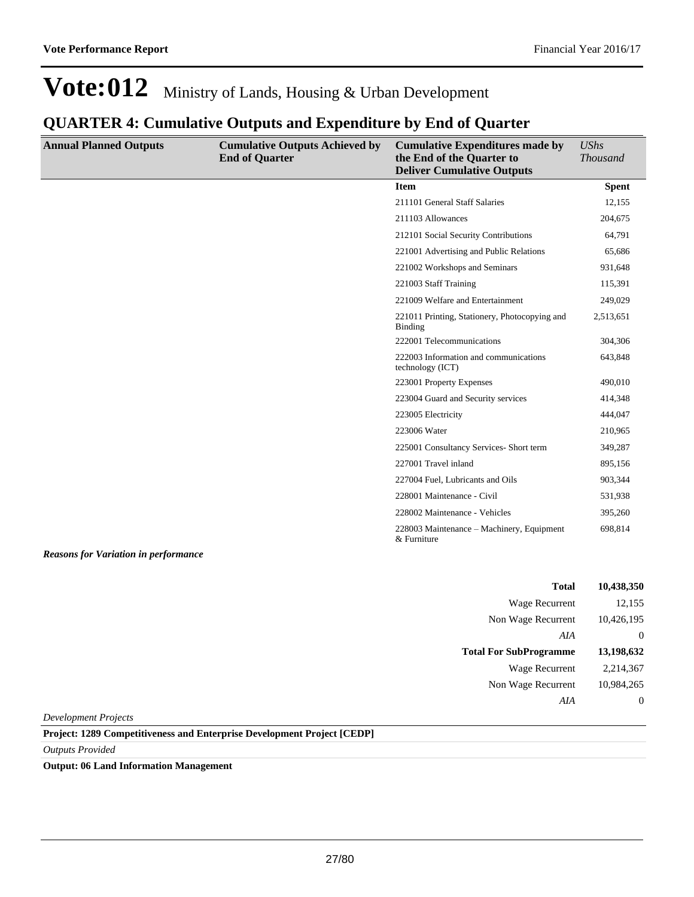# Vote:012 Ministry of Lands, Housing & Urban Development

## QUARTER 4: Cumulative Outputs and Expenditure by End of Quarter

| Annual Planned Outputs | Cumulative Outputs Achieved by End of Quarter | Cumulative Expenditures made by the End of the Quarter to Deliver Cumulative Outputs | *UShs Thousand* |
|---|---|---|---|
| | | **Item** | **Spent** |
| | | 211101 General Staff Salaries | 12,155 |
| | | 211103 Allowances | 204,675 |
| | | 212101 Social Security Contributions | 64,791 |
| | | 221001 Advertising and Public Relations | 65,686 |
| | | 221002 Workshops and Seminars | 931,648 |
| | | 221003 Staff Training | 115,391 |
| | | 221009 Welfare and Entertainment | 249,029 |
| | | 221011 Printing, Stationery, Photocopying and Binding | 2,513,651 |
| | | 222001 Telecommunications | 304,306 |
| | | 222003 Information and communications technology (ICT) | 643,848 |
| | | 223001 Property Expenses | 490,010 |
| | | 223004 Guard and Security services | 414,348 |
| | | 223005 Electricity | 444,047 |
| | | 223006 Water | 210,965 |
| | | 225001 Consultancy Services- Short term | 349,287 |
| | | 227001 Travel inland | 895,156 |
| | | 227004 Fuel, Lubricants and Oils | 903,344 |
| | | 228001 Maintenance - Civil | 531,938 |
| | | 228002 Maintenance - Vehicles | 395,260 |
| | | 228003 Maintenance – Machinery, Equipment & Furniture | 698,814 |

*Reasons for Variation in performance*

| | |
|---|---|
| **Total** | **10,438,350** |
| Wage Recurrent | 12,155 |
| Non Wage Recurrent | 10,426,195 |
| *AIA* | 0 |
| **Total For SubProgramme** | **13,198,632** |
| Wage Recurrent | 2,214,367 |
| Non Wage Recurrent | 10,984,265 |
| *AIA* | 0 |

*Development Projects*

**Project: 1289 Competitiveness and Enterprise Development Project [CEDP]**

*Outputs Provided*

**Output: 06 Land Information Management**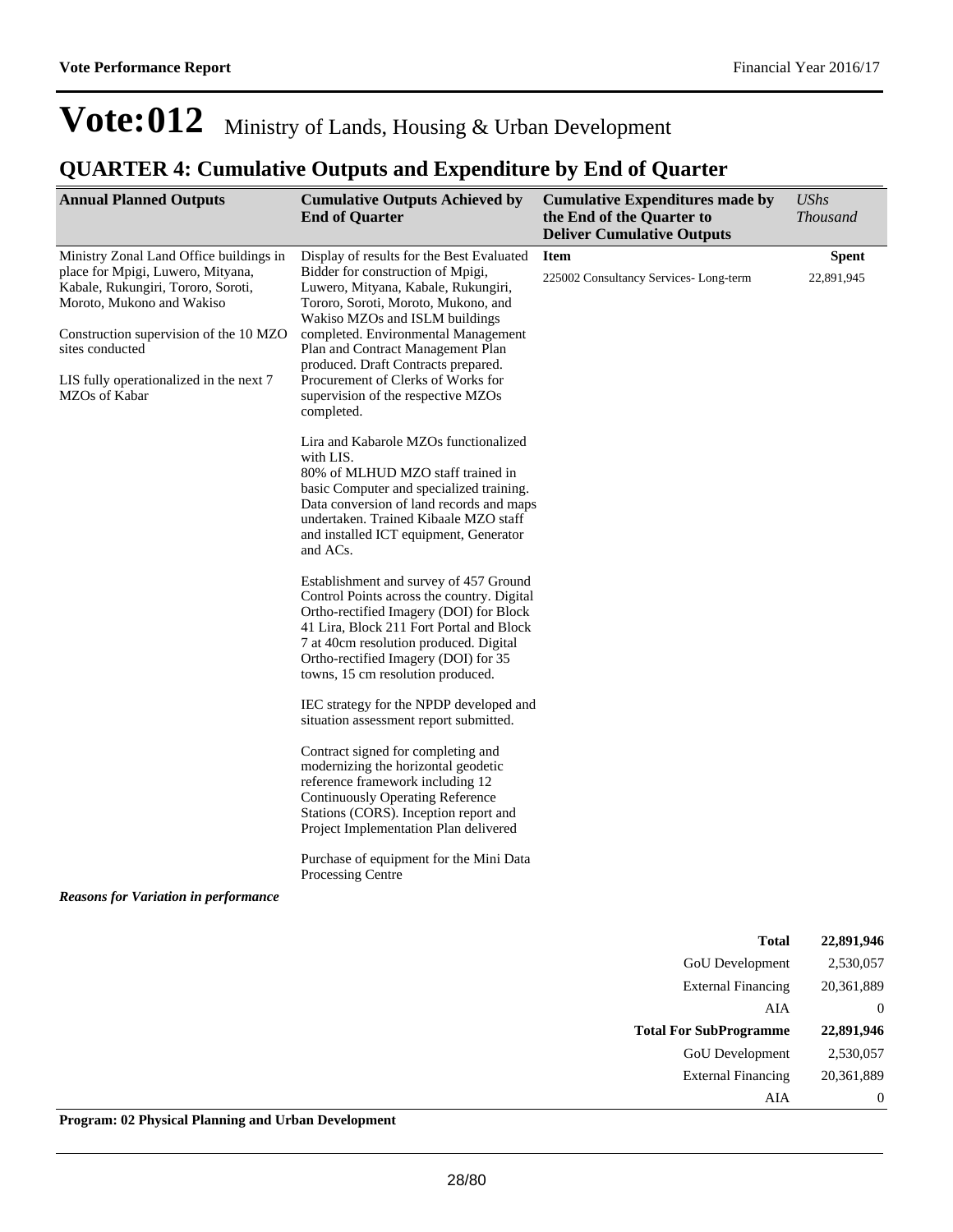# Vote:012 Ministry of Lands, Housing & Urban Development

## QUARTER 4: Cumulative Outputs and Expenditure by End of Quarter

| Annual Planned Outputs | Cumulative Outputs Achieved by End of Quarter | Cumulative Expenditures made by the End of the Quarter to Deliver Cumulative Outputs | *UShs Thousand* |
|---|---|---|---|
| Ministry Zonal Land Office buildings in place for Mpigi, Luwero, Mityana, Kabale, Rukungiri, Tororo, Soroti, Moroto, Mukono and Wakiso<br><br>Construction supervision of the 10 MZO sites conducted<br><br>LIS fully operationalized in the next 7 MZOs of Kabar | Display of results for the Best Evaluated Bidder for construction of Mpigi, Luwero, Mityana, Kabale, Rukungiri, Tororo, Soroti, Moroto, Mukono, and Wakiso MZOs and ISLM buildings completed. Environmental Management Plan and Contract Management Plan produced. Draft Contracts prepared. Procurement of Clerks of Works for supervision of the respective MZOs completed.<br><br>Lira and Kabarole MZOs functionalized with LIS.<br>80% of MLHUD MZO staff trained in basic Computer and specialized training. Data conversion of land records and maps undertaken. Trained Kibaale MZO staff and installed ICT equipment, Generator and ACs.<br><br>Establishment and survey of 457 Ground Control Points across the country. Digital Ortho-rectified Imagery (DOI) for Block 41 Lira, Block 211 Fort Portal and Block 7 at 40cm resolution produced. Digital Ortho-rectified Imagery (DOI) for 35 towns, 15 cm resolution produced.<br><br>IEC strategy for the NPDP developed and situation assessment report submitted.<br><br>Contract signed for completing and modernizing the horizontal geodetic reference framework including 12 Continuously Operating Reference Stations (CORS). Inception report and Project Implementation Plan delivered<br><br>Purchase of equipment for the Mini Data Processing Centre | **Item**<br>225002 Consultancy Services- Long-term | **Spent**<br>22,891,945 |

***Reasons for Variation in performance***

| | |
|---|---|
| **Total** | **22,891,946** |
| GoU Development | 2,530,057 |
| External Financing | 20,361,889 |
| AIA | 0 |
| **Total For SubProgramme** | **22,891,946** |
| GoU Development | 2,530,057 |
| External Financing | 20,361,889 |
| AIA | 0 |

**Program: 02 Physical Planning and Urban Development**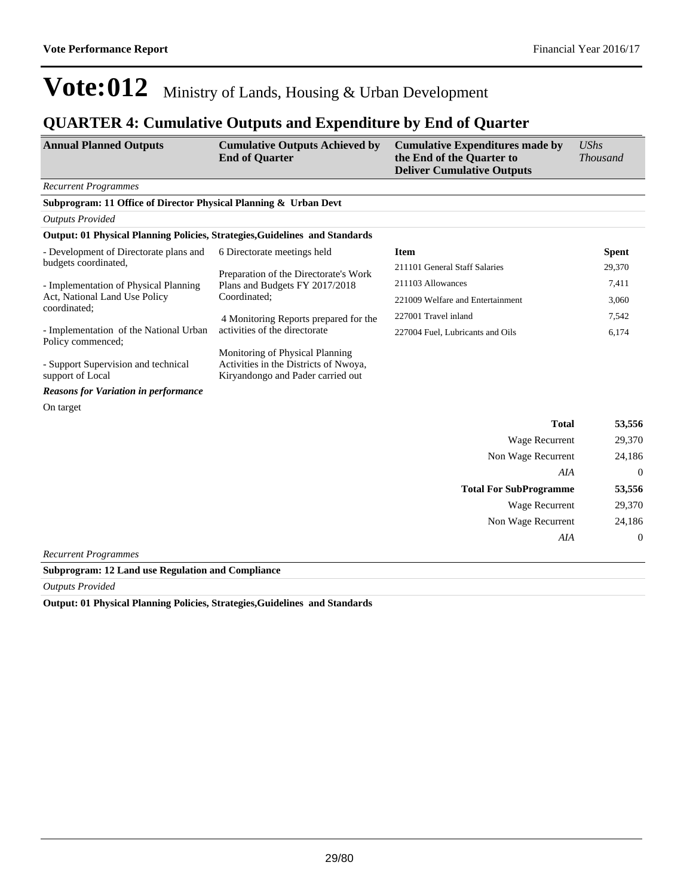# Vote:012 Ministry of Lands, Housing & Urban Development

## QUARTER 4: Cumulative Outputs and Expenditure by End of Quarter

| Annual Planned Outputs | Cumulative Outputs Achieved by End of Quarter | Cumulative Expenditures made by the End of the Quarter to Deliver Cumulative Outputs | *UShs Thousand* |
|---|---|---|---|

*Recurrent Programmes*

**Subprogram: 11 Office of Director Physical Planning & Urban Devt**

*Outputs Provided*

**Output: 01 Physical Planning Policies, Strategies,Guidelines and Standards**

| Annual Planned Outputs | Cumulative Outputs Achieved by End of Quarter | Item | Spent |
|---|---|---|---|
| - Development of Directorate plans and budgets coordinated,<br><br>- Implementation of Physical Planning Act, National Land Use Policy coordinated;<br><br>- Implementation of the National Urban Policy commenced;<br><br>- Support Supervision and technical support of Local | 6 Directorate meetings held<br><br>Preparation of the Directorate's Work Plans and Budgets FY 2017/2018 Coordinated;<br><br>4 Monitoring Reports prepared for the activities of the directorate<br><br>Monitoring of Physical Planning Activities in the Districts of Nwoya, Kiryandongo and Pader carried out | 211101 General Staff Salaries | 29,370 |
| | | 211103 Allowances | 7,411 |
| | | 221009 Welfare and Entertainment | 3,060 |
| | | 227001 Travel inland | 7,542 |
| | | 227004 Fuel, Lubricants and Oils | 6,174 |

***Reasons for Variation in performance***

On target

| | |
|---|---|
| **Total** | **53,556** |
| Wage Recurrent | 29,370 |
| Non Wage Recurrent | 24,186 |
| *AIA* | 0 |
| **Total For SubProgramme** | **53,556** |
| Wage Recurrent | 29,370 |
| Non Wage Recurrent | 24,186 |
| *AIA* | 0 |

*Recurrent Programmes*

**Subprogram: 12 Land use Regulation and Compliance**

*Outputs Provided*

**Output: 01 Physical Planning Policies, Strategies,Guidelines and Standards**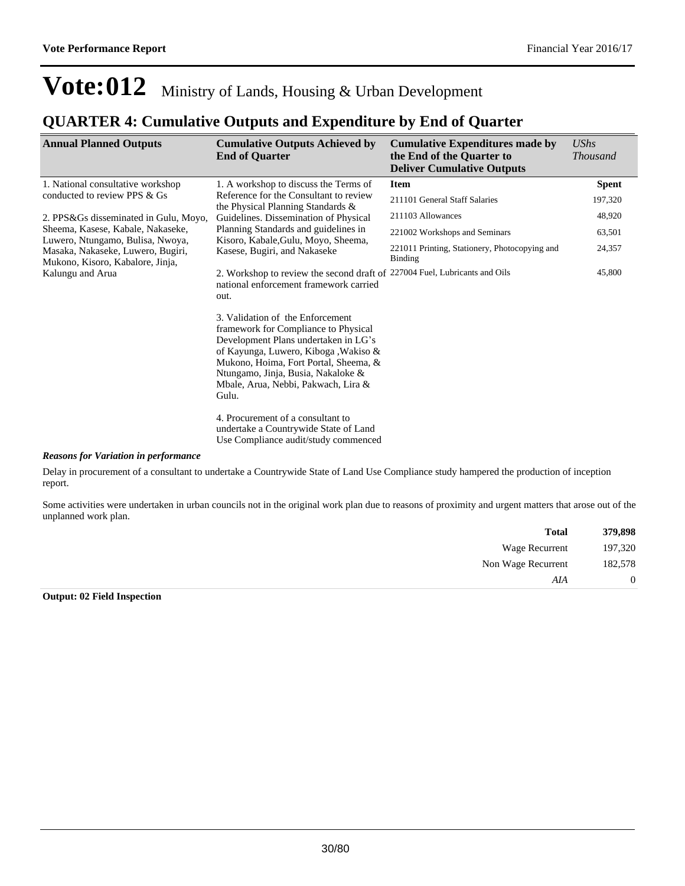# Vote:012 Ministry of Lands, Housing & Urban Development

## QUARTER 4: Cumulative Outputs and Expenditure by End of Quarter

| Annual Planned Outputs | Cumulative Outputs Achieved by End of Quarter | Cumulative Expenditures made by the End of the Quarter to Deliver Cumulative Outputs | *UShs Thousand* |
|---|---|---|---|
| 1. National consultative workshop conducted to review PPS & Gs<br><br>2. PPS&Gs disseminated in Gulu, Moyo, Sheema, Kasese, Kabale, Nakaseke, Luwero, Ntungamo, Bulisa, Nwoya, Masaka, Nakaseke, Luwero, Bugiri, Mukono, Kisoro, Kabalore, Jinja, Kalungu and Arua | 1. A workshop to discuss the Terms of Reference for the Consultant to review the Physical Planning Standards & Guidelines. Dissemination of Physical Planning Standards and guidelines in Kisoro, Kabale,Gulu, Moyo, Sheema, Kasese, Bugiri, and Nakaseke<br><br>2. Workshop to review the second draft of national enforcement framework carried out.<br><br>3. Validation of the Enforcement framework for Compliance to Physical Development Plans undertaken in LG's of Kayunga, Luwero, Kiboga ,Wakiso & Mukono, Hoima, Fort Portal, Sheema, & Ntungamo, Jinja, Busia, Nakaloke & Mbale, Arua, Nebbi, Pakwach, Lira & Gulu.<br><br>4. Procurement of a consultant to undertake a Countrywide State of Land Use Compliance audit/study commenced | **Item** | **Spent** |
| | | 211101 General Staff Salaries | 197,320 |
| | | 211103 Allowances | 48,920 |
| | | 221002 Workshops and Seminars | 63,501 |
| | | 221011 Printing, Stationery, Photocopying and Binding | 24,357 |
| | | 227004 Fuel, Lubricants and Oils | 45,800 |

***Reasons for Variation in performance***

Delay in procurement of a consultant to undertake a Countrywide State of Land Use Compliance study hampered the production of inception report.

Some activities were undertaken in urban councils not in the original work plan due to reasons of proximity and urgent matters that arose out of the unplanned work plan.

| | |
|---|---|
| **Total** | **379,898** |
| Wage Recurrent | 197,320 |
| Non Wage Recurrent | 182,578 |
| *AIA* | 0 |

**Output: 02 Field Inspection**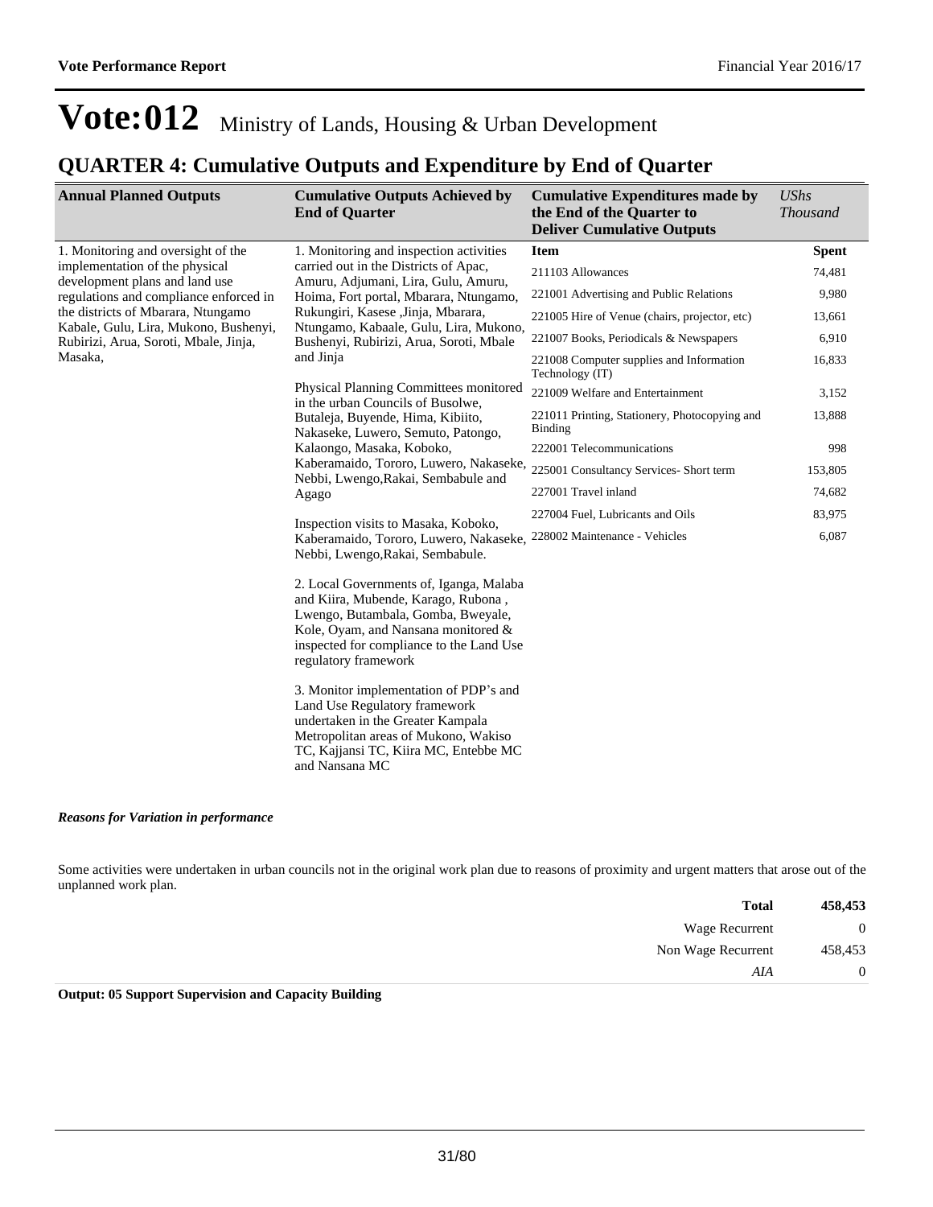# Vote:012 Ministry of Lands, Housing & Urban Development

## QUARTER 4: Cumulative Outputs and Expenditure by End of Quarter

| Annual Planned Outputs | Cumulative Outputs Achieved by End of Quarter | Cumulative Expenditures made by the End of the Quarter to Deliver Cumulative Outputs | *UShs Thousand* |
|---|---|---|---|
| 1. Monitoring and oversight of the implementation of the physical development plans and land use regulations and compliance enforced in the districts of Mbarara, Ntungamo Kabale, Gulu, Lira, Mukono, Bushenyi, Rubirizi, Arua, Soroti, Mbale, Jinja, Masaka, | 1. Monitoring and inspection activities carried out in the Districts of Apac, Amuru, Adjumani, Lira, Gulu, Amuru, Hoima, Fort portal, Mbarara, Ntungamo, Rukungiri, Kasese ,Jinja, Mbarara, Ntungamo, Kabaale, Gulu, Lira, Mukono, Bushenyi, Rubirizi, Arua, Soroti, Mbale and Jinja<br><br>Physical Planning Committees monitored in the urban Councils of Busolwe, Butaleja, Buyende, Hima, Kibiito, Nakaseke, Luwero, Semuto, Patongo, Kalaongo, Masaka, Koboko, Kaberamaido, Tororo, Luwero, Nakaseke, Nebbi, Lwengo,Rakai, Sembabule and Agago<br><br>Inspection visits to Masaka, Koboko, Kaberamaido, Tororo, Luwero, Nakaseke, Nebbi, Lwengo,Rakai, Sembabule.<br><br>2. Local Governments of, Iganga, Malaba and Kiira, Mubende, Karago, Rubona , Lwengo, Butambala, Gomba, Bweyale, Kole, Oyam, and Nansana monitored & inspected for compliance to the Land Use regulatory framework<br><br>3. Monitor implementation of PDP's and Land Use Regulatory framework undertaken in the Greater Kampala Metropolitan areas of Mukono, Wakiso TC, Kajjansi TC, Kiira MC, Entebbe MC and Nansana MC | **Item** | **Spent** |
| | | 211103 Allowances | 74,481 |
| | | 221001 Advertising and Public Relations | 9,980 |
| | | 221005 Hire of Venue (chairs, projector, etc) | 13,661 |
| | | 221007 Books, Periodicals & Newspapers | 6,910 |
| | | 221008 Computer supplies and Information Technology (IT) | 16,833 |
| | | 221009 Welfare and Entertainment | 3,152 |
| | | 221011 Printing, Stationery, Photocopying and Binding | 13,888 |
| | | 222001 Telecommunications | 998 |
| | | 225001 Consultancy Services- Short term | 153,805 |
| | | 227001 Travel inland | 74,682 |
| | | 227004 Fuel, Lubricants and Oils | 83,975 |
| | | 228002 Maintenance - Vehicles | 6,087 |

***Reasons for Variation in performance***

Some activities were undertaken in urban councils not in the original work plan due to reasons of proximity and urgent matters that arose out of the unplanned work plan.

| | |
|---|---|
| **Total** | **458,453** |
| Wage Recurrent | 0 |
| Non Wage Recurrent | 458,453 |
| *AIA* | 0 |

**Output: 05 Support Supervision and Capacity Building**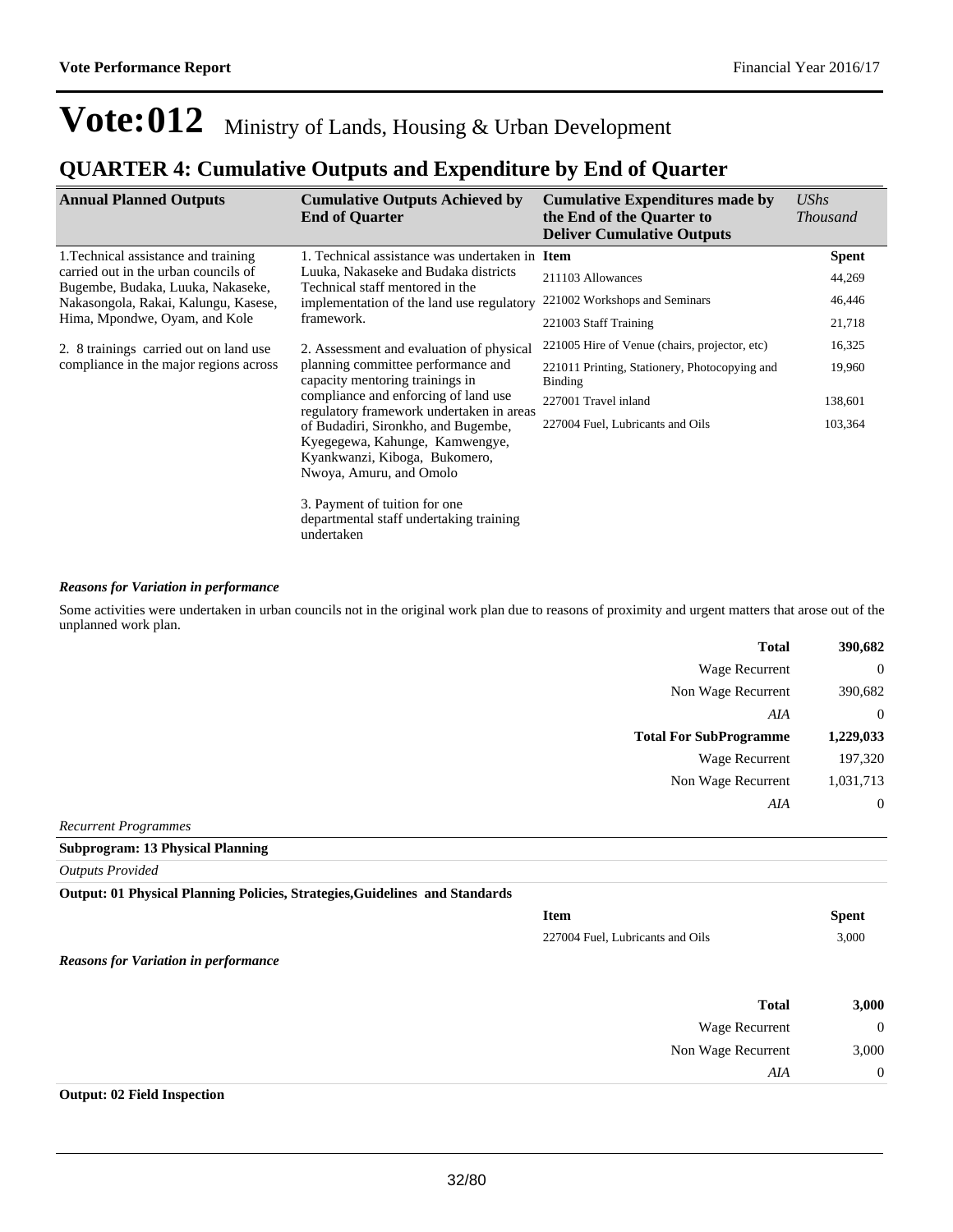# Vote:012 Ministry of Lands, Housing & Urban Development

## QUARTER 4: Cumulative Outputs and Expenditure by End of Quarter

| Annual Planned Outputs | Cumulative Outputs Achieved by End of Quarter | Cumulative Expenditures made by the End of the Quarter to Deliver Cumulative Outputs | *UShs Thousand* |
|---|---|---|---|
| 1.Technical assistance and training carried out in the urban councils of Bugembe, Budaka, Luuka, Nakaseke, Nakasongola, Rakai, Kalungu, Kasese, Hima, Mpondwe, Oyam, and Kole<br><br>2. 8 trainings carried out on land use compliance in the major regions across | 1. Technical assistance was undertaken in Luuka, Nakaseke and Budaka districts Technical staff mentored in the implementation of the land use regulatory framework.<br><br>2. Assessment and evaluation of physical planning committee performance and capacity mentoring trainings in compliance and enforcing of land use regulatory framework undertaken in areas of Budadiri, Sironkho, and Bugembe, Kyegegewa, Kahunge, Kamwengye, Kyankwanzi, Kiboga, Bukomero, Nwoya, Amuru, and Omolo<br><br>3. Payment of tuition for one departmental staff undertaking training undertaken | **Item** | **Spent** |
| | | 211103 Allowances | 44,269 |
| | | 221002 Workshops and Seminars | 46,446 |
| | | 221003 Staff Training | 21,718 |
| | | 221005 Hire of Venue (chairs, projector, etc) | 16,325 |
| | | 221011 Printing, Stationery, Photocopying and Binding | 19,960 |
| | | 227001 Travel inland | 138,601 |
| | | 227004 Fuel, Lubricants and Oils | 103,364 |

***Reasons for Variation in performance***

Some activities were undertaken in urban councils not in the original work plan due to reasons of proximity and urgent matters that arose out of the unplanned work plan.

| | |
|---|---|
| **Total** | **390,682** |
| Wage Recurrent | 0 |
| Non Wage Recurrent | 390,682 |
| *AIA* | 0 |
| **Total For SubProgramme** | **1,229,033** |
| Wage Recurrent | 197,320 |
| Non Wage Recurrent | 1,031,713 |
| *AIA* | 0 |

*Recurrent Programmes*

**Subprogram: 13 Physical Planning**

*Outputs Provided*

**Output: 01 Physical Planning Policies, Strategies,Guidelines and Standards**

| Item | Spent |
|---|---|
| 227004 Fuel, Lubricants and Oils | 3,000 |

***Reasons for Variation in performance***

| | |
|---|---|
| **Total** | **3,000** |
| Wage Recurrent | 0 |
| Non Wage Recurrent | 3,000 |
| *AIA* | 0 |

**Output: 02 Field Inspection**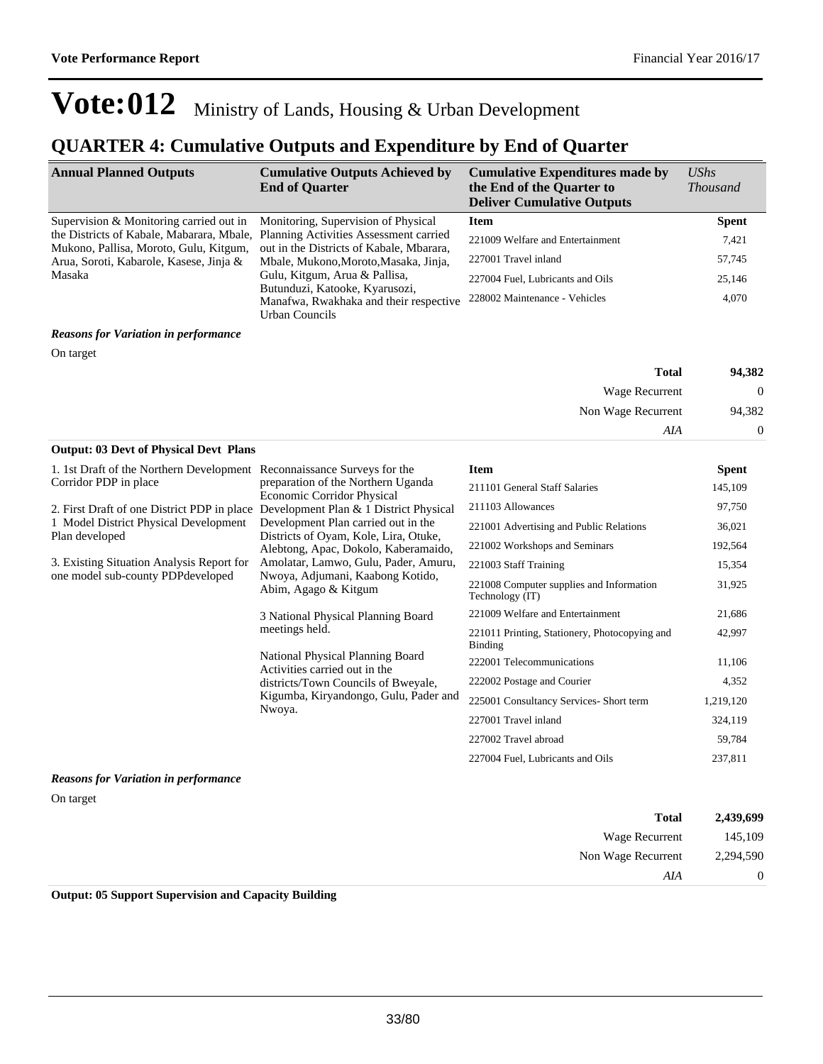# Vote:012 Ministry of Lands, Housing & Urban Development

## QUARTER 4: Cumulative Outputs and Expenditure by End of Quarter

| Annual Planned Outputs | Cumulative Outputs Achieved by End of Quarter | Cumulative Expenditures made by the End of the Quarter to Deliver Cumulative Outputs | *UShs Thousand* |
|---|---|---|---|
| Supervision & Monitoring carried out in the Districts of Kabale, Mabarara, Mbale, Mukono, Pallisa, Moroto, Gulu, Kitgum, Arua, Soroti, Kabarole, Kasese, Jinja & Masaka | Monitoring, Supervision of Physical Planning Activities Assessment carried out in the Districts of Kabale, Mbarara, Mbale, Mukono,Moroto,Masaka, Jinja, Gulu, Kitgum, Arua & Pallisa, Butunduzi, Katooke, Kyarusozi, Manafwa, Rwakhaka and their respective Urban Councils | **Item** | **Spent** |
| | | 221009 Welfare and Entertainment | 7,421 |
| | | 227001 Travel inland | 57,745 |
| | | 227004 Fuel, Lubricants and Oils | 25,146 |
| | | 228002 Maintenance - Vehicles | 4,070 |

***Reasons for Variation in performance***

On target

| | |
|---|---|
| **Total** | **94,382** |
| Wage Recurrent | 0 |
| Non Wage Recurrent | 94,382 |
| *AIA* | 0 |

**Output: 03 Devt of Physical Devt Plans**

| Annual Planned Outputs | Cumulative Outputs Achieved by End of Quarter | Item | Spent |
|---|---|---|---|
| 1. 1st Draft of the Northern Development Corridor PDP in place<br><br>2. First Draft of one District PDP in place 1 Model District Physical Development Plan developed<br><br>3. Existing Situation Analysis Report for one model sub-county PDPdeveloped | Reconnaissance Surveys for the preparation of the Northern Uganda Economic Corridor Physical Development Plan & 1 District Physical Development Plan carried out in the Districts of Oyam, Kole, Lira, Otuke, Alebtong, Apac, Dokolo, Kaberamaido, Amolatar, Lamwo, Gulu, Pader, Amuru, Nwoya, Adjumani, Kaabong Kotido, Abim, Agago & Kitgum<br><br>3 National Physical Planning Board meetings held.<br><br>National Physical Planning Board Activities carried out in the districts/Town Councils of Bweyale, Kigumba, Kiryandongo, Gulu, Pader and Nwoya. | 211101 General Staff Salaries | 145,109 |
| | | 211103 Allowances | 97,750 |
| | | 221001 Advertising and Public Relations | 36,021 |
| | | 221002 Workshops and Seminars | 192,564 |
| | | 221003 Staff Training | 15,354 |
| | | 221008 Computer supplies and Information Technology (IT) | 31,925 |
| | | 221009 Welfare and Entertainment | 21,686 |
| | | 221011 Printing, Stationery, Photocopying and Binding | 42,997 |
| | | 222001 Telecommunications | 11,106 |
| | | 222002 Postage and Courier | 4,352 |
| | | 225001 Consultancy Services- Short term | 1,219,120 |
| | | 227001 Travel inland | 324,119 |
| | | 227002 Travel abroad | 59,784 |
| | | 227004 Fuel, Lubricants and Oils | 237,811 |

***Reasons for Variation in performance***

On target

| | |
|---|---|
| **Total** | **2,439,699** |
| Wage Recurrent | 145,109 |
| Non Wage Recurrent | 2,294,590 |
| *AIA* | 0 |

**Output: 05 Support Supervision and Capacity Building**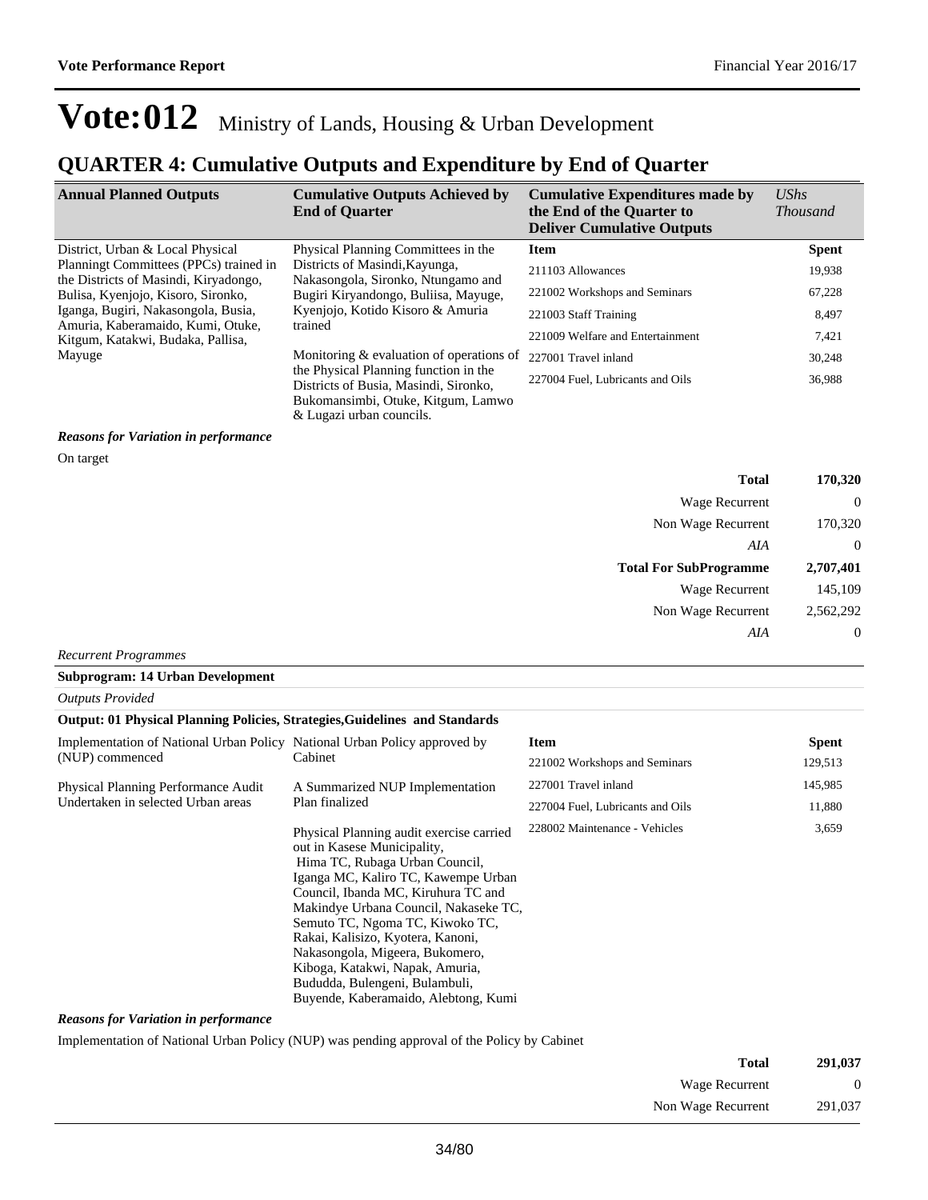# Vote:012 Ministry of Lands, Housing & Urban Development

## QUARTER 4: Cumulative Outputs and Expenditure by End of Quarter

| Annual Planned Outputs | Cumulative Outputs Achieved by End of Quarter | Cumulative Expenditures made by the End of the Quarter to Deliver Cumulative Outputs | *UShs Thousand* |
|---|---|---|---|
| District, Urban & Local Physical Planningt Committees (PPCs) trained in the Districts of Masindi, Kiryadongo, Bulisa, Kyenjojo, Kisoro, Sironko, Iganga, Bugiri, Nakasongola, Busia, Amuria, Kaberamaido, Kumi, Otuke, Kitgum, Katakwi, Budaka, Pallisa, Mayuge | Physical Planning Committees in the Districts of Masindi,Kayunga, Nakasongola, Sironko, Ntungamo and Bugiri Kiryandongo, Buliisa, Mayuge, Kyenjojo, Kotido Kisoro & Amuria trained<br><br>Monitoring & evaluation of operations of the Physical Planning function in the Districts of Busia, Masindi, Sironko, Bukomansimbi, Otuke, Kitgum, Lamwo & Lugazi urban councils. | **Item** | **Spent** |
| | | 211103 Allowances | 19,938 |
| | | 221002 Workshops and Seminars | 67,228 |
| | | 221003 Staff Training | 8,497 |
| | | 221009 Welfare and Entertainment | 7,421 |
| | | 227001 Travel inland | 30,248 |
| | | 227004 Fuel, Lubricants and Oils | 36,988 |

***Reasons for Variation in performance***

On target

| | |
|---|---|
| **Total** | **170,320** |
| Wage Recurrent | 0 |
| Non Wage Recurrent | 170,320 |
| *AIA* | 0 |
| **Total For SubProgramme** | **2,707,401** |
| Wage Recurrent | 145,109 |
| Non Wage Recurrent | 2,562,292 |
| *AIA* | 0 |

*Recurrent Programmes*

**Subprogram: 14 Urban Development**

*Outputs Provided*

**Output: 01 Physical Planning Policies, Strategies,Guidelines and Standards**

| Annual Planned Outputs | Cumulative Outputs Achieved by End of Quarter | Item | Spent |
|---|---|---|---|
| Implementation of National Urban Policy (NUP) commenced<br><br>Physical Planning Performance Audit Undertaken in selected Urban areas | National Urban Policy approved by Cabinet<br><br>A Summarized NUP Implementation Plan finalized<br><br>Physical Planning audit exercise carried out in Kasese Municipality, Hima TC, Rubaga Urban Council, Iganga MC, Kaliro TC, Kawempe Urban Council, Ibanda MC, Kiruhura TC and Makindye Urbana Council, Nakaseke TC, Semuto TC, Ngoma TC, Kiwoko TC, Rakai, Kalisizo, Kyotera, Kanoni, Nakasongola, Migeera, Bukomero, Kiboga, Katakwi, Napak, Amuria, Bududda, Bulengeni, Bulambuli, Buyende, Kaberamaido, Alebtong, Kumi | 221002 Workshops and Seminars | 129,513 |
| | | 227001 Travel inland | 145,985 |
| | | 227004 Fuel, Lubricants and Oils | 11,880 |
| | | 228002 Maintenance - Vehicles | 3,659 |

***Reasons for Variation in performance***

Implementation of National Urban Policy (NUP) was pending approval of the Policy by Cabinet

| | |
|---|---|
| **Total** | **291,037** |
| Wage Recurrent | 0 |
| Non Wage Recurrent | 291,037 |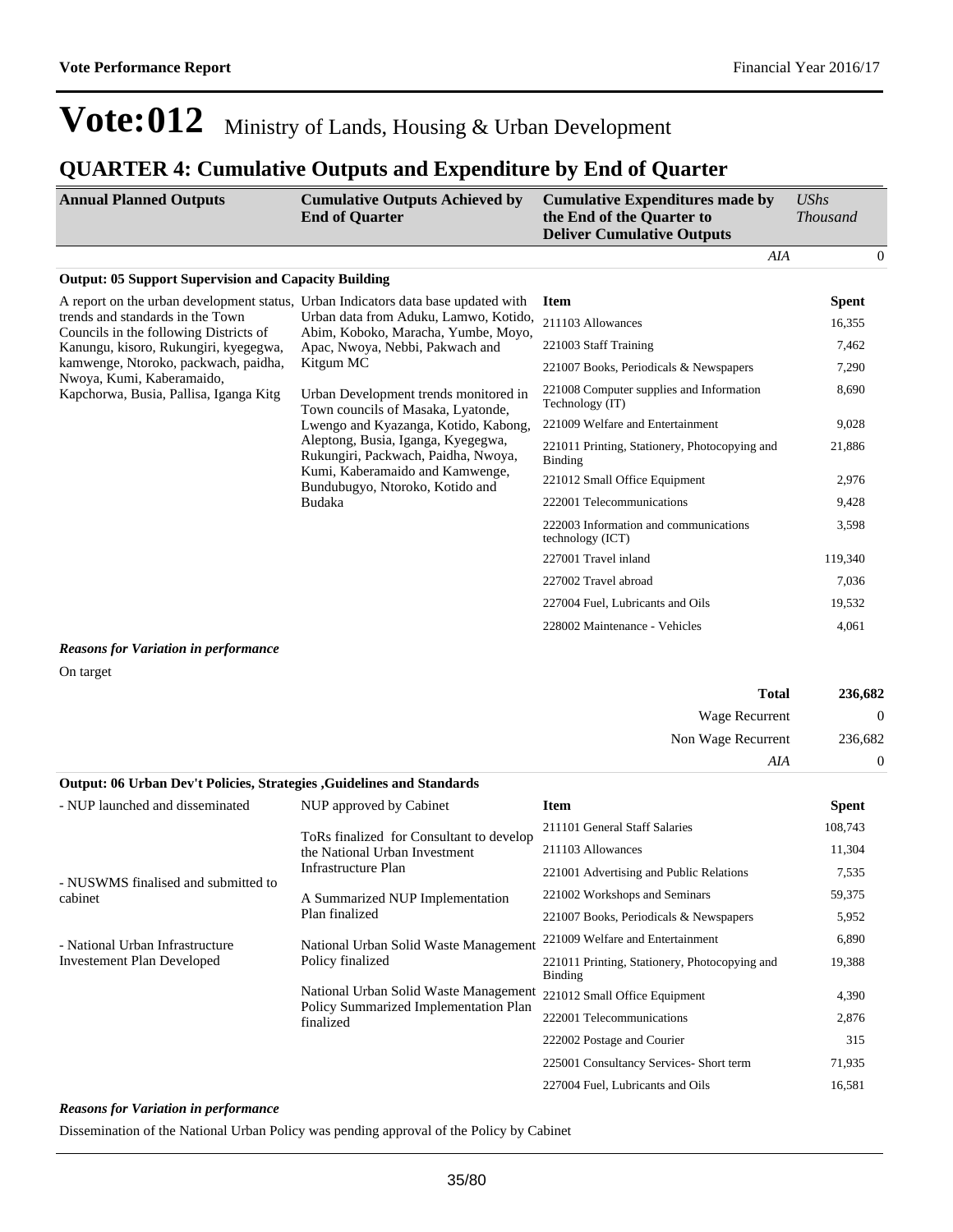# Vote:012 Ministry of Lands, Housing & Urban Development

## QUARTER 4: Cumulative Outputs and Expenditure by End of Quarter

| Annual Planned Outputs | Cumulative Outputs Achieved by End of Quarter | Cumulative Expenditures made by the End of the Quarter to Deliver Cumulative Outputs | UShs Thousand |
|---|---|---|---|
| | | *AIA* | 0 |

**Output: 05 Support Supervision and Capacity Building**

| Annual Planned Outputs | Cumulative Outputs Achieved by End of Quarter | Item | Spent |
|---|---|---|---|
| A report on the urban development status, trends and standards in the Town Councils in the following Districts of Kanungu, kisoro, Rukungiri, kyegegwa, kamwenge, Ntoroko, packwach, paidha, Nwoya, Kumi, Kaberamaido, Kapchorwa, Busia, Pallisa, Iganga Kitg | Urban Indicators data base updated with Urban data from Aduku, Lamwo, Kotido, Abim, Koboko, Maracha, Yumbe, Moyo, Apac, Nwoya, Nebbi, Pakwach and Kitgum MC<br><br>Urban Development trends monitored in Town councils of Masaka, Lyatonde, Lwengo and Kyazanga, Kotido, Kabong, Aleptong, Busia, Iganga, Kyegegwa, Rukungiri, Packwach, Paidha, Nwoya, Kumi, Kaberamaido and Kamwenge, Bundubugyo, Ntoroko, Kotido and Budaka | 211103 Allowances | 16,355 |
| | | 221003 Staff Training | 7,462 |
| | | 221007 Books, Periodicals & Newspapers | 7,290 |
| | | 221008 Computer supplies and Information Technology (IT) | 8,690 |
| | | 221009 Welfare and Entertainment | 9,028 |
| | | 221011 Printing, Stationery, Photocopying and Binding | 21,886 |
| | | 221012 Small Office Equipment | 2,976 |
| | | 222001 Telecommunications | 9,428 |
| | | 222003 Information and communications technology (ICT) | 3,598 |
| | | 227001 Travel inland | 119,340 |
| | | 227002 Travel abroad | 7,036 |
| | | 227004 Fuel, Lubricants and Oils | 19,532 |
| | | 228002 Maintenance - Vehicles | 4,061 |

***Reasons for Variation in performance***

On target

| | |
|---|---|
| **Total** | **236,682** |
| Wage Recurrent | 0 |
| Non Wage Recurrent | 236,682 |
| *AIA* | 0 |

**Output: 06 Urban Dev't Policies, Strategies ,Guidelines and Standards**

| Annual Planned Outputs | Cumulative Outputs Achieved by End of Quarter | Item | Spent |
|---|---|---|---|
| - NUP launched and disseminated<br><br>- NUSWMS finalised and submitted to cabinet<br><br>- National Urban Infrastructure Investement Plan Developed | NUP approved by Cabinet<br><br>ToRs finalized for Consultant to develop the National Urban Investment Infrastructure Plan<br><br>A Summarized NUP Implementation Plan finalized<br><br>National Urban Solid Waste Management Policy finalized<br><br>National Urban Solid Waste Management Policy Summarized Implementation Plan finalized | 211101 General Staff Salaries | 108,743 |
| | | 211103 Allowances | 11,304 |
| | | 221001 Advertising and Public Relations | 7,535 |
| | | 221002 Workshops and Seminars | 59,375 |
| | | 221007 Books, Periodicals & Newspapers | 5,952 |
| | | 221009 Welfare and Entertainment | 6,890 |
| | | 221011 Printing, Stationery, Photocopying and Binding | 19,388 |
| | | 221012 Small Office Equipment | 4,390 |
| | | 222001 Telecommunications | 2,876 |
| | | 222002 Postage and Courier | 315 |
| | | 225001 Consultancy Services- Short term | 71,935 |
| | | 227004 Fuel, Lubricants and Oils | 16,581 |

***Reasons for Variation in performance***

Dissemination of the National Urban Policy was pending approval of the Policy by Cabinet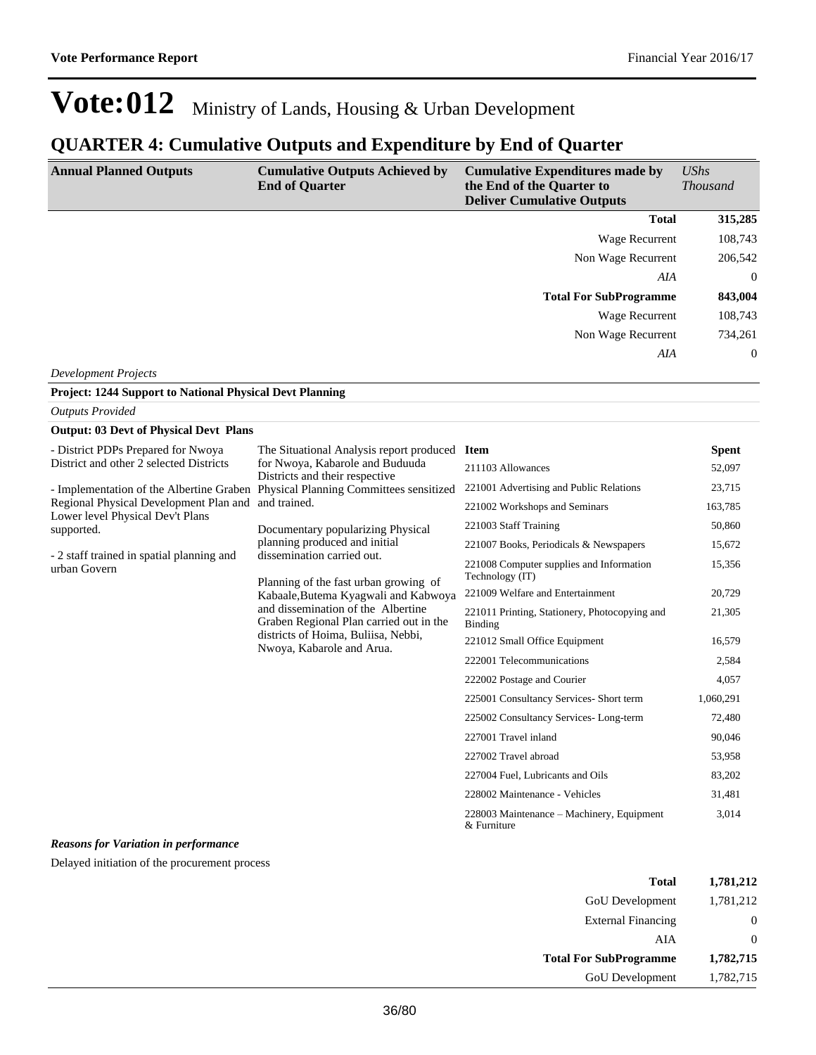# Vote:012 Ministry of Lands, Housing & Urban Development

## QUARTER 4: Cumulative Outputs and Expenditure by End of Quarter

| Annual Planned Outputs | Cumulative Outputs Achieved by End of Quarter | Cumulative Expenditures made by the End of the Quarter to Deliver Cumulative Outputs | *UShs Thousand* |
|---|---|---|---|
| | | **Total** | **315,285** |
| | | Wage Recurrent | 108,743 |
| | | Non Wage Recurrent | 206,542 |
| | | *AIA* | 0 |
| | | **Total For SubProgramme** | **843,004** |
| | | Wage Recurrent | 108,743 |
| | | Non Wage Recurrent | 734,261 |
| | | *AIA* | 0 |

*Development Projects*

**Project: 1244 Support to National Physical Devt Planning**

*Outputs Provided*

**Output: 03 Devt of Physical Devt Plans**

| Annual Planned Outputs | Cumulative Outputs Achieved by End of Quarter | Item | Spent |
|---|---|---|---|
| - District PDPs Prepared for Nwoya District and other 2 selected Districts<br><br>- Implementation of the Albertine Graben Regional Physical Development Plan and Lower level Physical Dev't Plans supported.<br><br>- 2 staff trained in spatial planning and urban Govern | The Situational Analysis report produced for Nwoya, Kabarole and Bududa Districts and their respective Physical Planning Committees sensitized and trained.<br><br>Documentary popularizing Physical planning produced and initial dissemination carried out.<br><br>Planning of the fast urban growing of Kabaale,Butema Kyagwali and Kabwoya and dissemination of the Albertine Graben Regional Plan carried out in the districts of Hoima, Buliisa, Nebbi, Nwoya, Kabarole and Arua. | 211103 Allowances | 52,097 |
| | | 221001 Advertising and Public Relations | 23,715 |
| | | 221002 Workshops and Seminars | 163,785 |
| | | 221003 Staff Training | 50,860 |
| | | 221007 Books, Periodicals & Newspapers | 15,672 |
| | | 221008 Computer supplies and Information Technology (IT) | 15,356 |
| | | 221009 Welfare and Entertainment | 20,729 |
| | | 221011 Printing, Stationery, Photocopying and Binding | 21,305 |
| | | 221012 Small Office Equipment | 16,579 |
| | | 222001 Telecommunications | 2,584 |
| | | 222002 Postage and Courier | 4,057 |
| | | 225001 Consultancy Services- Short term | 1,060,291 |
| | | 225002 Consultancy Services- Long-term | 72,480 |
| | | 227001 Travel inland | 90,046 |
| | | 227002 Travel abroad | 53,958 |
| | | 227004 Fuel, Lubricants and Oils | 83,202 |
| | | 228002 Maintenance - Vehicles | 31,481 |
| | | 228003 Maintenance – Machinery, Equipment & Furniture | 3,014 |

***Reasons for Variation in performance***

Delayed initiation of the procurement process

| | |
|---|---|
| **Total** | **1,781,212** |
| GoU Development | 1,781,212 |
| External Financing | 0 |
| AIA | 0 |
| **Total For SubProgramme** | **1,782,715** |
| GoU Development | 1,782,715 |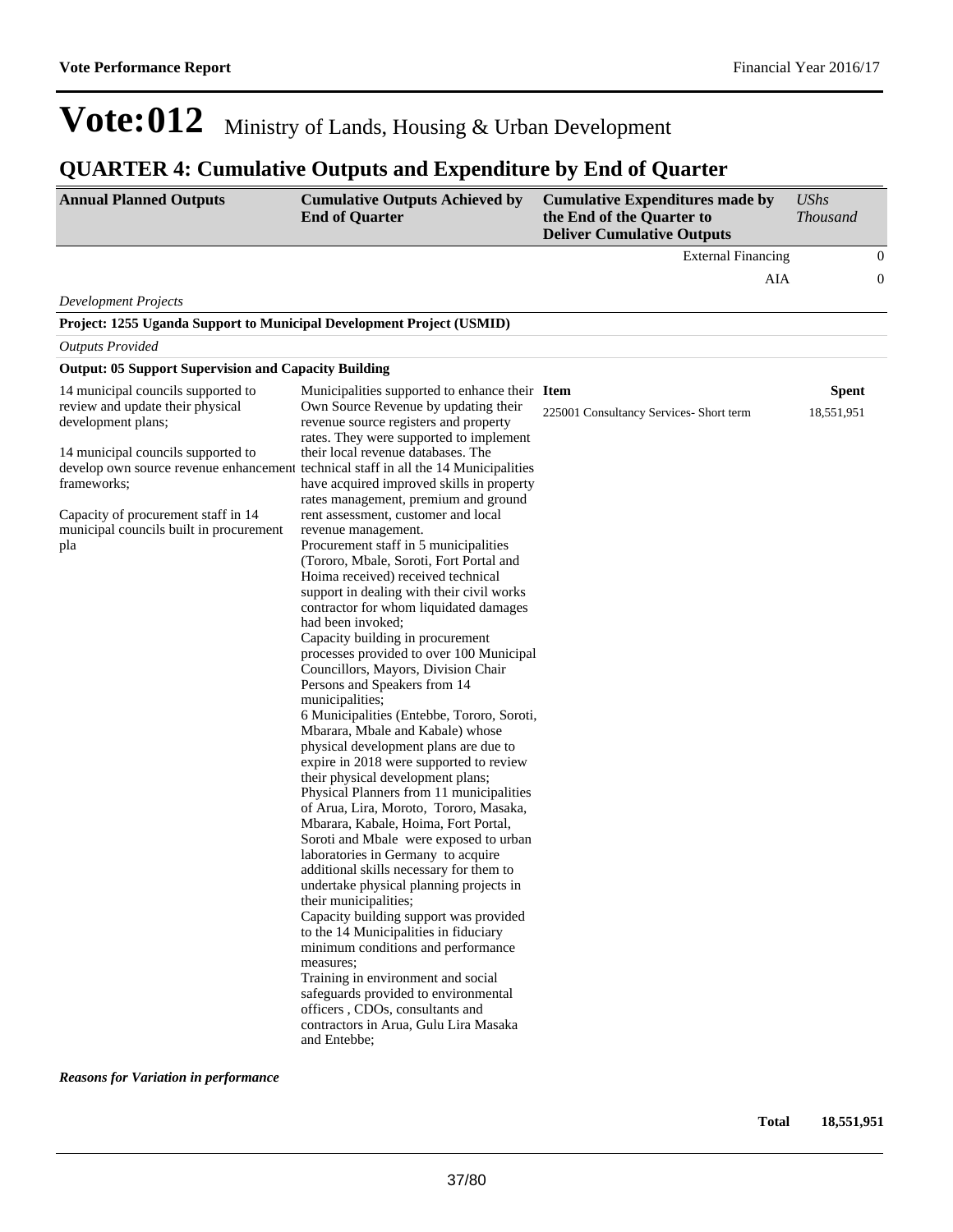# Vote:012 Ministry of Lands, Housing & Urban Development

## QUARTER 4: Cumulative Outputs and Expenditure by End of Quarter

| Annual Planned Outputs | Cumulative Outputs Achieved by End of Quarter | Cumulative Expenditures made by the End of the Quarter to Deliver Cumulative Outputs | *UShs Thousand* |
|---|---|---|---|
| | | External Financing | 0 |
| | | AIA | 0 |

*Development Projects*

**Project: 1255 Uganda Support to Municipal Development Project (USMID)**

*Outputs Provided*

**Output: 05 Support Supervision and Capacity Building**

| Annual Planned Outputs | Cumulative Outputs Achieved by End of Quarter | Item | Spent |
|---|---|---|---|
| 14 municipal councils supported to review and update their physical development plans;<br><br>14 municipal councils supported to develop own source revenue enhancement frameworks;<br><br>Capacity of procurement staff in 14 municipal councils built in procurement pla | Municipalities supported to enhance their Own Source Revenue by updating their revenue source registers and property rates. They were supported to implement their local revenue databases. The technical staff in all the 14 Municipalities have acquired improved skills in property rates management, premium and ground rent assessment, customer and local revenue management.<br>Procurement staff in 5 municipalities (Tororo, Mbale, Soroti, Fort Portal and Hoima received) received technical support in dealing with their civil works contractor for whom liquidated damages had been invoked;<br>Capacity building in procurement processes provided to over 100 Municipal Councillors, Mayors, Division Chair Persons and Speakers from 14 municipalities;<br>6 Municipalities (Entebbe, Tororo, Soroti, Mbarara, Mbale and Kabale) whose physical development plans are due to expire in 2018 were supported to review their physical development plans;<br>Physical Planners from 11 municipalities of Arua, Lira, Moroto, Tororo, Masaka, Mbarara, Kabale, Hoima, Fort Portal, Soroti and Mbale were exposed to urban laboratories in Germany to acquire additional skills necessary for them to undertake physical planning projects in their municipalities;<br>Capacity building support was provided to the 14 Municipalities in fiduciary minimum conditions and performance measures;<br>Training in environment and social safeguards provided to environmental officers , CDOs, consultants and contractors in Arua, Gulu Lira Masaka and Entebbe; | 225001 Consultancy Services- Short term | 18,551,951 |

***Reasons for Variation in performance***

| | |
|---|---|
| **Total** | **18,551,951** |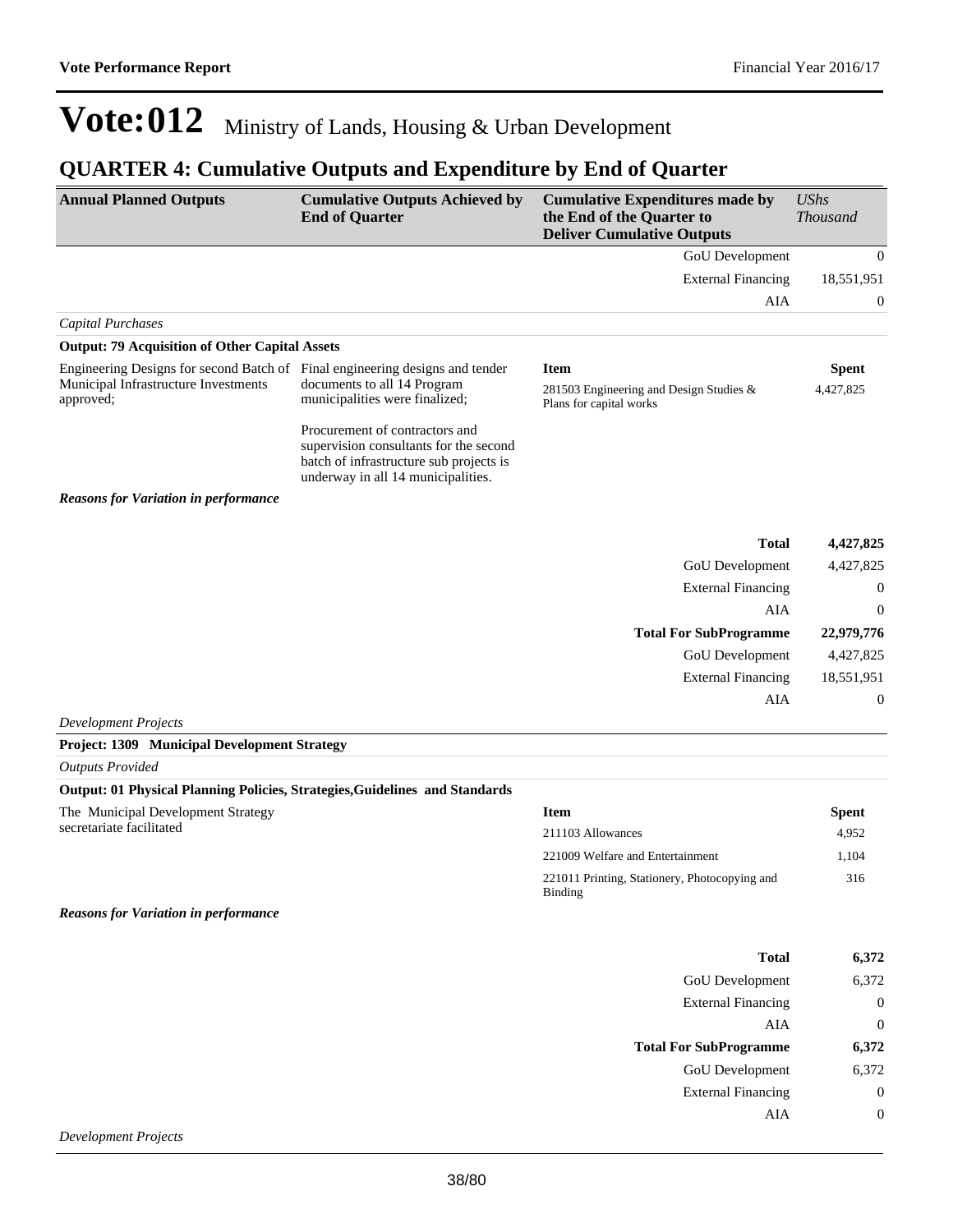# Vote:012 Ministry of Lands, Housing & Urban Development

## QUARTER 4: Cumulative Outputs and Expenditure by End of Quarter

| Annual Planned Outputs | Cumulative Outputs Achieved by End of Quarter | Cumulative Expenditures made by the End of the Quarter to Deliver Cumulative Outputs | *UShs Thousand* |
|---|---|---|---|
| | | GoU Development | 0 |
| | | External Financing | 18,551,951 |
| | | AIA | 0 |
| *Capital Purchases* | | | |
| **Output: 79 Acquisition of Other Capital Assets** | | | |
| Engineering Designs for second Batch of Municipal Infrastructure Investments approved; | Final engineering designs and tender documents to all 14 Program municipalities were finalized;<br><br>Procurement of contractors and supervision consultants for the second batch of infrastructure sub projects is underway in all 14 municipalities. | **Item** | **Spent** |
| | | 281503 Engineering and Design Studies & Plans for capital works | 4,427,825 |
| ***Reasons for Variation in performance*** | | | |
| | | **Total** | **4,427,825** |
| | | GoU Development | 4,427,825 |
| | | External Financing | 0 |
| | | AIA | 0 |
| | | **Total For SubProgramme** | **22,979,776** |
| | | GoU Development | 4,427,825 |
| | | External Financing | 18,551,951 |
| | | AIA | 0 |
| *Development Projects* | | | |
| **Project: 1309 Municipal Development Strategy** | | | |
| *Outputs Provided* | | | |
| **Output: 01 Physical Planning Policies, Strategies,Guidelines and Standards** | | | |
| The Municipal Development Strategy secretariate facilitated | | **Item** | **Spent** |
| | | 211103 Allowances | 4,952 |
| | | 221009 Welfare and Entertainment | 1,104 |
| | | 221011 Printing, Stationery, Photocopying and Binding | 316 |
| ***Reasons for Variation in performance*** | | | |
| | | **Total** | **6,372** |
| | | GoU Development | 6,372 |
| | | External Financing | 0 |
| | | AIA | 0 |
| | | **Total For SubProgramme** | **6,372** |
| | | GoU Development | 6,372 |
| | | External Financing | 0 |
| | | AIA | 0 |
| *Development Projects* | | | |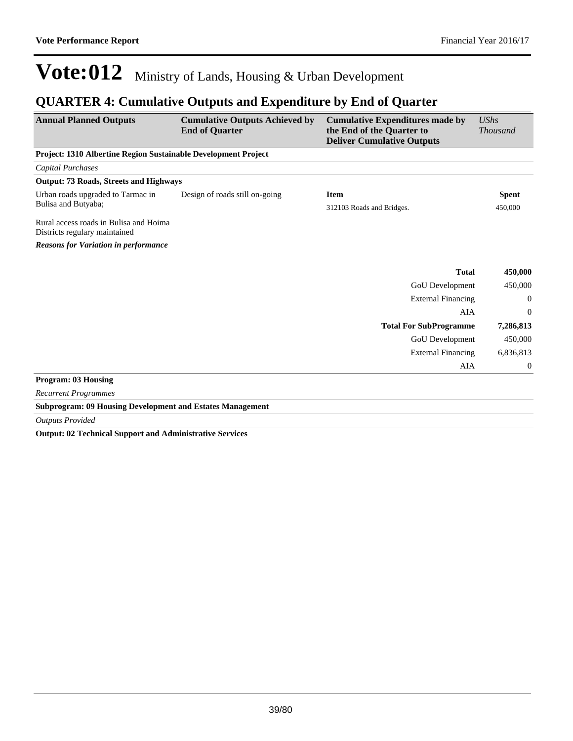# Vote:012 Ministry of Lands, Housing & Urban Development

## QUARTER 4: Cumulative Outputs and Expenditure by End of Quarter

| Annual Planned Outputs | Cumulative Outputs Achieved by End of Quarter | Cumulative Expenditures made by the End of the Quarter to Deliver Cumulative Outputs | *UShs Thousand* |
|---|---|---|---|
| **Project: 1310 Albertine Region Sustainable Development Project** | | | |
| *Capital Purchases* | | | |
| **Output: 73 Roads, Streets and Highways** | | | |
| Urban roads upgraded to Tarmac in Bulisa and Butyaba;<br><br>Rural access roads in Bulisa and Hoima Districts regulary maintained | Design of roads still on-going | **Item**<br>312103 Roads and Bridges. | **Spent**<br>450,000 |
| ***Reasons for Variation in performance*** | | | |
| | | **Total** | **450,000** |
| | | GoU Development | 450,000 |
| | | External Financing | 0 |
| | | AIA | 0 |
| | | **Total For SubProgramme** | **7,286,813** |
| | | GoU Development | 450,000 |
| | | External Financing | 6,836,813 |
| | | AIA | 0 |

**Program: 03 Housing**

*Recurrent Programmes*

**Subprogram: 09 Housing Development and Estates Management**

*Outputs Provided*

**Output: 02 Technical Support and Administrative Services**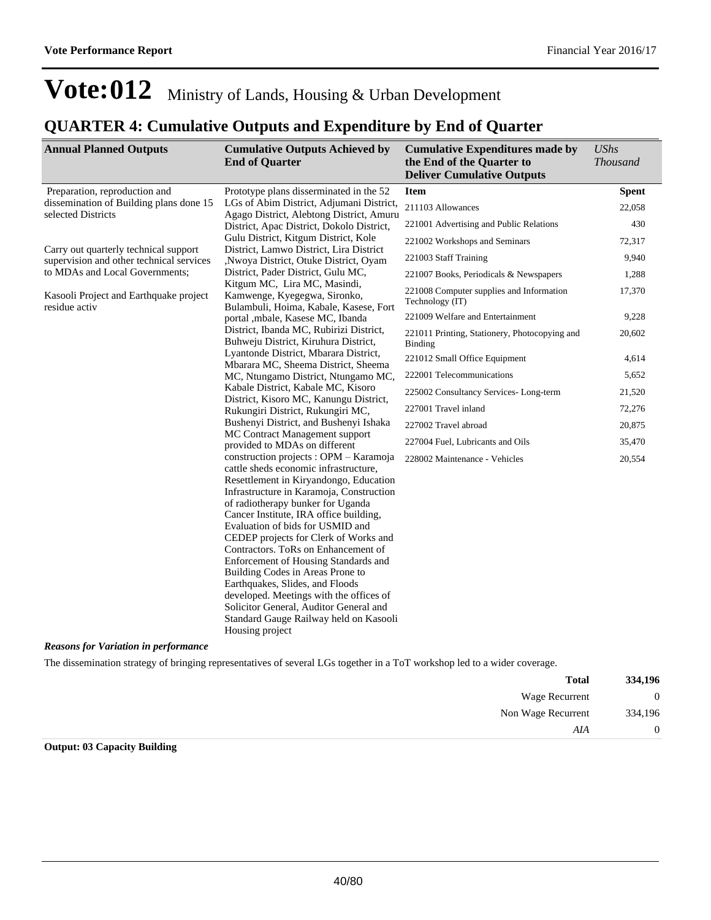# Vote:012 Ministry of Lands, Housing & Urban Development

## QUARTER 4: Cumulative Outputs and Expenditure by End of Quarter

| Annual Planned Outputs | Cumulative Outputs Achieved by End of Quarter | Cumulative Expenditures made by the End of the Quarter to Deliver Cumulative Outputs | *UShs Thousand* |
|---|---|---|---|
| Preparation, reproduction and dissemination of Building plans done 15 selected Districts<br><br>Carry out quarterly technical support supervision and other technical services to MDAs and Local Governments;<br><br>Kasooli Project and Earthquake project residue activ | Prototype plans disserminated in the 52 LGs of Abim District, Adjumani District, Agago District, Alebtong District, Amuru District, Apac District, Dokolo District, Gulu District, Kitgum District, Kole District, Lamwo District, Lira District ,Nwoya District, Otuke District, Oyam District, Pader District, Gulu MC, Kitgum MC, Lira MC, Masindi, Kamwenge, Kyegegwa, Sironko, Bulambuli, Hoima, Kabale, Kasese, Fort portal ,mbale, Kasese MC, Ibanda District, Ibanda MC, Rubirizi District, Buhweju District, Kiruhura District, Lyantonde District, Mbarara District, Mbarara MC, Sheema District, Sheema MC, Ntungamo District, Ntungamo MC, Kabale District, Kabale MC, Kisoro District, Kisoro MC, Kanungu District, Rukungiri District, Rukungiri MC, Bushenyi District, and Bushenyi Ishaka MC Contract Management support provided to MDAs on different construction projects : OPM – Karamoja cattle sheds economic infrastructure, Resettlement in Kiryandongo, Education Infrastructure in Karamoja, Construction of radiotherapy bunker for Uganda Cancer Institute, IRA office building, Evaluation of bids for USMID and CEDEP projects for Clerk of Works and Contractors. ToRs on Enhancement of Enforcement of Housing Standards and Building Codes in Areas Prone to Earthquakes, Slides, and Floods developed. Meetings with the offices of Solicitor General, Auditor General and Standard Gauge Railway held on Kasooli Housing project | **Item** | **Spent** |
| | | 211103 Allowances | 22,058 |
| | | 221001 Advertising and Public Relations | 430 |
| | | 221002 Workshops and Seminars | 72,317 |
| | | 221003 Staff Training | 9,940 |
| | | 221007 Books, Periodicals & Newspapers | 1,288 |
| | | 221008 Computer supplies and Information Technology (IT) | 17,370 |
| | | 221009 Welfare and Entertainment | 9,228 |
| | | 221011 Printing, Stationery, Photocopying and Binding | 20,602 |
| | | 221012 Small Office Equipment | 4,614 |
| | | 222001 Telecommunications | 5,652 |
| | | 225002 Consultancy Services- Long-term | 21,520 |
| | | 227001 Travel inland | 72,276 |
| | | 227002 Travel abroad | 20,875 |
| | | 227004 Fuel, Lubricants and Oils | 35,470 |
| | | 228002 Maintenance - Vehicles | 20,554 |

***Reasons for Variation in performance***

The dissemination strategy of bringing representatives of several LGs together in a ToT workshop led to a wider coverage.

| | |
|---|---|
| **Total** | **334,196** |
| Wage Recurrent | 0 |
| Non Wage Recurrent | 334,196 |
| *AIA* | 0 |

**Output: 03 Capacity Building**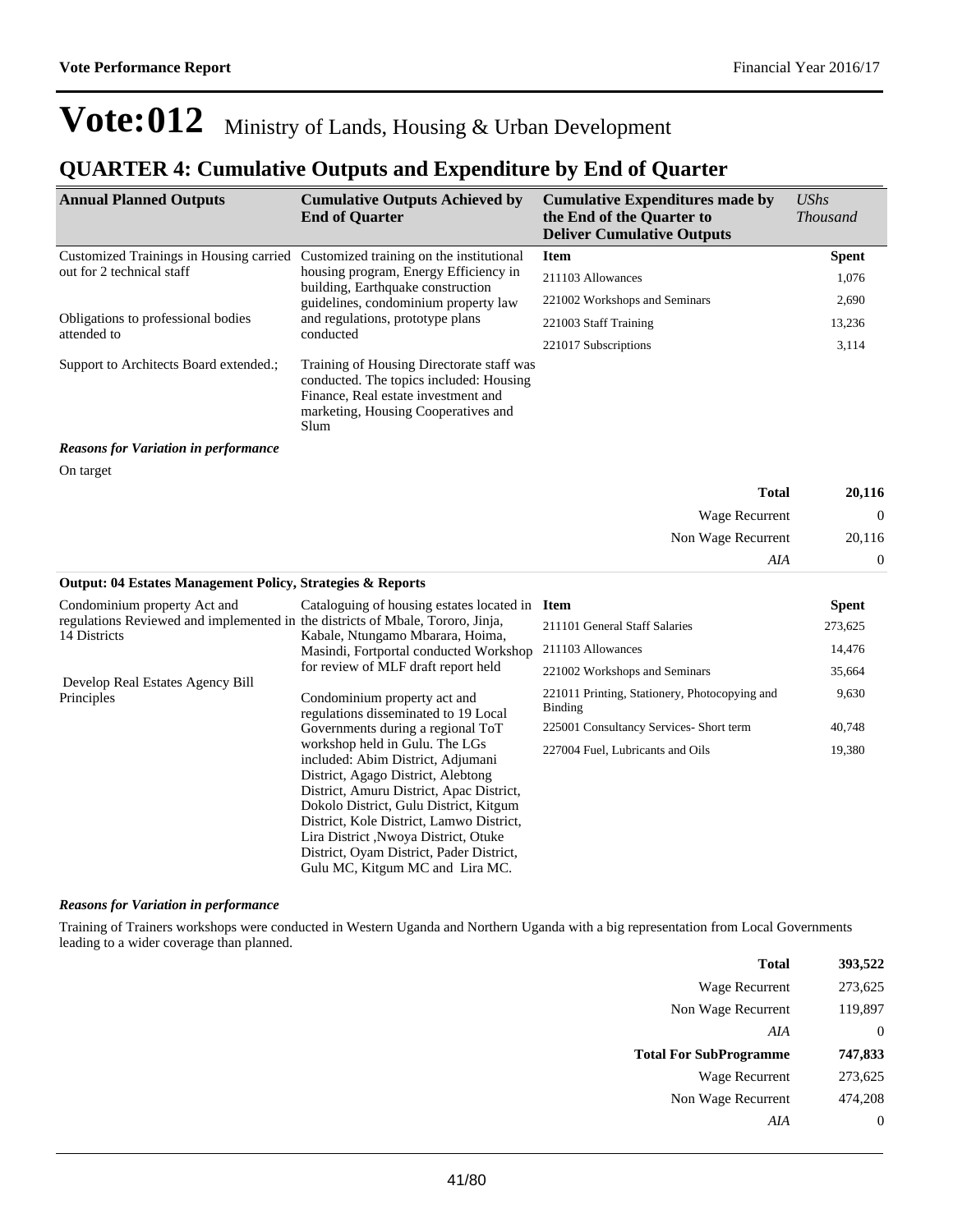# Vote:012 Ministry of Lands, Housing & Urban Development

## QUARTER 4: Cumulative Outputs and Expenditure by End of Quarter

| Annual Planned Outputs | Cumulative Outputs Achieved by End of Quarter | Cumulative Expenditures made by the End of the Quarter to Deliver Cumulative Outputs | *UShs Thousand* |
|---|---|---|---|
| Customized Trainings in Housing carried out for 2 technical staff<br><br>Obligations to professional bodies attended to<br><br>Support to Architects Board extended.; | Customized training on the institutional housing program, Energy Efficiency in building, Earthquake construction guidelines, condominium property law and regulations, prototype plans conducted<br><br>Training of Housing Directorate staff was conducted. The topics included: Housing Finance, Real estate investment and marketing, Housing Cooperatives and Slum | **Item** | **Spent** |
| | | 211103 Allowances | 1,076 |
| | | 221002 Workshops and Seminars | 2,690 |
| | | 221003 Staff Training | 13,236 |
| | | 221017 Subscriptions | 3,114 |

***Reasons for Variation in performance***

On target

| | |
|---|---|
| **Total** | **20,116** |
| Wage Recurrent | 0 |
| Non Wage Recurrent | 20,116 |
| *AIA* | 0 |

**Output: 04 Estates Management Policy, Strategies & Reports**

| Annual Planned Outputs | Cumulative Outputs Achieved by End of Quarter | Item | Spent |
|---|---|---|---|
| Condominium property Act and regulations Reviewed and implemented in 14 Districts<br><br>Develop Real Estates Agency Bill Principles | Cataloguing of housing estates located in the districts of Mbale, Tororo, Jinja, Kabale, Ntungamo Mbarara, Hoima, Masindi, Fortportal conducted Workshop for review of MLF draft report held<br><br>Condominium property act and regulations disseminated to 19 Local Governments during a regional ToT workshop held in Gulu. The LGs included: Abim District, Adjumani District, Agago District, Alebtong District, Amuru District, Apac District, Dokolo District, Gulu District, Kitgum District, Kole District, Lamwo District, Lira District ,Nwoya District, Otuke District, Oyam District, Pader District, Gulu MC, Kitgum MC and Lira MC. | 211101 General Staff Salaries | 273,625 |
| | | 211103 Allowances | 14,476 |
| | | 221002 Workshops and Seminars | 35,664 |
| | | 221011 Printing, Stationery, Photocopying and Binding | 9,630 |
| | | 225001 Consultancy Services- Short term | 40,748 |
| | | 227004 Fuel, Lubricants and Oils | 19,380 |

***Reasons for Variation in performance***

Training of Trainers workshops were conducted in Western Uganda and Northern Uganda with a big representation from Local Governments leading to a wider coverage than planned.

| | |
|---|---|
| **Total** | **393,522** |
| Wage Recurrent | 273,625 |
| Non Wage Recurrent | 119,897 |
| *AIA* | 0 |
| **Total For SubProgramme** | **747,833** |
| Wage Recurrent | 273,625 |
| Non Wage Recurrent | 474,208 |
| *AIA* | 0 |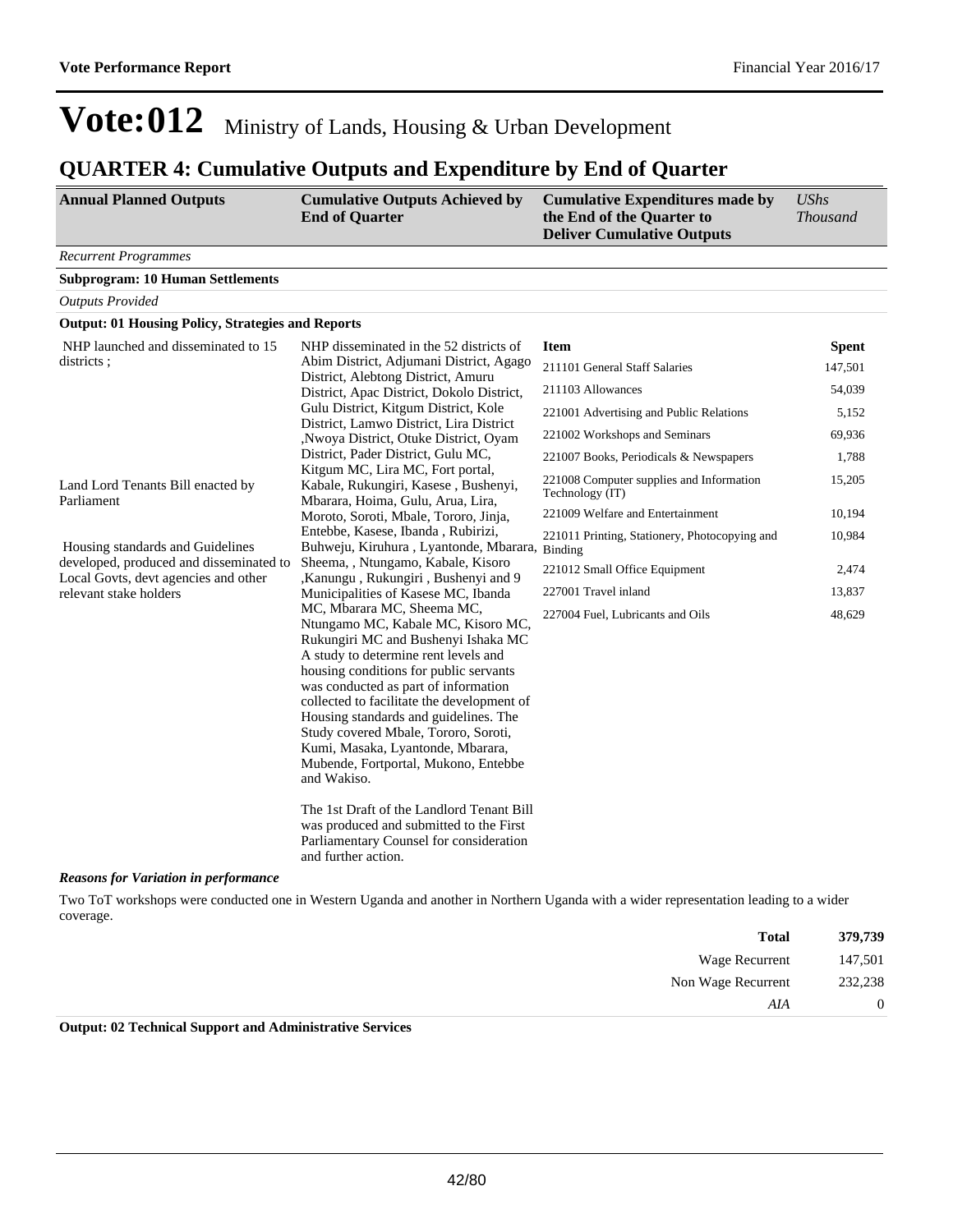# Vote:012 Ministry of Lands, Housing & Urban Development

## QUARTER 4: Cumulative Outputs and Expenditure by End of Quarter

| Annual Planned Outputs | Cumulative Outputs Achieved by End of Quarter | Cumulative Expenditures made by the End of the Quarter to Deliver Cumulative Outputs | *UShs Thousand* |
|---|---|---|---|

*Recurrent Programmes*

**Subprogram: 10 Human Settlements**

*Outputs Provided*

**Output: 01 Housing Policy, Strategies and Reports**

| Annual Planned Outputs | Cumulative Outputs Achieved by End of Quarter | Item | Spent |
|---|---|---|---|
| NHP launched and disseminated to 15 districts ;<br><br>Land Lord Tenants Bill enacted by Parliament<br><br>Housing standards and Guidelines developed, produced and disseminated to Local Govts, devt agencies and other relevant stake holders | NHP disseminated in the 52 districts of Abim District, Adjumani District, Agago District, Alebtong District, Amuru District, Apac District, Dokolo District, Gulu District, Kitgum District, Kole District, Lamwo District, Lira District ,Nwoya District, Otuke District, Oyam District, Pader District, Gulu MC, Kitgum MC, Lira MC, Fort portal, Kabale, Rukungiri, Kasese , Bushenyi, Mbarara, Hoima, Gulu, Arua, Lira, Moroto, Soroti, Mbale, Tororo, Jinja, Entebbe, Kasese, Ibanda , Rubirizi, Buhweju, Kiruhura , Lyantonde, Mbarara, Sheema, , Ntungamo, Kabale, Kisoro ,Kanungu , Rukungiri , Bushenyi and 9 Municipalities of Kasese MC, Ibanda MC, Mbarara MC, Sheema MC, Ntungamo MC, Kabale MC, Kisoro MC, Rukungiri MC and Bushenyi Ishaka MC A study to determine rent levels and housing conditions for public servants was conducted as part of information collected to facilitate the development of Housing standards and guidelines. The Study covered Mbale, Tororo, Soroti, Kumi, Masaka, Lyantonde, Mbarara, Mubende, Fortportal, Mukono, Entebbe and Wakiso.<br><br>The 1st Draft of the Landlord Tenant Bill was produced and submitted to the First Parliamentary Counsel for consideration and further action. | 211101 General Staff Salaries | 147,501 |
| | | 211103 Allowances | 54,039 |
| | | 221001 Advertising and Public Relations | 5,152 |
| | | 221002 Workshops and Seminars | 69,936 |
| | | 221007 Books, Periodicals & Newspapers | 1,788 |
| | | 221008 Computer supplies and Information Technology (IT) | 15,205 |
| | | 221009 Welfare and Entertainment | 10,194 |
| | | 221011 Printing, Stationery, Photocopying and Binding | 10,984 |
| | | 221012 Small Office Equipment | 2,474 |
| | | 227001 Travel inland | 13,837 |
| | | 227004 Fuel, Lubricants and Oils | 48,629 |

***Reasons for Variation in performance***

Two ToT workshops were conducted one in Western Uganda and another in Northern Uganda with a wider representation leading to a wider coverage.

| | |
|---|---|
| **Total** | **379,739** |
| Wage Recurrent | 147,501 |
| Non Wage Recurrent | 232,238 |
| *AIA* | 0 |

**Output: 02 Technical Support and Administrative Services**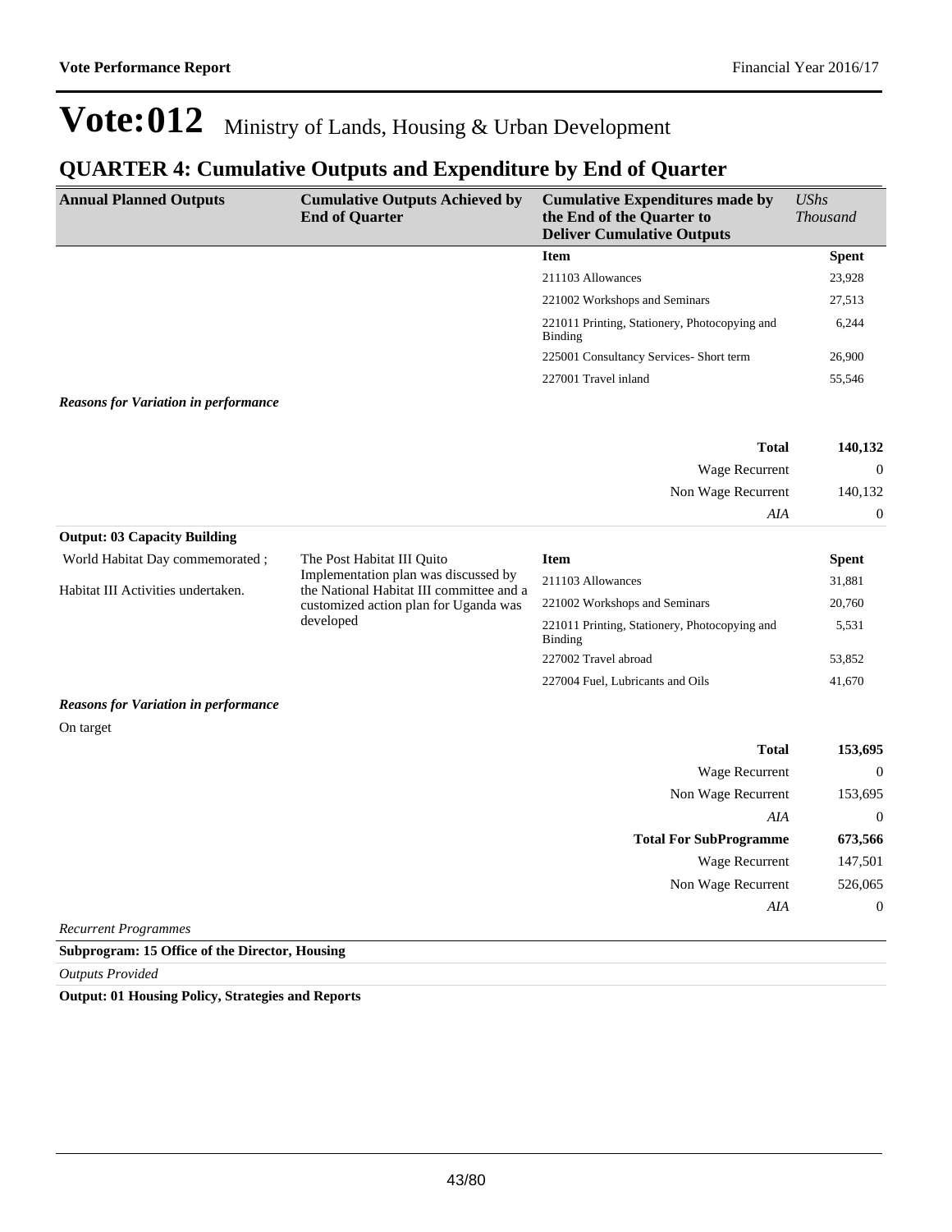# Vote:012 Ministry of Lands, Housing & Urban Development

## QUARTER 4: Cumulative Outputs and Expenditure by End of Quarter

| Annual Planned Outputs | Cumulative Outputs Achieved by End of Quarter | Cumulative Expenditures made by the End of the Quarter to Deliver Cumulative Outputs | *UShs Thousand* |
|---|---|---|---|
| | | **Item** | **Spent** |
| | | 211103 Allowances | 23,928 |
| | | 221002 Workshops and Seminars | 27,513 |
| | | 221011 Printing, Stationery, Photocopying and Binding | 6,244 |
| | | 225001 Consultancy Services- Short term | 26,900 |
| | | 227001 Travel inland | 55,546 |

***Reasons for Variation in performance***

| | |
|---|---|
| **Total** | **140,132** |
| Wage Recurrent | 0 |
| Non Wage Recurrent | 140,132 |
| *AIA* | 0 |

**Output: 03 Capacity Building**

| Annual Planned Outputs | Cumulative Outputs Achieved by End of Quarter | Item | Spent |
|---|---|---|---|
| World Habitat Day commemorated ;<br><br>Habitat III Activities undertaken. | The Post Habitat III Quito Implementation plan was discussed by the National Habitat III committee and a customized action plan for Uganda was developed | 211103 Allowances | 31,881 |
| | | 221002 Workshops and Seminars | 20,760 |
| | | 221011 Printing, Stationery, Photocopying and Binding | 5,531 |
| | | 227002 Travel abroad | 53,852 |
| | | 227004 Fuel, Lubricants and Oils | 41,670 |

***Reasons for Variation in performance***

On target

| | |
|---|---|
| **Total** | **153,695** |
| Wage Recurrent | 0 |
| Non Wage Recurrent | 153,695 |
| *AIA* | 0 |
| **Total For SubProgramme** | **673,566** |
| Wage Recurrent | 147,501 |
| Non Wage Recurrent | 526,065 |
| *AIA* | 0 |

*Recurrent Programmes*

**Subprogram: 15 Office of the Director, Housing**

*Outputs Provided*

**Output: 01 Housing Policy, Strategies and Reports**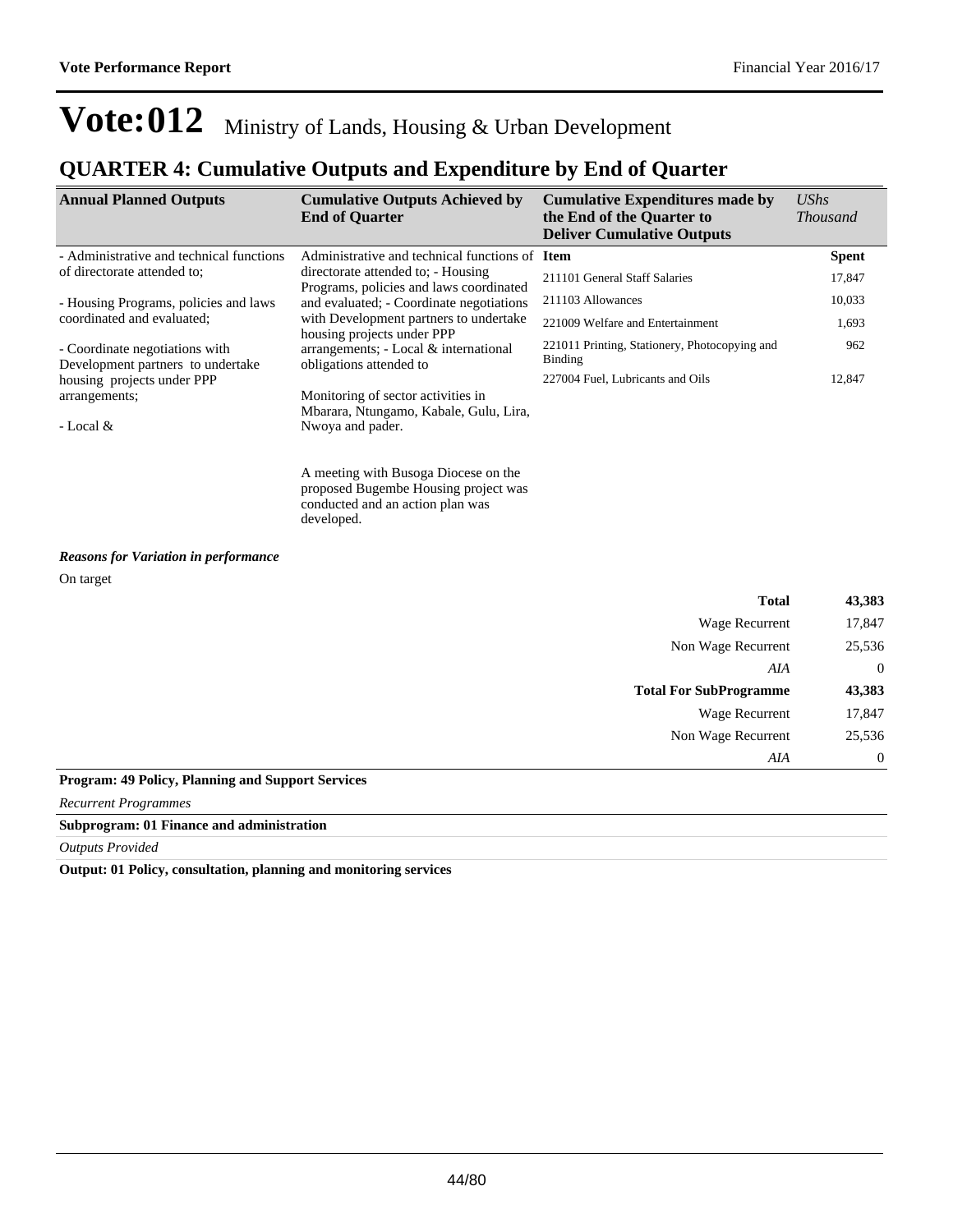# Vote:012 Ministry of Lands, Housing & Urban Development

## QUARTER 4: Cumulative Outputs and Expenditure by End of Quarter

| Annual Planned Outputs | Cumulative Outputs Achieved by End of Quarter | Cumulative Expenditures made by the End of the Quarter to Deliver Cumulative Outputs | *UShs Thousand* |
|---|---|---|---|
| - Administrative and technical functions of directorate attended to;<br><br>- Housing Programs, policies and laws coordinated and evaluated;<br><br>- Coordinate negotiations with Development partners to undertake housing projects under PPP arrangements;<br><br>- Local & | Administrative and technical functions of directorate attended to; - Housing Programs, policies and laws coordinated and evaluated; - Coordinate negotiations with Development partners to undertake housing projects under PPP arrangements; - Local & international obligations attended to<br><br>Monitoring of sector activities in Mbarara, Ntungamo, Kabale, Gulu, Lira, Nwoya and pader.<br><br>A meeting with Busoga Diocese on the proposed Bugembe Housing project was conducted and an action plan was developed. | **Item** | **Spent** |
| | | 211101 General Staff Salaries | 17,847 |
| | | 211103 Allowances | 10,033 |
| | | 221009 Welfare and Entertainment | 1,693 |
| | | 221011 Printing, Stationery, Photocopying and Binding | 962 |
| | | 227004 Fuel, Lubricants and Oils | 12,847 |

***Reasons for Variation in performance***

On target

| | |
|---|---|
| **Total** | **43,383** |
| Wage Recurrent | 17,847 |
| Non Wage Recurrent | 25,536 |
| *AIA* | 0 |
| **Total For SubProgramme** | **43,383** |
| Wage Recurrent | 17,847 |
| Non Wage Recurrent | 25,536 |
| *AIA* | 0 |

**Program: 49 Policy, Planning and Support Services**

*Recurrent Programmes*

**Subprogram: 01 Finance and administration**

*Outputs Provided*

**Output: 01 Policy, consultation, planning and monitoring services**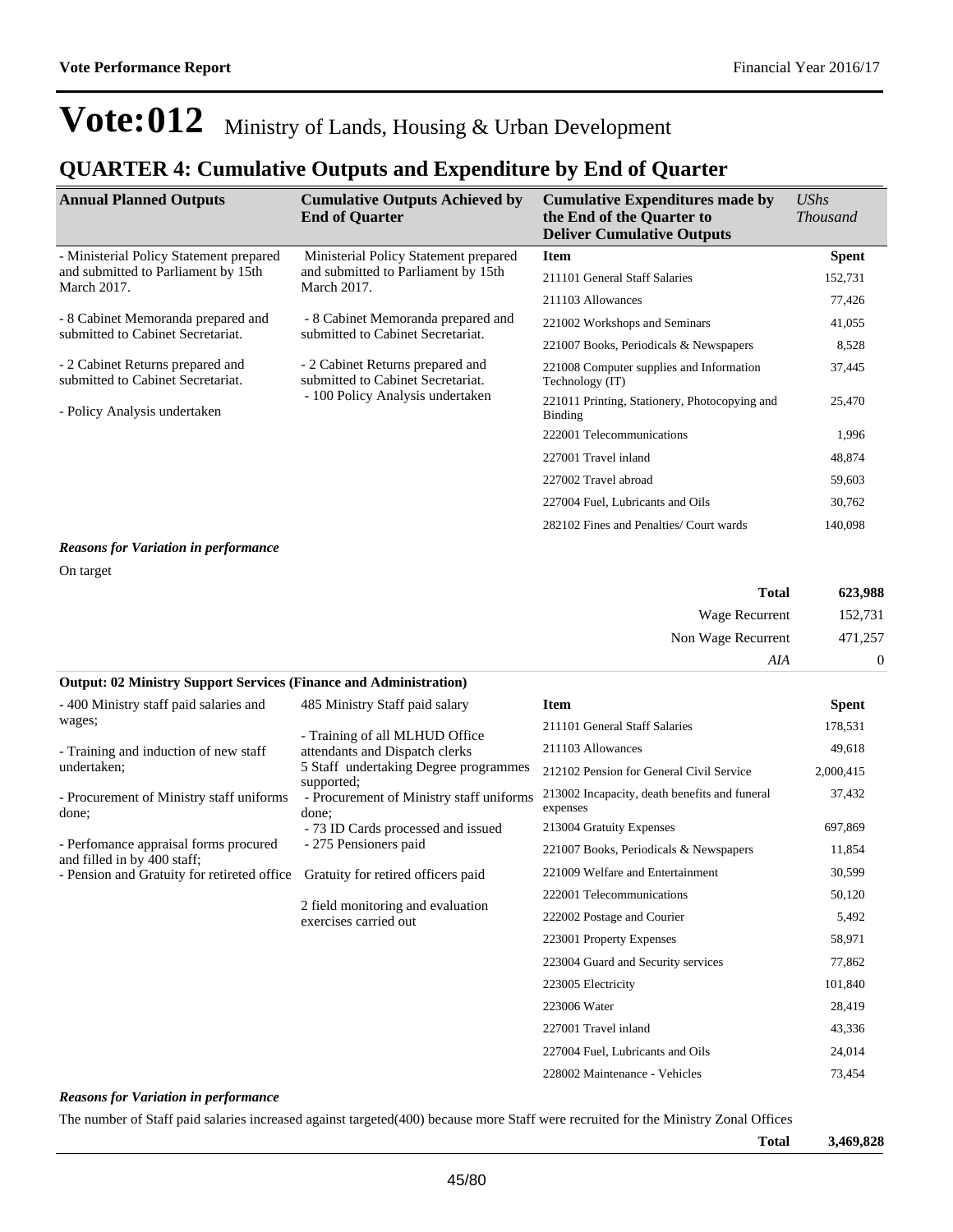# Vote:012 Ministry of Lands, Housing & Urban Development

## QUARTER 4: Cumulative Outputs and Expenditure by End of Quarter

| Annual Planned Outputs | Cumulative Outputs Achieved by End of Quarter | Cumulative Expenditures made by the End of the Quarter to Deliver Cumulative Outputs | *UShs Thousand* |
|---|---|---|---|
| - Ministerial Policy Statement prepared and submitted to Parliament by 15th March 2017.<br><br>- 8 Cabinet Memoranda prepared and submitted to Cabinet Secretariat.<br><br>- 2 Cabinet Returns prepared and submitted to Cabinet Secretariat.<br><br>- Policy Analysis undertaken | Ministerial Policy Statement prepared and submitted to Parliament by 15th March 2017.<br><br>- 8 Cabinet Memoranda prepared and submitted to Cabinet Secretariat.<br><br>- 2 Cabinet Returns prepared and submitted to Cabinet Secretariat.<br>- 100 Policy Analysis undertaken | **Item** | **Spent** |
| | | 211101 General Staff Salaries | 152,731 |
| | | 211103 Allowances | 77,426 |
| | | 221002 Workshops and Seminars | 41,055 |
| | | 221007 Books, Periodicals & Newspapers | 8,528 |
| | | 221008 Computer supplies and Information Technology (IT) | 37,445 |
| | | 221011 Printing, Stationery, Photocopying and Binding | 25,470 |
| | | 222001 Telecommunications | 1,996 |
| | | 227001 Travel inland | 48,874 |
| | | 227002 Travel abroad | 59,603 |
| | | 227004 Fuel, Lubricants and Oils | 30,762 |
| | | 282102 Fines and Penalties/ Court wards | 140,098 |

***Reasons for Variation in performance***

On target

| | |
|---|---|
| **Total** | **623,988** |
| Wage Recurrent | 152,731 |
| Non Wage Recurrent | 471,257 |
| *AIA* | 0 |

**Output: 02 Ministry Support Services (Finance and Administration)**

| Annual Planned Outputs | Cumulative Outputs Achieved by End of Quarter | Item | Spent |
|---|---|---|---|
| - 400 Ministry staff paid salaries and wages;<br><br>- Training and induction of new staff undertaken;<br><br>- Procurement of Ministry staff uniforms done;<br><br>- Perfomance appraisal forms procured and filled in by 400 staff;<br>- Pension and Gratuity for retireted office | 485 Ministry Staff paid salary<br><br>- Training of all MLHUD Office attendants and Dispatch clerks<br>5 Staff undertaking Degree programmes supported;<br>- Procurement of Ministry staff uniforms done;<br>- 73 ID Cards processed and issued<br>- 275 Pensioners paid<br><br>Gratuity for retired officers paid<br><br>2 field monitoring and evaluation exercises carried out | **Item** | **Spent** |
| | | 211101 General Staff Salaries | 178,531 |
| | | 211103 Allowances | 49,618 |
| | | 212102 Pension for General Civil Service | 2,000,415 |
| | | 213002 Incapacity, death benefits and funeral expenses | 37,432 |
| | | 213004 Gratuity Expenses | 697,869 |
| | | 221007 Books, Periodicals & Newspapers | 11,854 |
| | | 221009 Welfare and Entertainment | 30,599 |
| | | 222001 Telecommunications | 50,120 |
| | | 222002 Postage and Courier | 5,492 |
| | | 223001 Property Expenses | 58,971 |
| | | 223004 Guard and Security services | 77,862 |
| | | 223005 Electricity | 101,840 |
| | | 223006 Water | 28,419 |
| | | 227001 Travel inland | 43,336 |
| | | 227004 Fuel, Lubricants and Oils | 24,014 |
| | | 228002 Maintenance - Vehicles | 73,454 |

***Reasons for Variation in performance***

The number of Staff paid salaries increased against targeted(400) because more Staff were recruited for the Ministry Zonal Offices

| | |
|---|---|
| **Total** | **3,469,828** |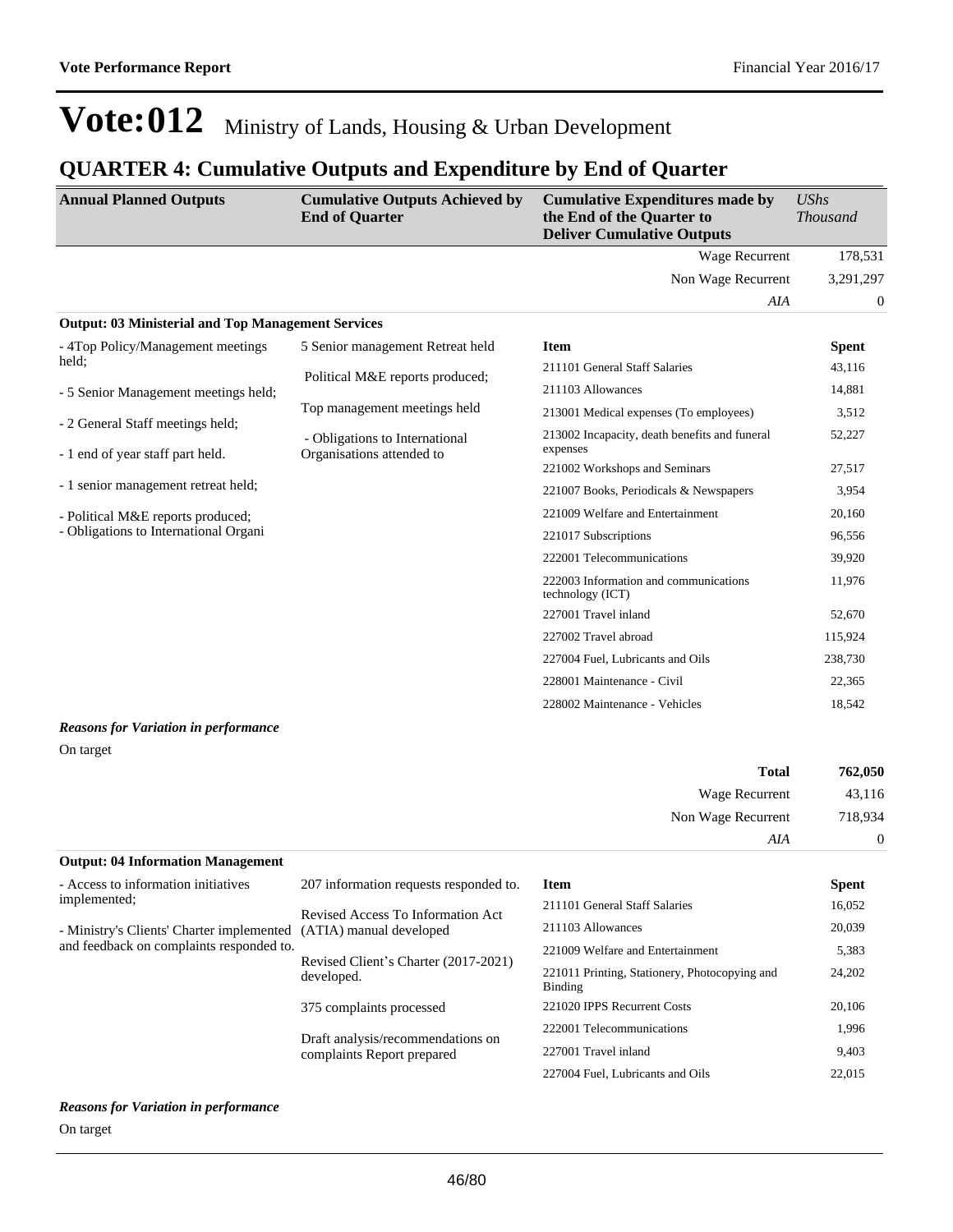# Vote:012 Ministry of Lands, Housing & Urban Development

## QUARTER 4: Cumulative Outputs and Expenditure by End of Quarter

| Annual Planned Outputs | Cumulative Outputs Achieved by End of Quarter | Cumulative Expenditures made by the End of the Quarter to Deliver Cumulative Outputs | UShs Thousand |
|---|---|---|---|
| | | Wage Recurrent | 178,531 |
| | | Non Wage Recurrent | 3,291,297 |
| | | *AIA* | 0 |

**Output: 03 Ministerial and Top Management Services**

| Annual Planned Outputs | Cumulative Outputs Achieved by End of Quarter | Item | Spent |
|---|---|---|---|
| - 4Top Policy/Management meetings held;<br>- 5 Senior Management meetings held;<br>- 2 General Staff meetings held;<br>- 1 end of year staff part held.<br>- 1 senior management retreat held;<br>- Political M&E reports produced;<br>- Obligations to International Organi | 5 Senior management Retreat held<br>Political M&E reports produced;<br>Top management meetings held<br>- Obligations to International Organisations attended to | 211101 General Staff Salaries | 43,116 |
| | | 211103 Allowances | 14,881 |
| | | 213001 Medical expenses (To employees) | 3,512 |
| | | 213002 Incapacity, death benefits and funeral expenses | 52,227 |
| | | 221002 Workshops and Seminars | 27,517 |
| | | 221007 Books, Periodicals & Newspapers | 3,954 |
| | | 221009 Welfare and Entertainment | 20,160 |
| | | 221017 Subscriptions | 96,556 |
| | | 222001 Telecommunications | 39,920 |
| | | 222003 Information and communications technology (ICT) | 11,976 |
| | | 227001 Travel inland | 52,670 |
| | | 227002 Travel abroad | 115,924 |
| | | 227004 Fuel, Lubricants and Oils | 238,730 |
| | | 228001 Maintenance - Civil | 22,365 |
| | | 228002 Maintenance - Vehicles | 18,542 |

***Reasons for Variation in performance***

On target

| | |
|---|---|
| **Total** | **762,050** |
| Wage Recurrent | 43,116 |
| Non Wage Recurrent | 718,934 |
| *AIA* | 0 |

**Output: 04 Information Management**

| Annual Planned Outputs | Cumulative Outputs Achieved by End of Quarter | Item | Spent |
|---|---|---|---|
| - Access to information initiatives implemented;<br>- Ministry's Clients' Charter implemented and feedback on complaints responded to. | 207 information requests responded to.<br>Revised Access To Information Act (ATIA) manual developed<br>Revised Client's Charter (2017-2021) developed.<br>375 complaints processed<br>Draft analysis/recommendations on complaints Report prepared | 211101 General Staff Salaries | 16,052 |
| | | 211103 Allowances | 20,039 |
| | | 221009 Welfare and Entertainment | 5,383 |
| | | 221011 Printing, Stationery, Photocopying and Binding | 24,202 |
| | | 221020 IPPS Recurrent Costs | 20,106 |
| | | 222001 Telecommunications | 1,996 |
| | | 227001 Travel inland | 9,403 |
| | | 227004 Fuel, Lubricants and Oils | 22,015 |

***Reasons for Variation in performance***

On target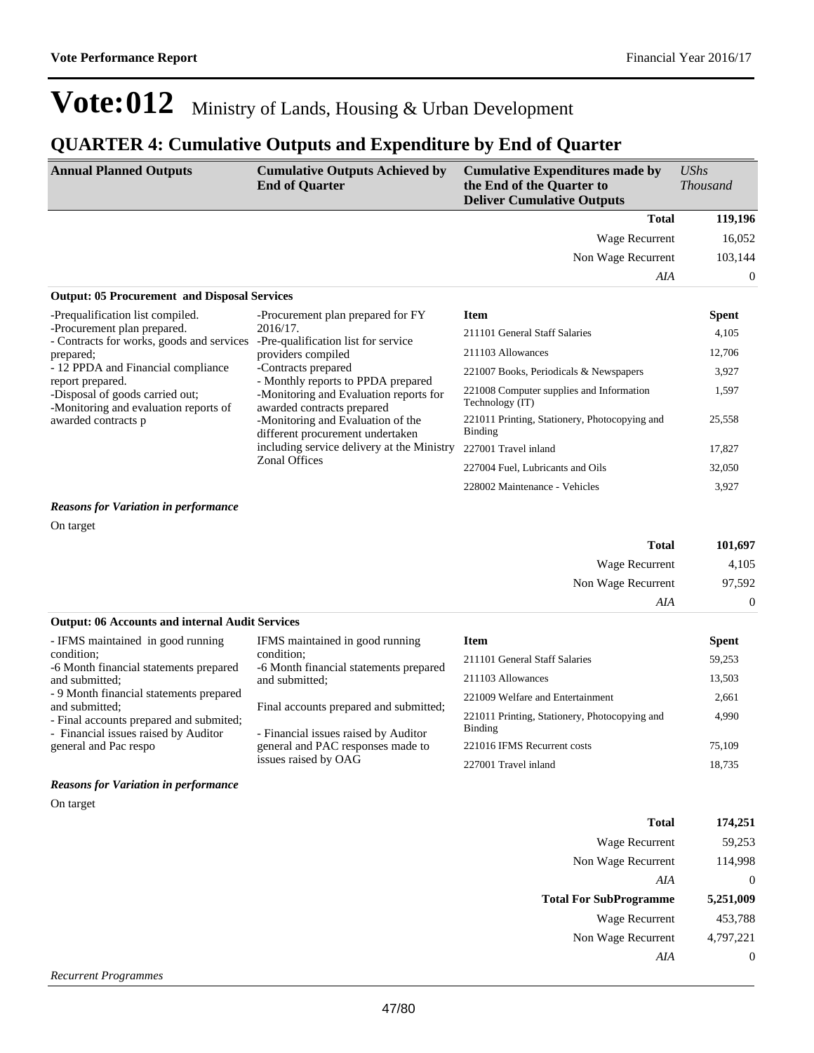# Vote:012 Ministry of Lands, Housing & Urban Development

## QUARTER 4: Cumulative Outputs and Expenditure by End of Quarter

| Annual Planned Outputs | Cumulative Outputs Achieved by End of Quarter | Cumulative Expenditures made by the End of the Quarter to Deliver Cumulative Outputs | *UShs Thousand* |
|---|---|---|---|
| | | **Total** | **119,196** |
| | | Wage Recurrent | 16,052 |
| | | Non Wage Recurrent | 103,144 |
| | | *AIA* | 0 |

**Output: 05 Procurement and Disposal Services**

| Annual Planned Outputs | Cumulative Outputs Achieved by End of Quarter | Item | Spent |
|---|---|---|---|
| -Prequalification list compiled.<br>-Procurement plan prepared.<br>- Contracts for works, goods and services prepared;<br>- 12 PPDA and Financial compliance report prepared.<br>-Disposal of goods carried out;<br>-Monitoring and evaluation reports of awarded contracts p | -Procurement plan prepared for FY 2016/17.<br>-Pre-qualification list for service providers compiled<br>-Contracts prepared<br>- Monthly reports to PPDA prepared<br>-Monitoring and Evaluation reports for awarded contracts prepared<br>-Monitoring and Evaluation of the different procurement undertaken including service delivery at the Ministry Zonal Offices | 211101 General Staff Salaries | 4,105 |
| | | 211103 Allowances | 12,706 |
| | | 221007 Books, Periodicals & Newspapers | 3,927 |
| | | 221008 Computer supplies and Information Technology (IT) | 1,597 |
| | | 221011 Printing, Stationery, Photocopying and Binding | 25,558 |
| | | 227001 Travel inland | 17,827 |
| | | 227004 Fuel, Lubricants and Oils | 32,050 |
| | | 228002 Maintenance - Vehicles | 3,927 |

***Reasons for Variation in performance***

On target

| | |
|---|---|
| **Total** | **101,697** |
| Wage Recurrent | 4,105 |
| Non Wage Recurrent | 97,592 |
| *AIA* | 0 |

**Output: 06 Accounts and internal Audit Services**

| Annual Planned Outputs | Cumulative Outputs Achieved by End of Quarter | Item | Spent |
|---|---|---|---|
| - IFMS maintained in good running condition;<br>-6 Month financial statements prepared and submitted;<br>- 9 Month financial statements prepared and submitted;<br>- Final accounts prepared and submited;<br>- Financial issues raised by Auditor general and Pac respo | IFMS maintained in good running condition;<br>-6 Month financial statements prepared and submitted;<br>Final accounts prepared and submitted;<br>- Financial issues raised by Auditor general and PAC responses made to issues raised by OAG | 211101 General Staff Salaries | 59,253 |
| | | 211103 Allowances | 13,503 |
| | | 221009 Welfare and Entertainment | 2,661 |
| | | 221011 Printing, Stationery, Photocopying and Binding | 4,990 |
| | | 221016 IFMS Recurrent costs | 75,109 |
| | | 227001 Travel inland | 18,735 |

***Reasons for Variation in performance***

On target

| | |
|---|---|
| **Total** | **174,251** |
| Wage Recurrent | 59,253 |
| Non Wage Recurrent | 114,998 |
| *AIA* | 0 |
| **Total For SubProgramme** | **5,251,009** |
| Wage Recurrent | 453,788 |
| Non Wage Recurrent | 4,797,221 |
| *AIA* | 0 |

*Recurrent Programmes*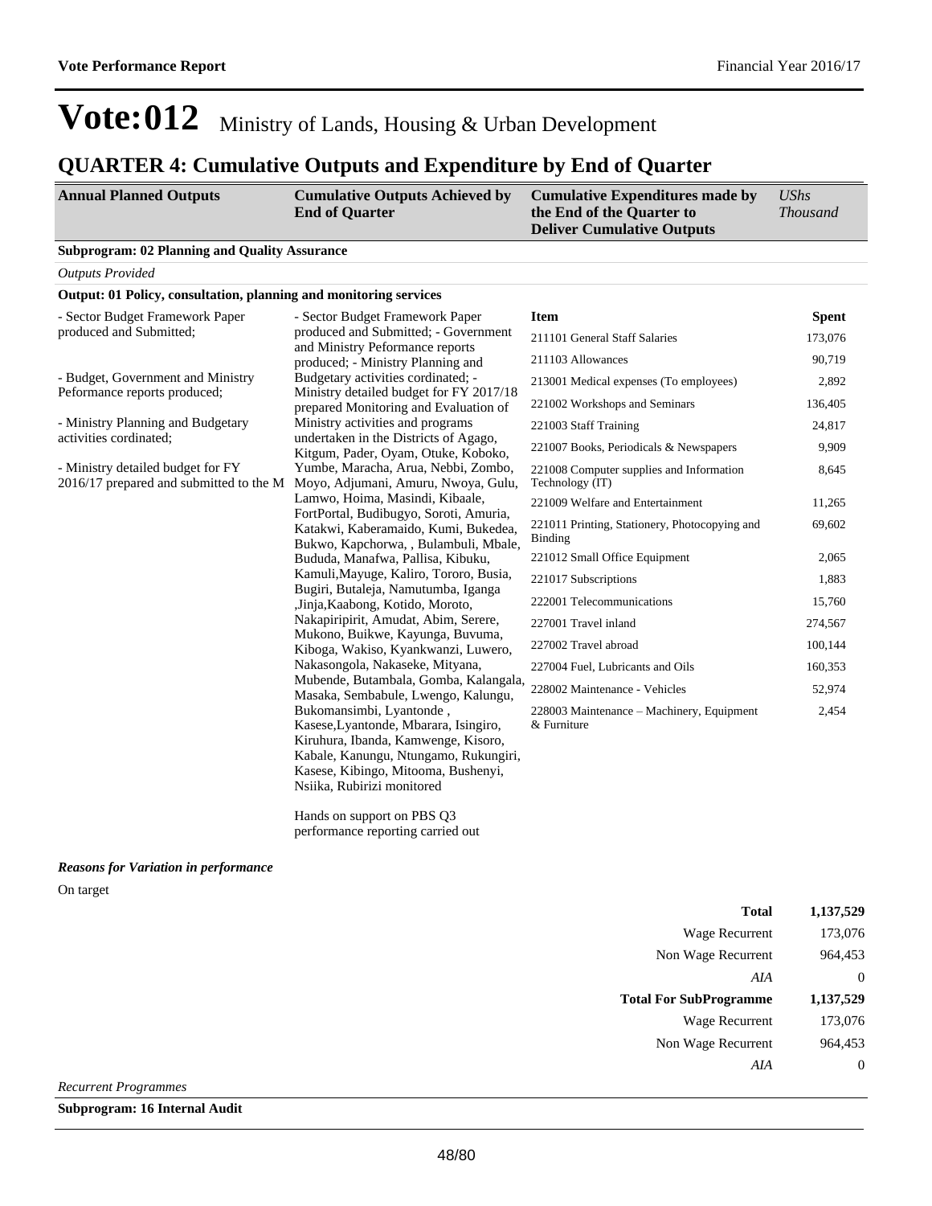# Vote:012 Ministry of Lands, Housing & Urban Development

## QUARTER 4: Cumulative Outputs and Expenditure by End of Quarter

| Annual Planned Outputs | Cumulative Outputs Achieved by End of Quarter | Cumulative Expenditures made by the End of the Quarter to Deliver Cumulative Outputs | *UShs Thousand* |
|---|---|---|---|

**Subprogram: 02 Planning and Quality Assurance**

*Outputs Provided*

**Output: 01 Policy, consultation, planning and monitoring services**

- Sector Budget Framework Paper produced and Submitted;

- Budget, Government and Ministry Peformance reports produced;

- Ministry Planning and Budgetary activities cordinated;

- Ministry detailed budget for FY 2016/17 prepared and submitted to the M

**Cumulative Outputs Achieved:**

- Sector Budget Framework Paper produced and Submitted; - Government and Ministry Peformance reports produced; - Ministry Planning and Budgetary activities cordinated; - Ministry detailed budget for FY 2017/18 prepared Monitoring and Evaluation of Ministry activities and programs undertaken in the Districts of Agago, Kitgum, Pader, Oyam, Otuke, Koboko, Yumbe, Maracha, Arua, Nebbi, Zombo, Moyo, Adjumani, Amuru, Nwoya, Gulu, Lamwo, Hoima, Masindi, Kibaale, FortPortal, Budibugyo, Soroti, Amuria, Katakwi, Kaberamaido, Kumi, Bukedea, Bukwo, Kapchorwa, , Bulambuli, Mbale, Bududa, Manafwa, Pallisa, Kibuku, Kamuli,Mayuge, Kaliro, Tororo, Busia, Bugiri, Butaleja, Namutumba, Iganga ,Jinja,Kaabong, Kotido, Moroto, Nakapiripirit, Amudat, Abim, Serere, Mukono, Buikwe, Kayunga, Buvuma, Kiboga, Wakiso, Kyankwanzi, Luwero, Nakasongola, Nakaseke, Mityana, Mubende, Butambala, Gomba, Kalangala, Masaka, Sembabule, Lwengo, Kalungu, Bukomansimbi, Lyantonde , Kasese,Lyantonde, Mbarara, Isingiro, Kiruhura, Ibanda, Kamwenge, Kisoro, Kabale, Kanungu, Ntungamo, Rukungiri, Kasese, Kibingo, Mitooma, Bushenyi, Nsiika, Rubirizi monitored

Hands on support on PBS Q3 performance reporting carried out

| Item | Spent |
|---|---|
| 211101 General Staff Salaries | 173,076 |
| 211103 Allowances | 90,719 |
| 213001 Medical expenses (To employees) | 2,892 |
| 221002 Workshops and Seminars | 136,405 |
| 221003 Staff Training | 24,817 |
| 221007 Books, Periodicals & Newspapers | 9,909 |
| 221008 Computer supplies and Information Technology (IT) | 8,645 |
| 221009 Welfare and Entertainment | 11,265 |
| 221011 Printing, Stationery, Photocopying and Binding | 69,602 |
| 221012 Small Office Equipment | 2,065 |
| 221017 Subscriptions | 1,883 |
| 222001 Telecommunications | 15,760 |
| 227001 Travel inland | 274,567 |
| 227002 Travel abroad | 100,144 |
| 227004 Fuel, Lubricants and Oils | 160,353 |
| 228002 Maintenance - Vehicles | 52,974 |
| 228003 Maintenance – Machinery, Equipment & Furniture | 2,454 |

***Reasons for Variation in performance***

On target

| | |
|---|---|
| **Total** | **1,137,529** |
| Wage Recurrent | 173,076 |
| Non Wage Recurrent | 964,453 |
| *AIA* | 0 |
| **Total For SubProgramme** | **1,137,529** |
| Wage Recurrent | 173,076 |
| Non Wage Recurrent | 964,453 |
| *AIA* | 0 |

*Recurrent Programmes*

**Subprogram: 16 Internal Audit**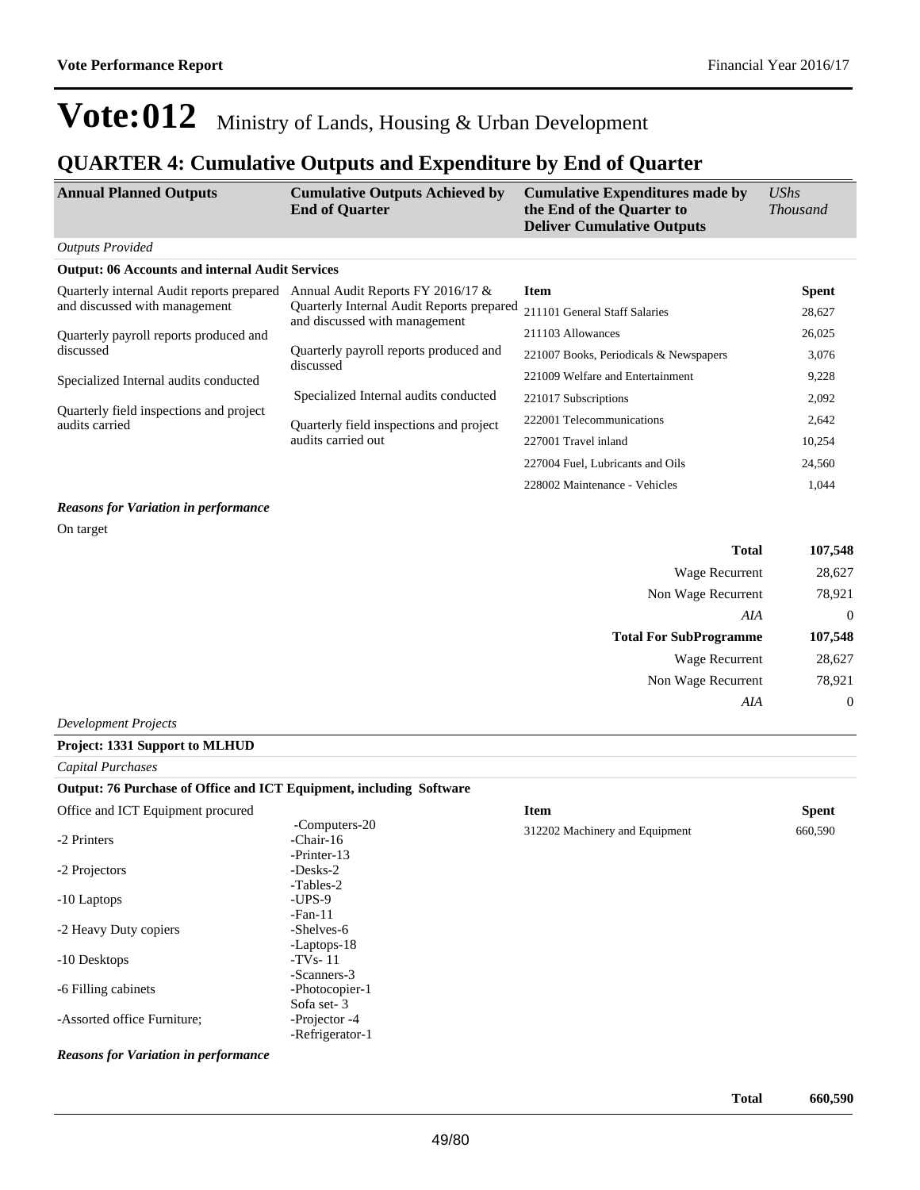# Vote:012 Ministry of Lands, Housing & Urban Development

## QUARTER 4: Cumulative Outputs and Expenditure by End of Quarter

| Annual Planned Outputs | Cumulative Outputs Achieved by End of Quarter | Cumulative Expenditures made by the End of the Quarter to Deliver Cumulative Outputs | *UShs Thousand* |
|---|---|---|---|

*Outputs Provided*

**Output: 06 Accounts and internal Audit Services**

| Annual Planned Outputs | Cumulative Outputs Achieved by End of Quarter | Item | Spent |
|---|---|---|---|
| Quarterly internal Audit reports prepared and discussed with management<br><br>Quarterly payroll reports produced and discussed<br><br>Specialized Internal audits conducted<br><br>Quarterly field inspections and project audits carried | Annual Audit Reports FY 2016/17 & Quarterly Internal Audit Reports prepared and discussed with management<br><br>Quarterly payroll reports produced and discussed<br><br>Specialized Internal audits conducted<br><br>Quarterly field inspections and project audits carried out | 211101 General Staff Salaries | 28,627 |
| | | 211103 Allowances | 26,025 |
| | | 221007 Books, Periodicals & Newspapers | 3,076 |
| | | 221009 Welfare and Entertainment | 9,228 |
| | | 221017 Subscriptions | 2,092 |
| | | 222001 Telecommunications | 2,642 |
| | | 227001 Travel inland | 10,254 |
| | | 227004 Fuel, Lubricants and Oils | 24,560 |
| | | 228002 Maintenance - Vehicles | 1,044 |

***Reasons for Variation in performance***

On target

| | |
|---|---|
| **Total** | **107,548** |
| Wage Recurrent | 28,627 |
| Non Wage Recurrent | 78,921 |
| *AIA* | 0 |
| **Total For SubProgramme** | **107,548** |
| Wage Recurrent | 28,627 |
| Non Wage Recurrent | 78,921 |
| *AIA* | 0 |

*Development Projects*

**Project: 1331 Support to MLHUD**

*Capital Purchases*

**Output: 76 Purchase of Office and ICT Equipment, including Software**

| Annual Planned Outputs | Cumulative Outputs Achieved by End of Quarter | Item | Spent |
|---|---|---|---|
| Office and ICT Equipment procured<br><br>-2 Printers<br><br>-2 Projectors<br><br>-10 Laptops<br><br>-2 Heavy Duty copiers<br><br>-10 Desktops<br><br>-6 Filling cabinets<br><br>-Assorted office Furniture; | -Computers-20<br>-Chair-16<br>-Printer-13<br>-Desks-2<br>-Tables-2<br>-UPS-9<br>-Fan-11<br>-Shelves-6<br>-Laptops-18<br>-TVs- 11<br>-Scanners-3<br>-Photocopier-1<br>Sofa set- 3<br>-Projector -4<br>-Refrigerator-1 | 312202 Machinery and Equipment | 660,590 |

***Reasons for Variation in performance***

| | |
|---|---|
| **Total** | **660,590** |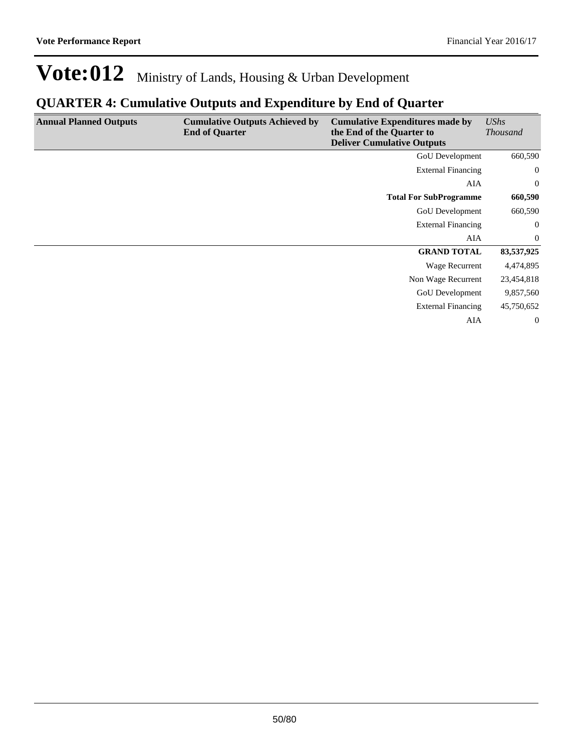# Vote:012 Ministry of Lands, Housing & Urban Development

## QUARTER 4: Cumulative Outputs and Expenditure by End of Quarter

| Annual Planned Outputs | Cumulative Outputs Achieved by End of Quarter | Cumulative Expenditures made by the End of the Quarter to Deliver Cumulative Outputs | *UShs Thousand* |
|---|---|---|---|
| | | GoU Development | 660,590 |
| | | External Financing | 0 |
| | | AIA | 0 |
| | | **Total For SubProgramme** | **660,590** |
| | | GoU Development | 660,590 |
| | | External Financing | 0 |
| | | AIA | 0 |
| | | **GRAND TOTAL** | **83,537,925** |
| | | Wage Recurrent | 4,474,895 |
| | | Non Wage Recurrent | 23,454,818 |
| | | GoU Development | 9,857,560 |
| | | External Financing | 45,750,652 |
| | | AIA | 0 |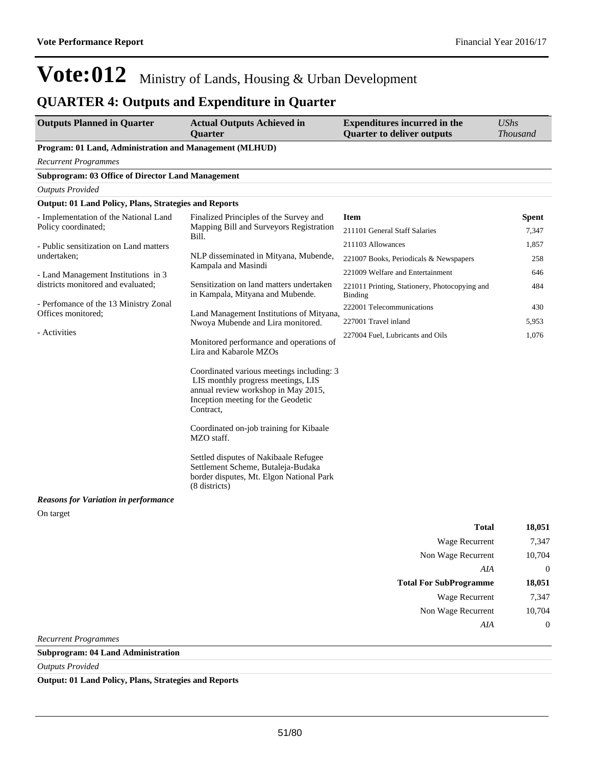# Vote:012 Ministry of Lands, Housing & Urban Development

## QUARTER 4: Outputs and Expenditure in Quarter

| Outputs Planned in Quarter | Actual Outputs Achieved in Quarter | Expenditures incurred in the Quarter to deliver outputs | *UShs Thousand* |
|---|---|---|---|

**Program: 01 Land, Administration and Management (MLHUD)**

*Recurrent Programmes*

**Subprogram: 03 Office of Director Land Management**

*Outputs Provided*

**Output: 01 Land Policy, Plans, Strategies and Reports**

| Outputs Planned in Quarter | Actual Outputs Achieved in Quarter | Item | Spent |
|---|---|---|---|
| - Implementation of the National Land Policy coordinated;<br><br>- Public sensitization on Land matters undertaken;<br><br>- Land Management Institutions in 3 districts monitored and evaluated;<br><br>- Perfomance of the 13 Ministry Zonal Offices monitored;<br><br>- Activities | Finalized Principles of the Survey and Mapping Bill and Surveyors Registration Bill.<br><br>NLP disseminated in Mityana, Mubende, Kampala and Masindi<br><br>Sensitization on land matters undertaken in Kampala, Mityana and Mubende.<br><br>Land Management Institutions of Mityana, Nwoya Mubende and Lira monitored.<br><br>Monitored performance and operations of Lira and Kabarole MZOs<br><br>Coordinated various meetings including: 3 LIS monthly progress meetings, LIS annual review workshop in May 2015, Inception meeting for the Geodetic Contract,<br><br>Coordinated on-job training for Kibaale MZO staff.<br><br>Settled disputes of Nakibaale Refugee Settlement Scheme, Butaleja-Budaka border disputes, Mt. Elgon National Park (8 districts) | 211101 General Staff Salaries | 7,347 |
| | | 211103 Allowances | 1,857 |
| | | 221007 Books, Periodicals & Newspapers | 258 |
| | | 221009 Welfare and Entertainment | 646 |
| | | 221011 Printing, Stationery, Photocopying and Binding | 484 |
| | | 222001 Telecommunications | 430 |
| | | 227001 Travel inland | 5,953 |
| | | 227004 Fuel, Lubricants and Oils | 1,076 |

***Reasons for Variation in performance***

On target

| | |
|---|---|
| **Total** | **18,051** |
| Wage Recurrent | 7,347 |
| Non Wage Recurrent | 10,704 |
| *AIA* | 0 |
| **Total For SubProgramme** | **18,051** |
| Wage Recurrent | 7,347 |
| Non Wage Recurrent | 10,704 |
| *AIA* | 0 |

*Recurrent Programmes*

**Subprogram: 04 Land Administration**

*Outputs Provided*

**Output: 01 Land Policy, Plans, Strategies and Reports**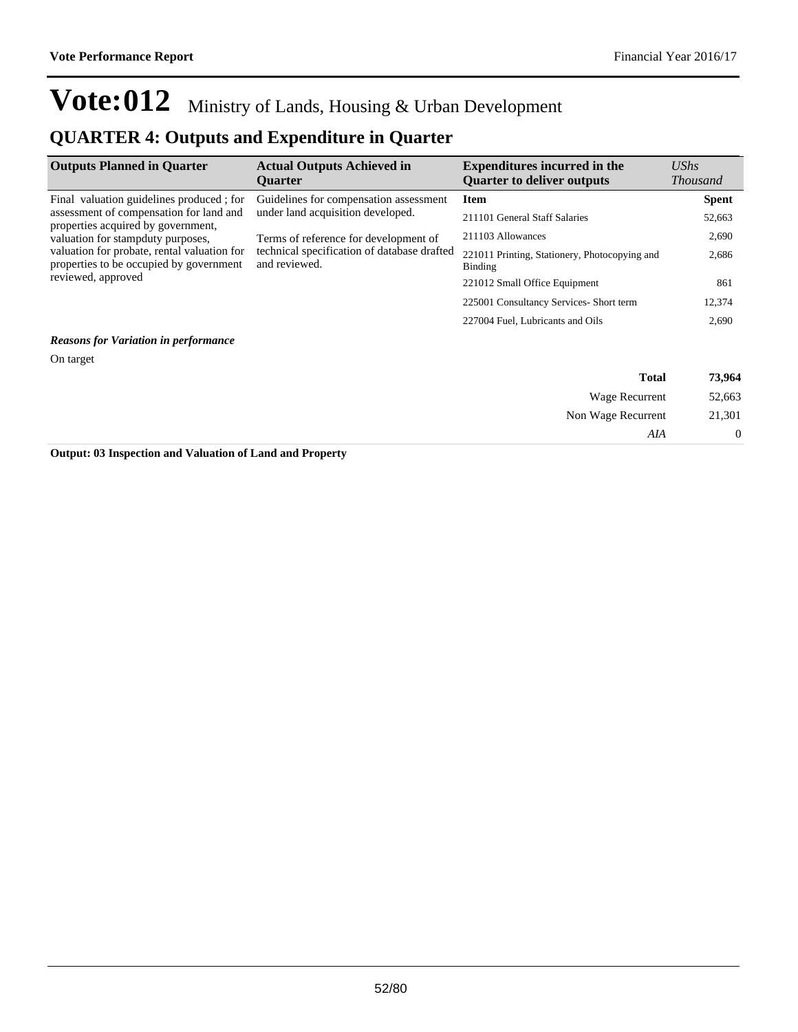# Vote:012 Ministry of Lands, Housing & Urban Development

## QUARTER 4: Outputs and Expenditure in Quarter

| Outputs Planned in Quarter | Actual Outputs Achieved in Quarter | Expenditures incurred in the Quarter to deliver outputs | *UShs Thousand* |
|---|---|---|---|
| Final valuation guidelines produced ; for assessment of compensation for land and properties acquired by government, valuation for stampduty purposes, valuation for probate, rental valuation for properties to be occupied by government reviewed, approved | Guidelines for compensation assessment under land acquisition developed.<br><br>Terms of reference for development of technical specification of database drafted and reviewed. | **Item** | **Spent** |
| | | 211101 General Staff Salaries | 52,663 |
| | | 211103 Allowances | 2,690 |
| | | 221011 Printing, Stationery, Photocopying and Binding | 2,686 |
| | | 221012 Small Office Equipment | 861 |
| | | 225001 Consultancy Services- Short term | 12,374 |
| | | 227004 Fuel, Lubricants and Oils | 2,690 |

***Reasons for Variation in performance***

On target

| | |
|---|---|
| **Total** | **73,964** |
| Wage Recurrent | 52,663 |
| Non Wage Recurrent | 21,301 |
| *AIA* | 0 |

**Output: 03 Inspection and Valuation of Land and Property**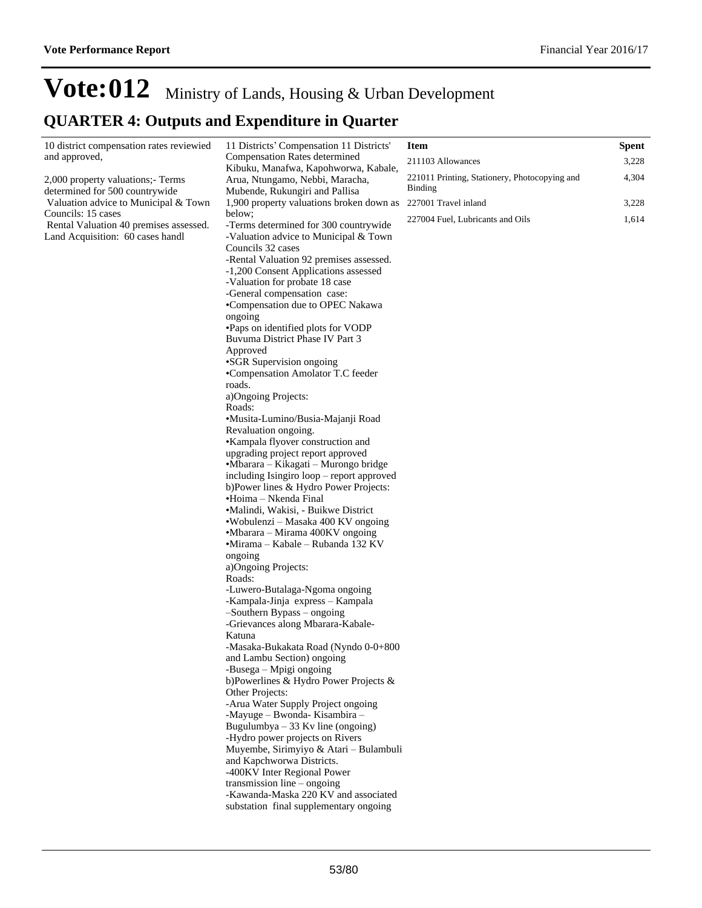# Vote:012 Ministry of Lands, Housing & Urban Development

## QUARTER 4: Outputs and Expenditure in Quarter

| Planned Outputs | Actual Outputs | Item | Spent |
|---|---|---|---|
| 10 district compensation rates reviewied and approved,<br><br>2,000 property valuations;- Terms determined for 500 countrywide<br>Valuation advice to Municipal & Town Councils: 15 cases<br>Rental Valuation 40 premises assessed.<br>Land Acquisition: 60 cases handl | 11 Districts' Compensation 11 Districts' Compensation Rates determined Kibuku, Manafwa, Kapohworwa, Kabale, Arua, Ntungamo, Nebbi, Maracha, Mubende, Rukungiri and Pallisa<br>1,900 property valuations broken down as below;<br>-Terms determined for 300 countrywide<br>-Valuation advice to Municipal & Town Councils 32 cases<br>-Rental Valuation 92 premises assessed.<br>-1,200 Consent Applications assessed<br>-Valuation for probate 18 case<br>-General compensation case:<br>•Compensation due to OPEC Nakawa ongoing<br>•Paps on identified plots for VODP Buvuma District Phase IV Part 3 Approved<br>•SGR Supervision ongoing<br>•Compensation Amolator T.C feeder roads.<br>a)Ongoing Projects:<br>Roads:<br>•Musita-Lumino/Busia-Majanji Road Revaluation ongoing.<br>•Kampala flyover construction and upgrading project report approved<br>•Mbarara – Kikagati – Murongo bridge including Isingiro loop – report approved<br>b)Power lines & Hydro Power Projects:<br>•Hoima – Nkenda Final<br>•Malindi, Wakisi, - Buikwe District<br>•Wobulenzi – Masaka 400 KV ongoing<br>•Mbarara – Mirama 400KV ongoing<br>•Mirama – Kabale – Rubanda 132 KV ongoing<br>a)Ongoing Projects:<br>Roads:<br>-Luwero-Butalaga-Ngoma ongoing<br>-Kampala-Jinja express – Kampala –Southern Bypass – ongoing<br>-Grievances along Mbarara-Kabale-Katuna<br>-Masaka-Bukakata Road (Nyndo 0-0+800 and Lambu Section) ongoing<br>-Busega – Mpigi ongoing<br>b)Powerlines & Hydro Power Projects & Other Projects:<br>-Arua Water Supply Project ongoing<br>-Mayuge – Bwonda- Kisambira – Bugulumbya – 33 Kv line (ongoing)<br>-Hydro power projects on Rivers Muyembe, Sirimyiyo & Atari – Bulambuli and Kapchworwa Districts.<br>-400KV Inter Regional Power transmission line – ongoing<br>-Kawanda-Maska 220 KV and associated substation final supplementary ongoing | 211103 Allowances<br><br>221011 Printing, Stationery, Photocopying and Binding<br><br>227001 Travel inland<br><br>227004 Fuel, Lubricants and Oils | 3,228<br><br>4,304<br><br>3,228<br><br>1,614 |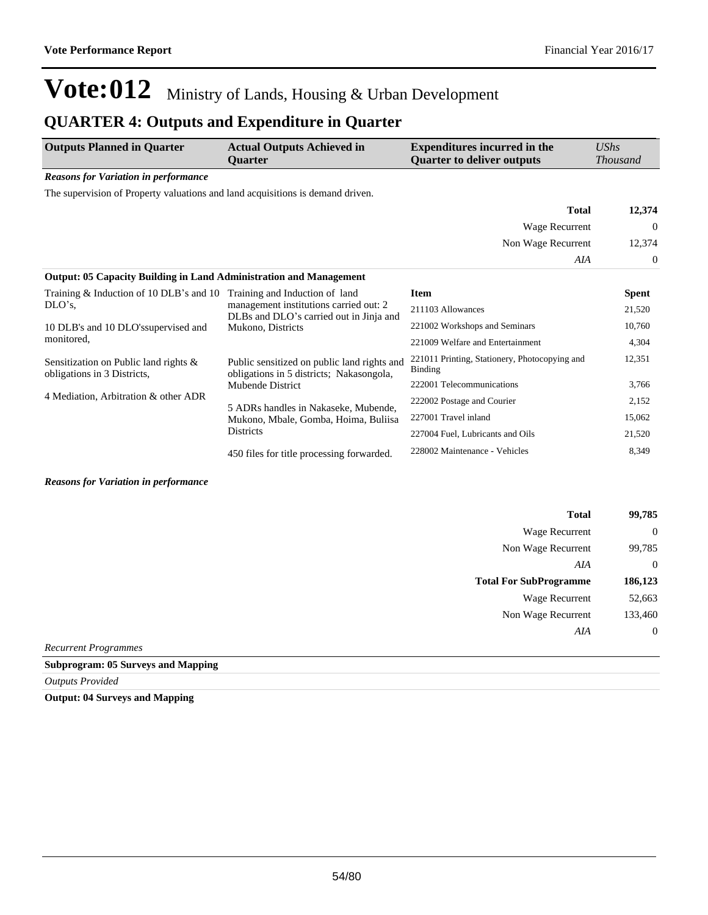# Vote:012 Ministry of Lands, Housing & Urban Development

## QUARTER 4: Outputs and Expenditure in Quarter

| Outputs Planned in Quarter | Actual Outputs Achieved in Quarter | Expenditures incurred in the Quarter to deliver outputs | *UShs Thousand* |
|---|---|---|---|

***Reasons for Variation in performance***

The supervision of Property valuations and land acquisitions is demand driven.

| | |
|---|---|
| **Total** | **12,374** |
| Wage Recurrent | 0 |
| Non Wage Recurrent | 12,374 |
| *AIA* | 0 |

**Output: 05 Capacity Building in Land Administration and Management**

| Outputs Planned in Quarter | Actual Outputs Achieved in Quarter | Item | Spent |
|---|---|---|---|
| Training & Induction of 10 DLB's and 10 DLO's,<br><br>10 DLB's and 10 DLO'ssupervised and monitored,<br><br>Sensitization on Public land rights & obligations in 3 Districts,<br><br>4 Mediation, Arbitration & other ADR | Training and Induction of land management institutions carried out: 2 DLBs and DLO's carried out in Jinja and Mukono, Districts<br><br>Public sensitized on public land rights and obligations in 5 districts; Nakasongola, Mubende District<br><br>5 ADRs handles in Nakaseke, Mubende, Mukono, Mbale, Gomba, Hoima, Buliisa Districts<br><br>450 files for title processing forwarded. | 211103 Allowances | 21,520 |
| | | 221002 Workshops and Seminars | 10,760 |
| | | 221009 Welfare and Entertainment | 4,304 |
| | | 221011 Printing, Stationery, Photocopying and Binding | 12,351 |
| | | 222001 Telecommunications | 3,766 |
| | | 222002 Postage and Courier | 2,152 |
| | | 227001 Travel inland | 15,062 |
| | | 227004 Fuel, Lubricants and Oils | 21,520 |
| | | 228002 Maintenance - Vehicles | 8,349 |

***Reasons for Variation in performance***

| | |
|---|---|
| **Total** | **99,785** |
| Wage Recurrent | 0 |
| Non Wage Recurrent | 99,785 |
| *AIA* | 0 |
| **Total For SubProgramme** | **186,123** |
| Wage Recurrent | 52,663 |
| Non Wage Recurrent | 133,460 |
| *AIA* | 0 |

*Recurrent Programmes*

**Subprogram: 05 Surveys and Mapping**

*Outputs Provided*

**Output: 04 Surveys and Mapping**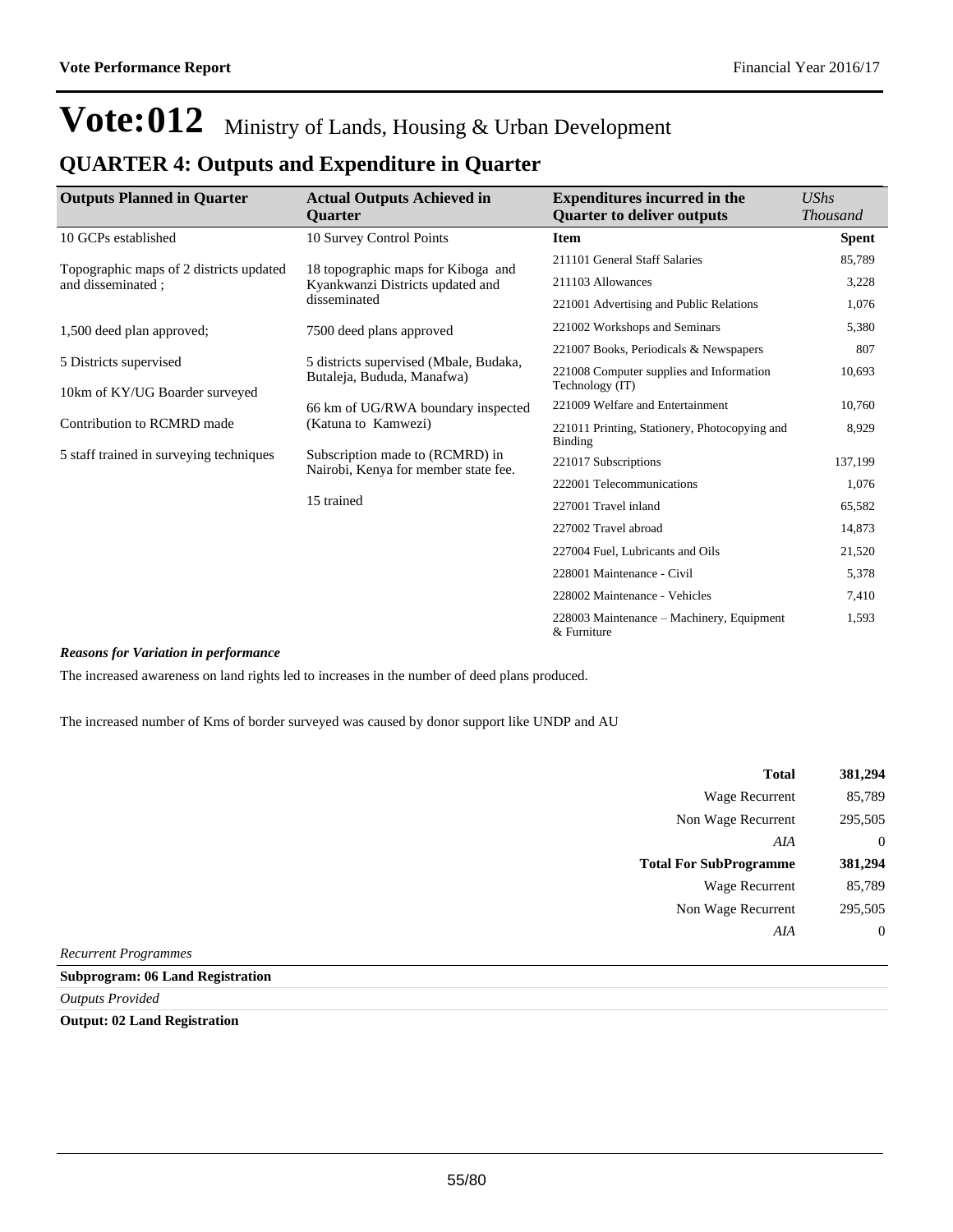# Vote:012 Ministry of Lands, Housing & Urban Development

## QUARTER 4: Outputs and Expenditure in Quarter

| Outputs Planned in Quarter | Actual Outputs Achieved in Quarter | Expenditures incurred in the Quarter to deliver outputs | *UShs Thousand* |
|---|---|---|---|
| 10 GCPs established | 10 Survey Control Points | **Item** | **Spent** |
| Topographic maps of 2 districts updated and disseminated ; | 18 topographic maps for Kiboga and Kyankwanzi Districts updated and disseminated | 211101 General Staff Salaries | 85,789 |
| 1,500 deed plan approved; | 7500 deed plans approved | 211103 Allowances | 3,228 |
| 5 Districts supervised | 5 districts supervised (Mbale, Budaka, Butaleja, Bududa, Manafwa) | 221001 Advertising and Public Relations | 1,076 |
| 10km of KY/UG Boarder surveyed | 66 km of UG/RWA boundary inspected (Katuna to Kamwezi) | 221002 Workshops and Seminars | 5,380 |
| Contribution to RCMRD made | Subscription made to (RCMRD) in Nairobi, Kenya for member state fee. | 221007 Books, Periodicals & Newspapers | 807 |
| 5 staff trained in surveying techniques | 15 trained | 221008 Computer supplies and Information Technology (IT) | 10,693 |
| | | 221009 Welfare and Entertainment | 10,760 |
| | | 221011 Printing, Stationery, Photocopying and Binding | 8,929 |
| | | 221017 Subscriptions | 137,199 |
| | | 222001 Telecommunications | 1,076 |
| | | 227001 Travel inland | 65,582 |
| | | 227002 Travel abroad | 14,873 |
| | | 227004 Fuel, Lubricants and Oils | 21,520 |
| | | 228001 Maintenance - Civil | 5,378 |
| | | 228002 Maintenance - Vehicles | 7,410 |
| | | 228003 Maintenance – Machinery, Equipment & Furniture | 1,593 |

***Reasons for Variation in performance***

The increased awareness on land rights led to increases in the number of deed plans produced.

The increased number of Kms of border surveyed was caused by donor support like UNDP and AU

| | |
|---|---|
| **Total** | **381,294** |
| Wage Recurrent | 85,789 |
| Non Wage Recurrent | 295,505 |
| *AIA* | 0 |
| **Total For SubProgramme** | **381,294** |
| Wage Recurrent | 85,789 |
| Non Wage Recurrent | 295,505 |
| *AIA* | 0 |

*Recurrent Programmes*

**Subprogram: 06 Land Registration**

*Outputs Provided*

**Output: 02 Land Registration**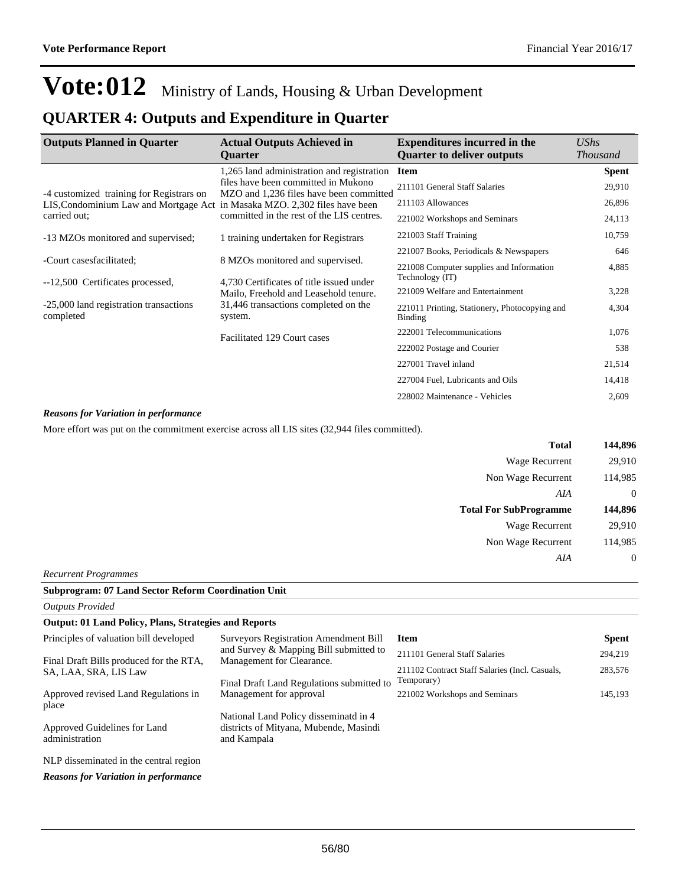# Vote:012 Ministry of Lands, Housing & Urban Development

## QUARTER 4: Outputs and Expenditure in Quarter

| Outputs Planned in Quarter | Actual Outputs Achieved in Quarter | Expenditures incurred in the Quarter to deliver outputs | *UShs Thousand* |
|---|---|---|---|
| -4 customized training for Registrars on LIS,Condominium Law and Mortgage Act carried out;<br><br>-13 MZOs monitored and supervised;<br><br>-Court casesfacilitated;<br><br>--12,500 Certificates processed,<br><br>-25,000 land registration transactions completed | 1,265 land administration and registration files have been committed in Mukono MZO and 1,236 files have been committed in Masaka MZO. 2,302 files have been committed in the rest of the LIS centres.<br><br>1 training undertaken for Registrars<br><br>8 MZOs monitored and supervised.<br><br>4,730 Certificates of title issued under Mailo, Freehold and Leasehold tenure.<br>31,446 transactions completed on the system.<br><br>Facilitated 129 Court cases | **Item** | **Spent** |
| | | 211101 General Staff Salaries | 29,910 |
| | | 211103 Allowances | 26,896 |
| | | 221002 Workshops and Seminars | 24,113 |
| | | 221003 Staff Training | 10,759 |
| | | 221007 Books, Periodicals & Newspapers | 646 |
| | | 221008 Computer supplies and Information Technology (IT) | 4,885 |
| | | 221009 Welfare and Entertainment | 3,228 |
| | | 221011 Printing, Stationery, Photocopying and Binding | 4,304 |
| | | 222001 Telecommunications | 1,076 |
| | | 222002 Postage and Courier | 538 |
| | | 227001 Travel inland | 21,514 |
| | | 227004 Fuel, Lubricants and Oils | 14,418 |
| | | 228002 Maintenance - Vehicles | 2,609 |

***Reasons for Variation in performance***

More effort was put on the commitment exercise across all LIS sites (32,944 files committed).

| | |
|---|---|
| **Total** | **144,896** |
| Wage Recurrent | 29,910 |
| Non Wage Recurrent | 114,985 |
| *AIA* | 0 |
| **Total For SubProgramme** | **144,896** |
| Wage Recurrent | 29,910 |
| Non Wage Recurrent | 114,985 |
| *AIA* | 0 |

*Recurrent Programmes*

**Subprogram: 07 Land Sector Reform Coordination Unit**

*Outputs Provided*

**Output: 01 Land Policy, Plans, Strategies and Reports**

| | | | |
|---|---|---|---|
| Principles of valuation bill developed<br><br>Final Draft Bills produced for the RTA, SA, LAA, SRA, LIS Law<br><br>Approved revised Land Regulations in place<br><br>Approved Guidelines for Land administration<br><br>NLP disseminated in the central region | Surveyors Registration Amendment Bill and Survey & Mapping Bill submitted to Management for Clearance.<br><br>Final Draft Land Regulations submitted to Management for approval<br><br>National Land Policy disseminatd in 4 districts of Mityana, Mubende, Masindi and Kampala | **Item** | **Spent** |
| | | 211101 General Staff Salaries | 294,219 |
| | | 211102 Contract Staff Salaries (Incl. Casuals, Temporary) | 283,576 |
| | | 221002 Workshops and Seminars | 145,193 |

***Reasons for Variation in performance***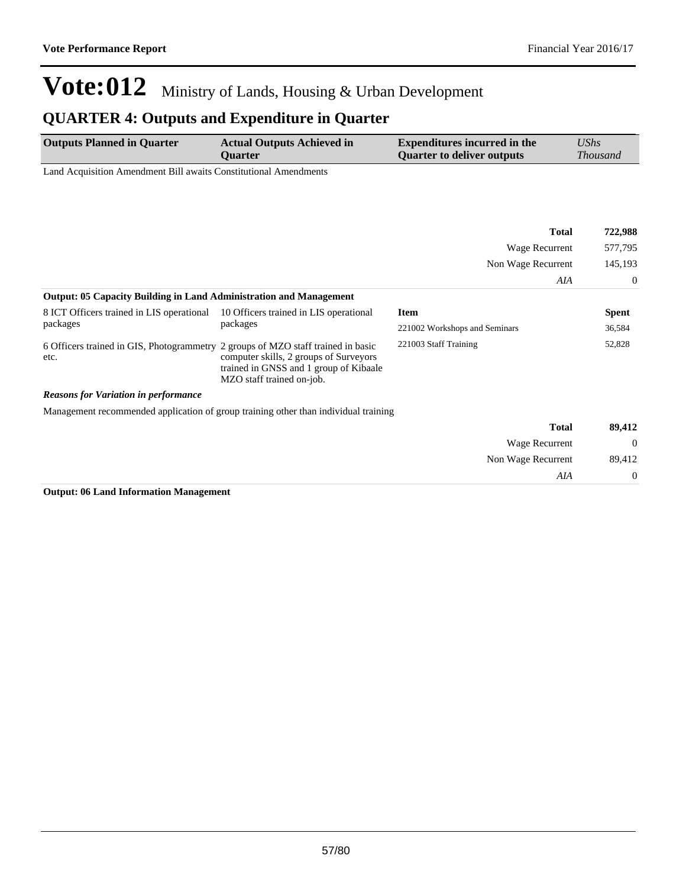# Vote:012 Ministry of Lands, Housing & Urban Development

## QUARTER 4: Outputs and Expenditure in Quarter

| Outputs Planned in Quarter | Actual Outputs Achieved in Quarter | Expenditures incurred in the Quarter to deliver outputs | *UShs Thousand* |
|---|---|---|---|

Land Acquisition Amendment Bill awaits Constitutional Amendments

| | |
|---|---|
| **Total** | **722,988** |
| Wage Recurrent | 577,795 |
| Non Wage Recurrent | 145,193 |
| *AIA* | 0 |

**Output: 05 Capacity Building in Land Administration and Management**

| Outputs Planned in Quarter | Actual Outputs Achieved in Quarter | Item | Spent |
|---|---|---|---|
| 8 ICT Officers trained in LIS operational packages | 10 Officers trained in LIS operational packages | 221002 Workshops and Seminars | 36,584 |
| 6 Officers trained in GIS, Photogrammetry etc. | 2 groups of MZO staff trained in basic computer skills, 2 groups of Surveyors trained in GNSS and 1 group of Kibaale MZO staff trained on-job. | 221003 Staff Training | 52,828 |

***Reasons for Variation in performance***

Management recommended application of group training other than individual training

| | |
|---|---|
| **Total** | **89,412** |
| Wage Recurrent | 0 |
| Non Wage Recurrent | 89,412 |
| *AIA* | 0 |

**Output: 06 Land Information Management**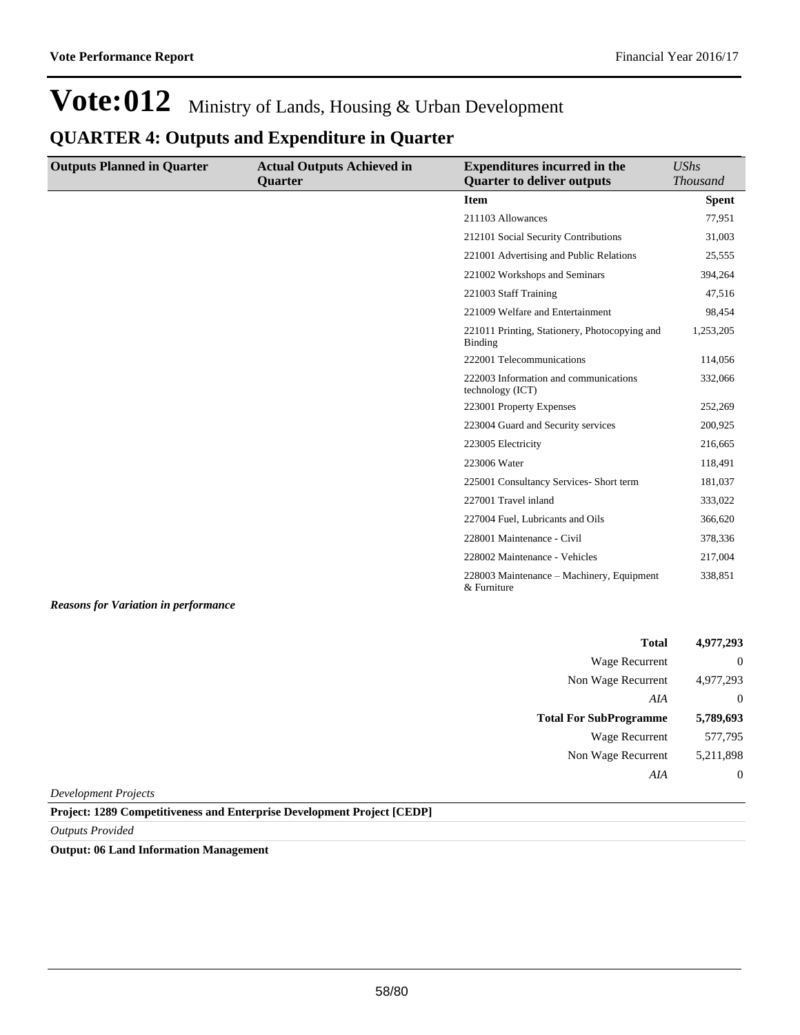# Vote:012 Ministry of Lands, Housing & Urban Development

## QUARTER 4: Outputs and Expenditure in Quarter

| Outputs Planned in Quarter | Actual Outputs Achieved in Quarter | Expenditures incurred in the Quarter to deliver outputs | *UShs Thousand* |
|---|---|---|---|
| | | **Item** | **Spent** |
| | | 211103 Allowances | 77,951 |
| | | 212101 Social Security Contributions | 31,003 |
| | | 221001 Advertising and Public Relations | 25,555 |
| | | 221002 Workshops and Seminars | 394,264 |
| | | 221003 Staff Training | 47,516 |
| | | 221009 Welfare and Entertainment | 98,454 |
| | | 221011 Printing, Stationery, Photocopying and Binding | 1,253,205 |
| | | 222001 Telecommunications | 114,056 |
| | | 222003 Information and communications technology (ICT) | 332,066 |
| | | 223001 Property Expenses | 252,269 |
| | | 223004 Guard and Security services | 200,925 |
| | | 223005 Electricity | 216,665 |
| | | 223006 Water | 118,491 |
| | | 225001 Consultancy Services- Short term | 181,037 |
| | | 227001 Travel inland | 333,022 |
| | | 227004 Fuel, Lubricants and Oils | 366,620 |
| | | 228001 Maintenance - Civil | 378,336 |
| | | 228002 Maintenance - Vehicles | 217,004 |
| | | 228003 Maintenance – Machinery, Equipment & Furniture | 338,851 |

***Reasons for Variation in performance***

| | |
|---|---|
| **Total** | **4,977,293** |
| Wage Recurrent | 0 |
| Non Wage Recurrent | 4,977,293 |
| *AIA* | 0 |
| **Total For SubProgramme** | **5,789,693** |
| Wage Recurrent | 577,795 |
| Non Wage Recurrent | 5,211,898 |
| *AIA* | 0 |

*Development Projects*

**Project: 1289 Competitiveness and Enterprise Development Project [CEDP]**

*Outputs Provided*

**Output: 06 Land Information Management**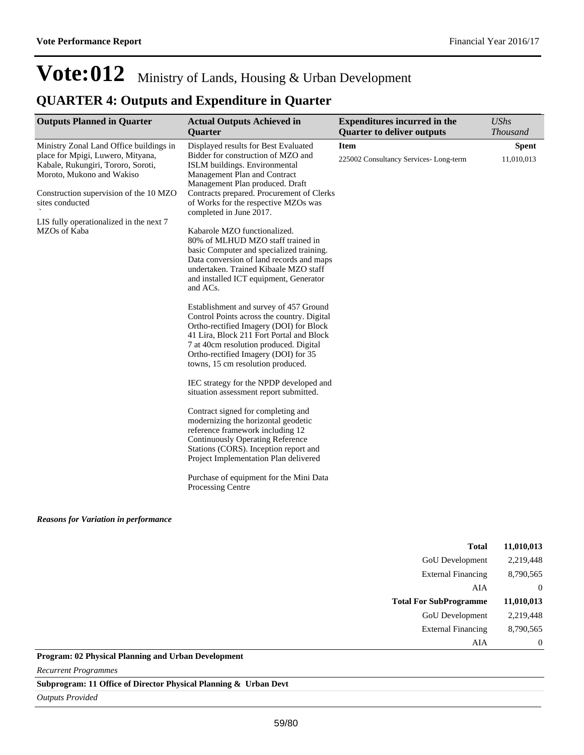# Vote:012 Ministry of Lands, Housing & Urban Development

## QUARTER 4: Outputs and Expenditure in Quarter

| Outputs Planned in Quarter | Actual Outputs Achieved in Quarter | Expenditures incurred in the Quarter to deliver outputs | *UShs Thousand* |
|---|---|---|---|
| Ministry Zonal Land Office buildings in place for Mpigi, Luwero, Mityana, Kabale, Rukungiri, Tororo, Soroti, Moroto, Mukono and Wakiso<br><br>Construction supervision of the 10 MZO sites conducted<br>`<br>LIS fully operationalized in the next 7 MZOs of Kaba | Displayed results for Best Evaluated Bidder for construction of MZO and ISLM buildings. Environmental Management Plan and Contract Management Plan produced. Draft Contracts prepared. Procurement of Clerks of Works for the respective MZOs was completed in June 2017.<br><br>Kabarole MZO functionalized.<br>80% of MLHUD MZO staff trained in basic Computer and specialized training. Data conversion of land records and maps undertaken. Trained Kibaale MZO staff and installed ICT equipment, Generator and ACs.<br><br>Establishment and survey of 457 Ground Control Points across the country. Digital Ortho-rectified Imagery (DOI) for Block 41 Lira, Block 211 Fort Portal and Block 7 at 40cm resolution produced. Digital Ortho-rectified Imagery (DOI) for 35 towns, 15 cm resolution produced.<br><br>IEC strategy for the NPDP developed and situation assessment report submitted.<br><br>Contract signed for completing and modernizing the horizontal geodetic reference framework including 12 Continuously Operating Reference Stations (CORS). Inception report and Project Implementation Plan delivered<br><br>Purchase of equipment for the Mini Data Processing Centre | **Item**<br><br>225002 Consultancy Services- Long-term | **Spent**<br><br>11,010,013 |

***Reasons for Variation in performance***

| | |
|---|---|
| **Total** | **11,010,013** |
| GoU Development | 2,219,448 |
| External Financing | 8,790,565 |
| AIA | 0 |
| **Total For SubProgramme** | **11,010,013** |
| GoU Development | 2,219,448 |
| External Financing | 8,790,565 |
| AIA | 0 |

**Program: 02 Physical Planning and Urban Development**

*Recurrent Programmes*

**Subprogram: 11 Office of Director Physical Planning & Urban Devt**

*Outputs Provided*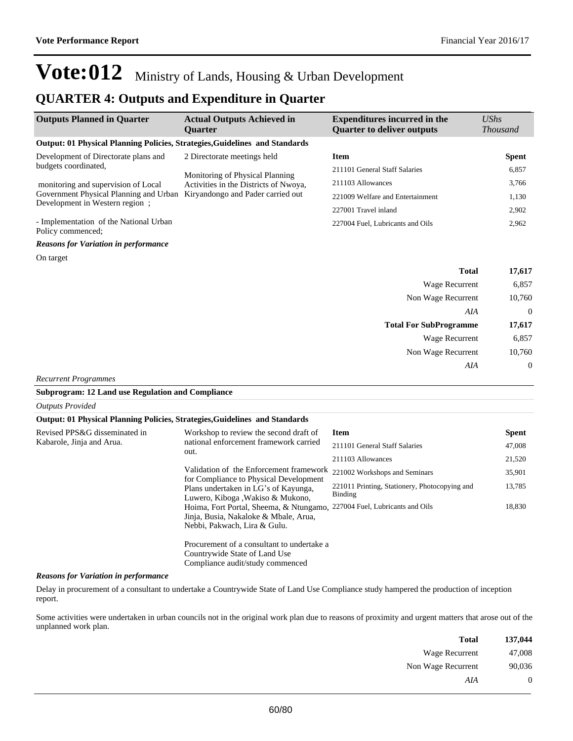# Vote:012 Ministry of Lands, Housing & Urban Development

## QUARTER 4: Outputs and Expenditure in Quarter

| Outputs Planned in Quarter | Actual Outputs Achieved in Quarter | Expenditures incurred in the Quarter to deliver outputs | *UShs Thousand* |
|---|---|---|---|

**Output: 01 Physical Planning Policies, Strategies,Guidelines and Standards**

| Outputs Planned in Quarter | Actual Outputs Achieved in Quarter | Item | Spent |
|---|---|---|---|
| Development of Directorate plans and budgets coordinated,<br><br>monitoring and supervision of Local Government Physical Planning and Urban Development in Western region ;<br><br>- Implementation of the National Urban Policy commenced; | 2 Directorate meetings held<br><br>Monitoring of Physical Planning Activities in the Districts of Nwoya, Kiryandongo and Pader carried out | 211101 General Staff Salaries | 6,857 |
| | | 211103 Allowances | 3,766 |
| | | 221009 Welfare and Entertainment | 1,130 |
| | | 227001 Travel inland | 2,902 |
| | | 227004 Fuel, Lubricants and Oils | 2,962 |

***Reasons for Variation in performance***

On target

| | |
|---|---|
| **Total** | **17,617** |
| Wage Recurrent | 6,857 |
| Non Wage Recurrent | 10,760 |
| *AIA* | 0 |
| **Total For SubProgramme** | **17,617** |
| Wage Recurrent | 6,857 |
| Non Wage Recurrent | 10,760 |
| *AIA* | 0 |

*Recurrent Programmes*

**Subprogram: 12 Land use Regulation and Compliance**

*Outputs Provided*

**Output: 01 Physical Planning Policies, Strategies,Guidelines and Standards**

| Outputs Planned in Quarter | Actual Outputs Achieved in Quarter | Item | Spent |
|---|---|---|---|
| Revised PPS&G disseminated in Kabarole, Jinja and Arua. | Workshop to review the second draft of national enforcement framework carried out.<br><br>Validation of the Enforcement framework for Compliance to Physical Development Plans undertaken in LG's of Kayunga, Luwero, Kiboga ,Wakiso & Mukono, Hoima, Fort Portal, Sheema, & Ntungamo, Jinja, Busia, Nakaloke & Mbale, Arua, Nebbi, Pakwach, Lira & Gulu.<br><br>Procurement of a consultant to undertake a Countrywide State of Land Use Compliance audit/study commenced | 211101 General Staff Salaries | 47,008 |
| | | 211103 Allowances | 21,520 |
| | | 221002 Workshops and Seminars | 35,901 |
| | | 221011 Printing, Stationery, Photocopying and Binding | 13,785 |
| | | 227004 Fuel, Lubricants and Oils | 18,830 |

***Reasons for Variation in performance***

Delay in procurement of a consultant to undertake a Countrywide State of Land Use Compliance study hampered the production of inception report.

Some activities were undertaken in urban councils not in the original work plan due to reasons of proximity and urgent matters that arose out of the unplanned work plan.

| | |
|---|---|
| **Total** | **137,044** |
| Wage Recurrent | 47,008 |
| Non Wage Recurrent | 90,036 |
| *AIA* | 0 |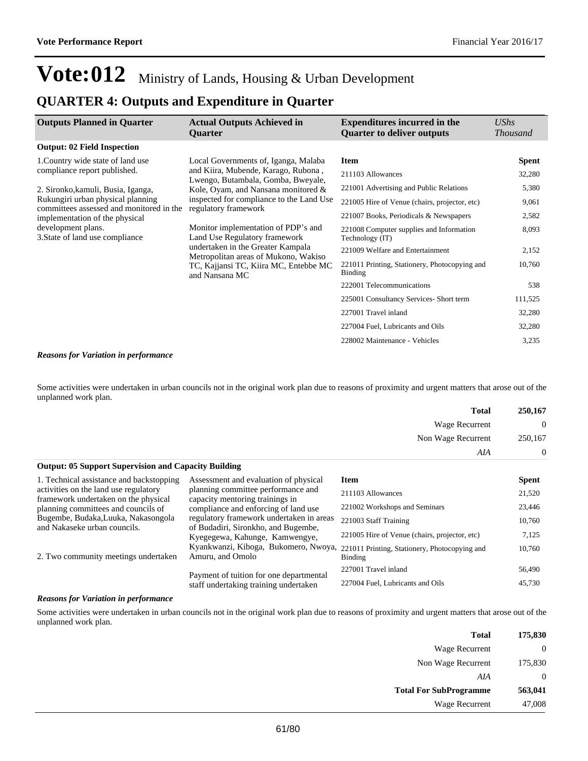# Vote:012 Ministry of Lands, Housing & Urban Development

## QUARTER 4: Outputs and Expenditure in Quarter

| Outputs Planned in Quarter | Actual Outputs Achieved in Quarter | Expenditures incurred in the Quarter to deliver outputs | *UShs Thousand* |
|---|---|---|---|
| **Output: 02 Field Inspection** | | | |
| 1.Country wide state of land use compliance report published.<br><br>2. Sironko,kamuli, Busia, Iganga, Rukungiri urban physical planning committees assessed and monitored in the implementation of the physical development plans.<br>3.State of land use compliance | Local Governments of, Iganga, Malaba and Kiira, Mubende, Karago, Rubona , Lwengo, Butambala, Gomba, Bweyale, Kole, Oyam, and Nansana monitored & inspected for compliance to the Land Use regulatory framework<br><br>Monitor implementation of PDP's and Land Use Regulatory framework undertaken in the Greater Kampala Metropolitan areas of Mukono, Wakiso TC, Kajjansi TC, Kiira MC, Entebbe MC and Nansana MC | **Item** | **Spent** |
| | | 211103 Allowances | 32,280 |
| | | 221001 Advertising and Public Relations | 5,380 |
| | | 221005 Hire of Venue (chairs, projector, etc) | 9,061 |
| | | 221007 Books, Periodicals & Newspapers | 2,582 |
| | | 221008 Computer supplies and Information Technology (IT) | 8,093 |
| | | 221009 Welfare and Entertainment | 2,152 |
| | | 221011 Printing, Stationery, Photocopying and Binding | 10,760 |
| | | 222001 Telecommunications | 538 |
| | | 225001 Consultancy Services- Short term | 111,525 |
| | | 227001 Travel inland | 32,280 |
| | | 227004 Fuel, Lubricants and Oils | 32,280 |
| | | 228002 Maintenance - Vehicles | 3,235 |

***Reasons for Variation in performance***

Some activities were undertaken in urban councils not in the original work plan due to reasons of proximity and urgent matters that arose out of the unplanned work plan.

| | |
|---|---|
| **Total** | **250,167** |
| Wage Recurrent | 0 |
| Non Wage Recurrent | 250,167 |
| *AIA* | 0 |

| Outputs Planned in Quarter | Actual Outputs Achieved in Quarter | Expenditures incurred in the Quarter to deliver outputs | *UShs Thousand* |
|---|---|---|---|
| **Output: 05 Support Supervision and Capacity Building** | | | |
| 1. Technical assistance and backstopping activities on the land use regulatory framework undertaken on the physical planning committees and councils of Bugembe, Budaka,Luuka, Nakasongola and Nakaseke urban councils.<br><br>2. Two community meetings undertaken | Assessment and evaluation of physical planning committee performance and capacity mentoring trainings in compliance and enforcing of land use regulatory framework undertaken in areas of Budadiri, Sironkho, and Bugembe, Kyegegewa, Kahunge, Kamwengye, Kyankwanzi, Kiboga, Bukomero, Nwoya, Amuru, and Omolo<br><br>Payment of tuition for one departmental staff undertaking training undertaken | **Item** | **Spent** |
| | | 211103 Allowances | 21,520 |
| | | 221002 Workshops and Seminars | 23,446 |
| | | 221003 Staff Training | 10,760 |
| | | 221005 Hire of Venue (chairs, projector, etc) | 7,125 |
| | | 221011 Printing, Stationery, Photocopying and Binding | 10,760 |
| | | 227001 Travel inland | 56,490 |
| | | 227004 Fuel, Lubricants and Oils | 45,730 |

***Reasons for Variation in performance***

Some activities were undertaken in urban councils not in the original work plan due to reasons of proximity and urgent matters that arose out of the unplanned work plan.

| | |
|---|---|
| **Total** | **175,830** |
| Wage Recurrent | 0 |
| Non Wage Recurrent | 175,830 |
| *AIA* | 0 |
| **Total For SubProgramme** | **563,041** |
| Wage Recurrent | 47,008 |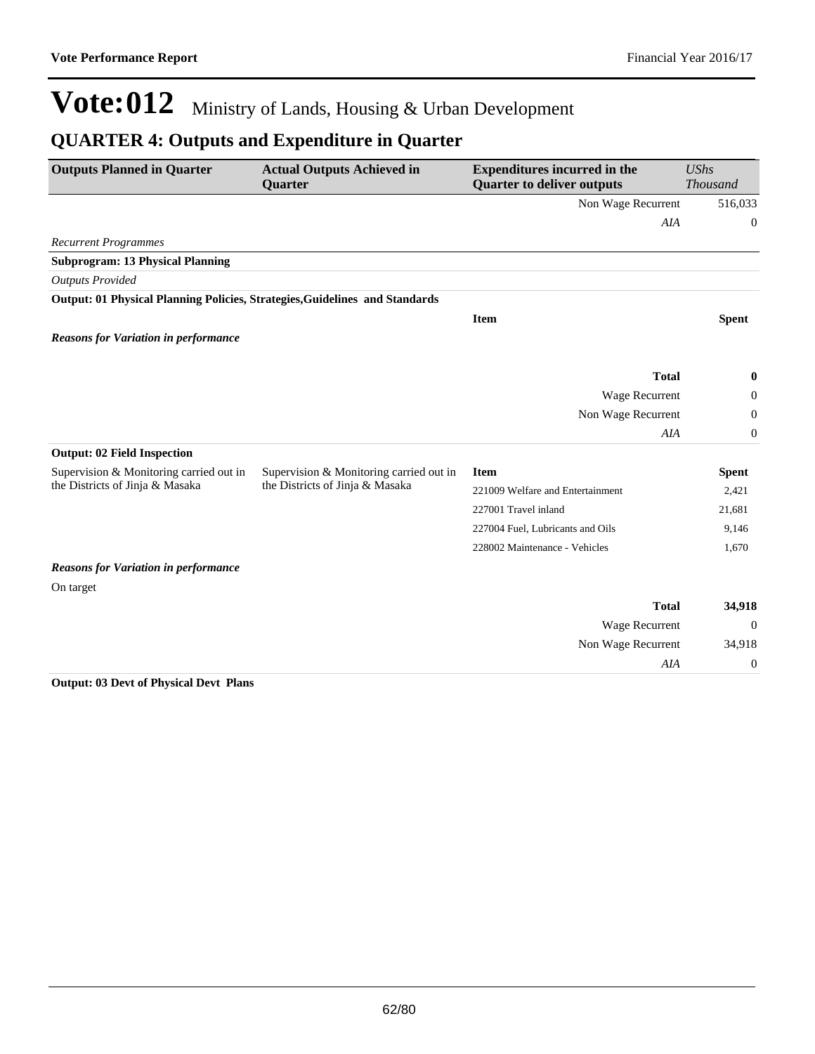# Vote:012 Ministry of Lands, Housing & Urban Development

## QUARTER 4: Outputs and Expenditure in Quarter

| Outputs Planned in Quarter | Actual Outputs Achieved in Quarter | Expenditures incurred in the Quarter to deliver outputs | *UShs Thousand* |
|---|---|---|---|
| | | Non Wage Recurrent | 516,033 |
| | | *AIA* | 0 |
| *Recurrent Programmes* | | | |
| **Subprogram: 13 Physical Planning** | | | |
| *Outputs Provided* | | | |
| **Output: 01 Physical Planning Policies, Strategies,Guidelines and Standards** | | | |
| | | **Item** | **Spent** |
| ***Reasons for Variation in performance*** | | | |
| | | **Total** | **0** |
| | | Wage Recurrent | 0 |
| | | Non Wage Recurrent | 0 |
| | | *AIA* | 0 |
| **Output: 02 Field Inspection** | | | |
| Supervision & Monitoring carried out in the Districts of Jinja & Masaka | Supervision & Monitoring carried out in the Districts of Jinja & Masaka | **Item** | **Spent** |
| | | 221009 Welfare and Entertainment | 2,421 |
| | | 227001 Travel inland | 21,681 |
| | | 227004 Fuel, Lubricants and Oils | 9,146 |
| | | 228002 Maintenance - Vehicles | 1,670 |
| ***Reasons for Variation in performance*** | | | |
| On target | | | |
| | | **Total** | **34,918** |
| | | Wage Recurrent | 0 |
| | | Non Wage Recurrent | 34,918 |
| | | *AIA* | 0 |
| **Output: 03 Devt of Physical Devt Plans** | | | |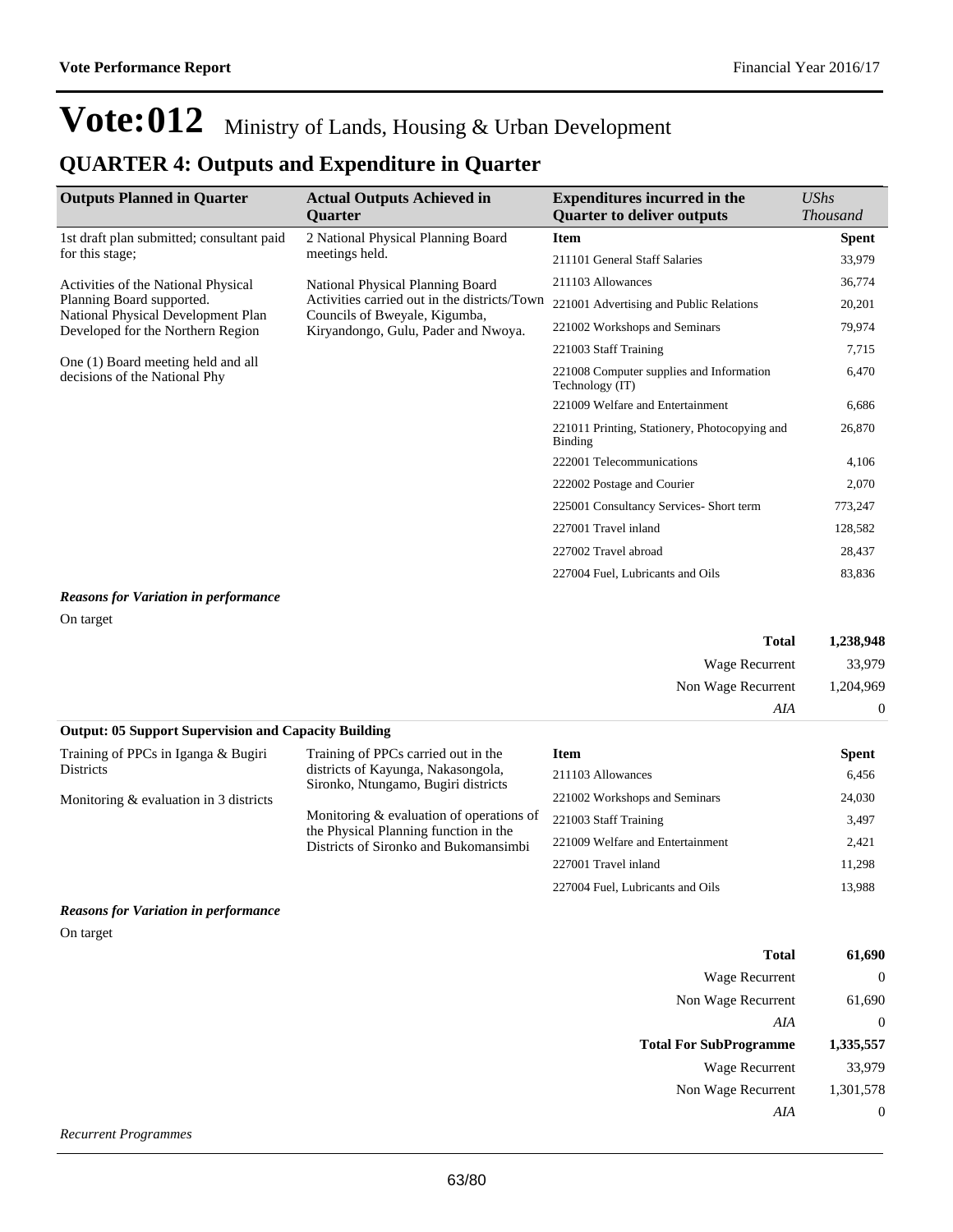# Vote:012 Ministry of Lands, Housing & Urban Development

## QUARTER 4: Outputs and Expenditure in Quarter

| Outputs Planned in Quarter | Actual Outputs Achieved in Quarter | Expenditures incurred in the Quarter to deliver outputs | *UShs Thousand* |
|---|---|---|---|
| 1st draft plan submitted; consultant paid for this stage;<br><br>Activities of the National Physical Planning Board supported.<br>National Physical Development Plan Developed for the Northern Region<br><br>One (1) Board meeting held and all decisions of the National Phy | 2 National Physical Planning Board meetings held.<br><br>National Physical Planning Board Activities carried out in the districts/Town Councils of Bweyale, Kigumba, Kiryandongo, Gulu, Pader and Nwoya. | **Item** | **Spent** |
| | | 211101 General Staff Salaries | 33,979 |
| | | 211103 Allowances | 36,774 |
| | | 221001 Advertising and Public Relations | 20,201 |
| | | 221002 Workshops and Seminars | 79,974 |
| | | 221003 Staff Training | 7,715 |
| | | 221008 Computer supplies and Information Technology (IT) | 6,470 |
| | | 221009 Welfare and Entertainment | 6,686 |
| | | 221011 Printing, Stationery, Photocopying and Binding | 26,870 |
| | | 222001 Telecommunications | 4,106 |
| | | 222002 Postage and Courier | 2,070 |
| | | 225001 Consultancy Services- Short term | 773,247 |
| | | 227001 Travel inland | 128,582 |
| | | 227002 Travel abroad | 28,437 |
| | | 227004 Fuel, Lubricants and Oils | 83,836 |

***Reasons for Variation in performance***

On target

| | |
|---|---|
| **Total** | **1,238,948** |
| Wage Recurrent | 33,979 |
| Non Wage Recurrent | 1,204,969 |
| *AIA* | 0 |

**Output: 05 Support Supervision and Capacity Building**

| Outputs Planned in Quarter | Actual Outputs Achieved in Quarter | Item | Spent |
|---|---|---|---|
| Training of PPCs in Iganga & Bugiri Districts<br><br>Monitoring & evaluation in 3 districts | Training of PPCs carried out in the districts of Kayunga, Nakasongola, Sironko, Ntungamo, Bugiri districts<br><br>Monitoring & evaluation of operations of the Physical Planning function in the Districts of Sironko and Bukomansimbi | 211103 Allowances | 6,456 |
| | | 221002 Workshops and Seminars | 24,030 |
| | | 221003 Staff Training | 3,497 |
| | | 221009 Welfare and Entertainment | 2,421 |
| | | 227001 Travel inland | 11,298 |
| | | 227004 Fuel, Lubricants and Oils | 13,988 |

***Reasons for Variation in performance***

On target

| | |
|---|---|
| **Total** | **61,690** |
| Wage Recurrent | 0 |
| Non Wage Recurrent | 61,690 |
| *AIA* | 0 |
| **Total For SubProgramme** | **1,335,557** |
| Wage Recurrent | 33,979 |
| Non Wage Recurrent | 1,301,578 |
| *AIA* | 0 |

*Recurrent Programmes*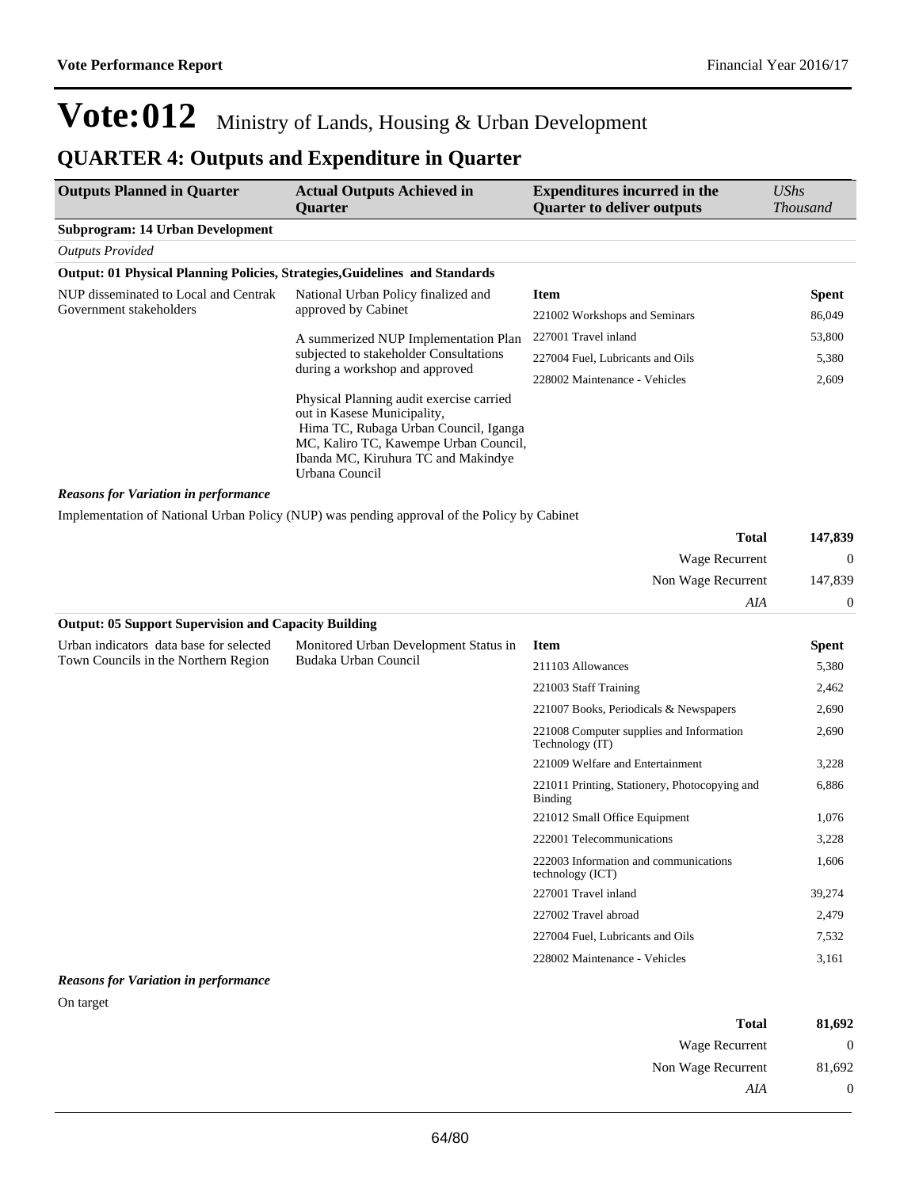# Vote:012 Ministry of Lands, Housing & Urban Development

## QUARTER 4: Outputs and Expenditure in Quarter

| Outputs Planned in Quarter | Actual Outputs Achieved in Quarter | Expenditures incurred in the Quarter to deliver outputs | *UShs Thousand* |
|---|---|---|---|

**Subprogram: 14 Urban Development**

*Outputs Provided*

**Output: 01 Physical Planning Policies, Strategies,Guidelines and Standards**

| Outputs Planned in Quarter | Actual Outputs Achieved in Quarter | Item | Spent |
|---|---|---|---|
| NUP disseminated to Local and Centrak Government stakeholders | National Urban Policy finalized and approved by Cabinet<br><br>A summerized NUP Implementation Plan subjected to stakeholder Consultations during a workshop and approved<br><br>Physical Planning audit exercise carried out in Kasese Municipality, Hima TC, Rubaga Urban Council, Iganga MC, Kaliro TC, Kawempe Urban Council, Ibanda MC, Kiruhura TC and Makindye Urbana Council | 221002 Workshops and Seminars | 86,049 |
| | | 227001 Travel inland | 53,800 |
| | | 227004 Fuel, Lubricants and Oils | 5,380 |
| | | 228002 Maintenance - Vehicles | 2,609 |

***Reasons for Variation in performance***

Implementation of National Urban Policy (NUP) was pending approval of the Policy by Cabinet

| | |
|---|---|
| **Total** | **147,839** |
| Wage Recurrent | 0 |
| Non Wage Recurrent | 147,839 |
| *AIA* | 0 |

**Output: 05 Support Supervision and Capacity Building**

| Outputs Planned in Quarter | Actual Outputs Achieved in Quarter | Item | Spent |
|---|---|---|---|
| Urban indicators data base for selected Town Councils in the Northern Region | Monitored Urban Development Status in Budaka Urban Council | 211103 Allowances | 5,380 |
| | | 221003 Staff Training | 2,462 |
| | | 221007 Books, Periodicals & Newspapers | 2,690 |
| | | 221008 Computer supplies and Information Technology (IT) | 2,690 |
| | | 221009 Welfare and Entertainment | 3,228 |
| | | 221011 Printing, Stationery, Photocopying and Binding | 6,886 |
| | | 221012 Small Office Equipment | 1,076 |
| | | 222001 Telecommunications | 3,228 |
| | | 222003 Information and communications technology (ICT) | 1,606 |
| | | 227001 Travel inland | 39,274 |
| | | 227002 Travel abroad | 2,479 |
| | | 227004 Fuel, Lubricants and Oils | 7,532 |
| | | 228002 Maintenance - Vehicles | 3,161 |

***Reasons for Variation in performance***

On target

| | |
|---|---|
| **Total** | **81,692** |
| Wage Recurrent | 0 |
| Non Wage Recurrent | 81,692 |
| *AIA* | 0 |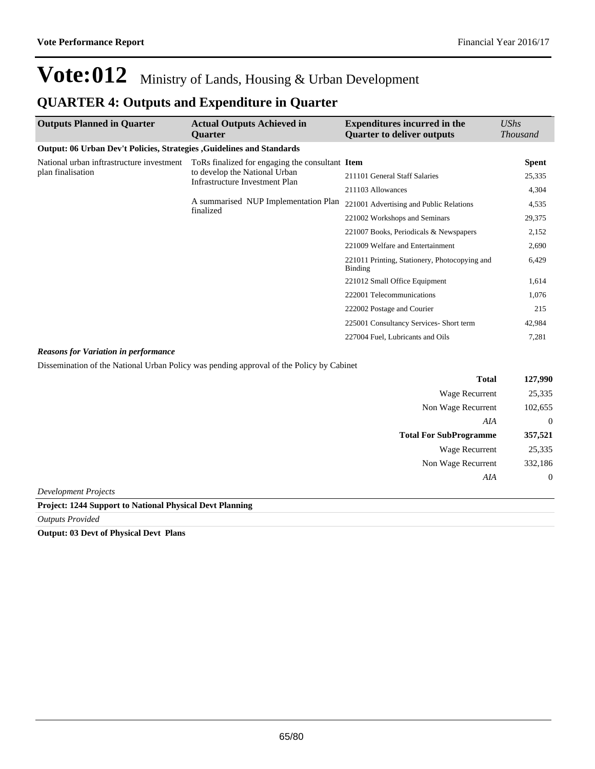# Vote:012 Ministry of Lands, Housing & Urban Development

## QUARTER 4: Outputs and Expenditure in Quarter

| Outputs Planned in Quarter | Actual Outputs Achieved in Quarter | Expenditures incurred in the Quarter to deliver outputs | *UShs Thousand* |
|---|---|---|---|
| **Output: 06 Urban Dev't Policies, Strategies ,Guidelines and Standards** | | | |
| National urban inftrastructure investment plan finalisation | ToRs finalized for engaging the consultant to develop the National Urban Infrastructure Investment Plan<br><br>A summarised NUP Implementation Plan finalized | **Item** | **Spent** |
| | | 211101 General Staff Salaries | 25,335 |
| | | 211103 Allowances | 4,304 |
| | | 221001 Advertising and Public Relations | 4,535 |
| | | 221002 Workshops and Seminars | 29,375 |
| | | 221007 Books, Periodicals & Newspapers | 2,152 |
| | | 221009 Welfare and Entertainment | 2,690 |
| | | 221011 Printing, Stationery, Photocopying and Binding | 6,429 |
| | | 221012 Small Office Equipment | 1,614 |
| | | 222001 Telecommunications | 1,076 |
| | | 222002 Postage and Courier | 215 |
| | | 225001 Consultancy Services- Short term | 42,984 |
| | | 227004 Fuel, Lubricants and Oils | 7,281 |

***Reasons for Variation in performance***

Dissemination of the National Urban Policy was pending approval of the Policy by Cabinet

| | |
|---|---|
| **Total** | **127,990** |
| Wage Recurrent | 25,335 |
| Non Wage Recurrent | 102,655 |
| *AIA* | 0 |
| **Total For SubProgramme** | **357,521** |
| Wage Recurrent | 25,335 |
| Non Wage Recurrent | 332,186 |
| *AIA* | 0 |

*Development Projects*

**Project: 1244 Support to National Physical Devt Planning**

*Outputs Provided*

**Output: 03 Devt of Physical Devt Plans**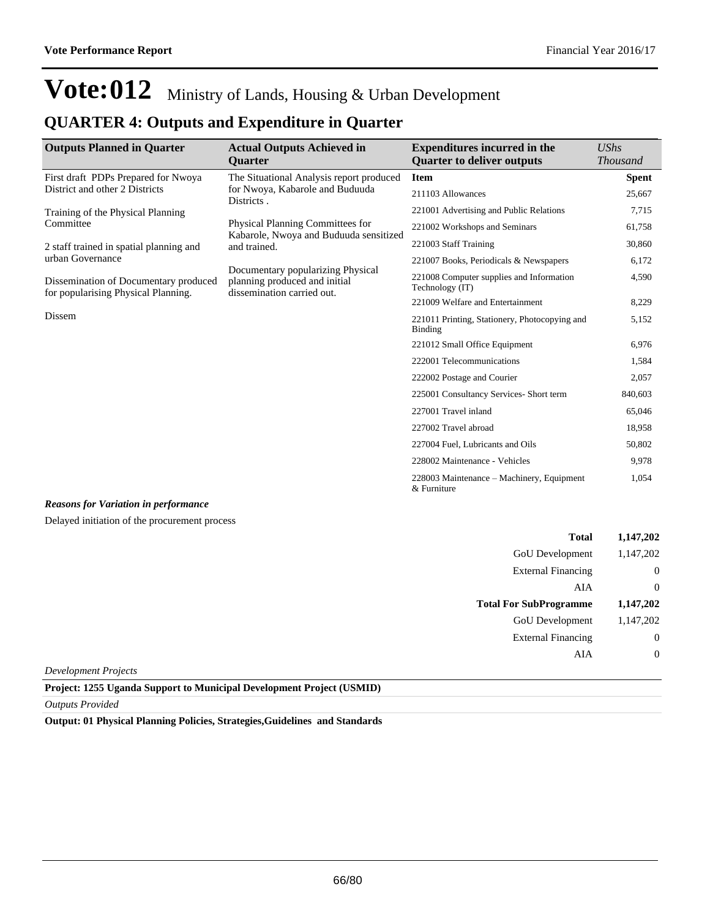# Vote:012 Ministry of Lands, Housing & Urban Development

## QUARTER 4: Outputs and Expenditure in Quarter

| Outputs Planned in Quarter | Actual Outputs Achieved in Quarter | Expenditures incurred in the Quarter to deliver outputs | *UShs Thousand* |
|---|---|---|---|
| First draft PDPs Prepared for Nwoya District and other 2 Districts<br><br>Training of the Physical Planning Committee<br><br>2 staff trained in spatial planning and urban Governance<br><br>Dissemination of Documentary produced for popularising Physical Planning.<br><br>Dissem | The Situational Analysis report produced for Nwoya, Kabarole and Buduuda Districts .<br><br>Physical Planning Committees for Kabarole, Nwoya and Buduuda sensitized and trained.<br><br>Documentary popularizing Physical planning produced and initial dissemination carried out. | **Item** | **Spent** |
| | | 211103 Allowances | 25,667 |
| | | 221001 Advertising and Public Relations | 7,715 |
| | | 221002 Workshops and Seminars | 61,758 |
| | | 221003 Staff Training | 30,860 |
| | | 221007 Books, Periodicals & Newspapers | 6,172 |
| | | 221008 Computer supplies and Information Technology (IT) | 4,590 |
| | | 221009 Welfare and Entertainment | 8,229 |
| | | 221011 Printing, Stationery, Photocopying and Binding | 5,152 |
| | | 221012 Small Office Equipment | 6,976 |
| | | 222001 Telecommunications | 1,584 |
| | | 222002 Postage and Courier | 2,057 |
| | | 225001 Consultancy Services- Short term | 840,603 |
| | | 227001 Travel inland | 65,046 |
| | | 227002 Travel abroad | 18,958 |
| | | 227004 Fuel, Lubricants and Oils | 50,802 |
| | | 228002 Maintenance - Vehicles | 9,978 |
| | | 228003 Maintenance – Machinery, Equipment & Furniture | 1,054 |

***Reasons for Variation in performance***

Delayed initiation of the procurement process

| | |
|---|---|
| **Total** | **1,147,202** |
| GoU Development | 1,147,202 |
| External Financing | 0 |
| AIA | 0 |
| **Total For SubProgramme** | **1,147,202** |
| GoU Development | 1,147,202 |
| External Financing | 0 |
| AIA | 0 |

*Development Projects*

**Project: 1255 Uganda Support to Municipal Development Project (USMID)**

*Outputs Provided*

**Output: 01 Physical Planning Policies, Strategies,Guidelines and Standards**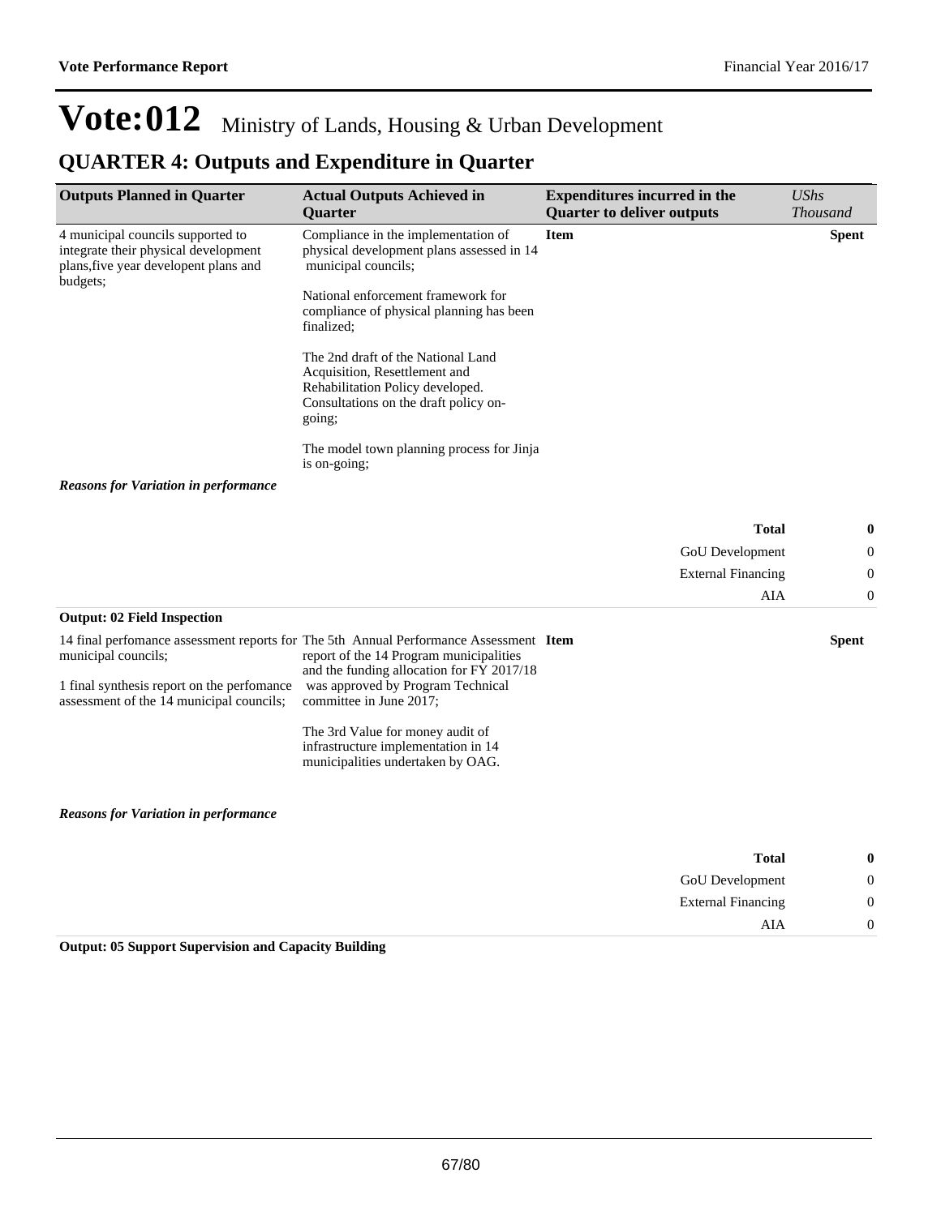# Vote:012 Ministry of Lands, Housing & Urban Development

## QUARTER 4: Outputs and Expenditure in Quarter

| Outputs Planned in Quarter | Actual Outputs Achieved in Quarter | Expenditures incurred in the Quarter to deliver outputs | *UShs Thousand* |
|---|---|---|---|
| 4 municipal councils supported to integrate their physical development plans,five year developent plans and budgets; | Compliance in the implementation of physical development plans assessed in 14 municipal councils;<br><br>National enforcement framework for compliance of physical planning has been finalized;<br><br>The 2nd draft of the National Land Acquisition, Resettlement and Rehabilitation Policy developed. Consultations on the draft policy on-going;<br><br>The model town planning process for Jinja is on-going; | **Item** | **Spent** |

***Reasons for Variation in performance***

| | |
|---|---|
| **Total** | **0** |
| GoU Development | 0 |
| External Financing | 0 |
| AIA | 0 |

**Output: 02 Field Inspection**

| Outputs Planned in Quarter | Actual Outputs Achieved in Quarter | Expenditures incurred in the Quarter to deliver outputs | *UShs Thousand* |
|---|---|---|---|
| 14 final perfomance assessment reports for municipal councils;<br><br>1 final synthesis report on the perfomance assessment of the 14 municipal councils; | The 5th Annual Performance Assessment report of the 14 Program municipalities and the funding allocation for FY 2017/18 was approved by Program Technical committee in June 2017;<br><br>The 3rd Value for money audit of infrastructure implementation in 14 municipalities undertaken by OAG. | **Item** | **Spent** |

***Reasons for Variation in performance***

| | |
|---|---|
| **Total** | **0** |
| GoU Development | 0 |
| External Financing | 0 |
| AIA | 0 |

**Output: 05 Support Supervision and Capacity Building**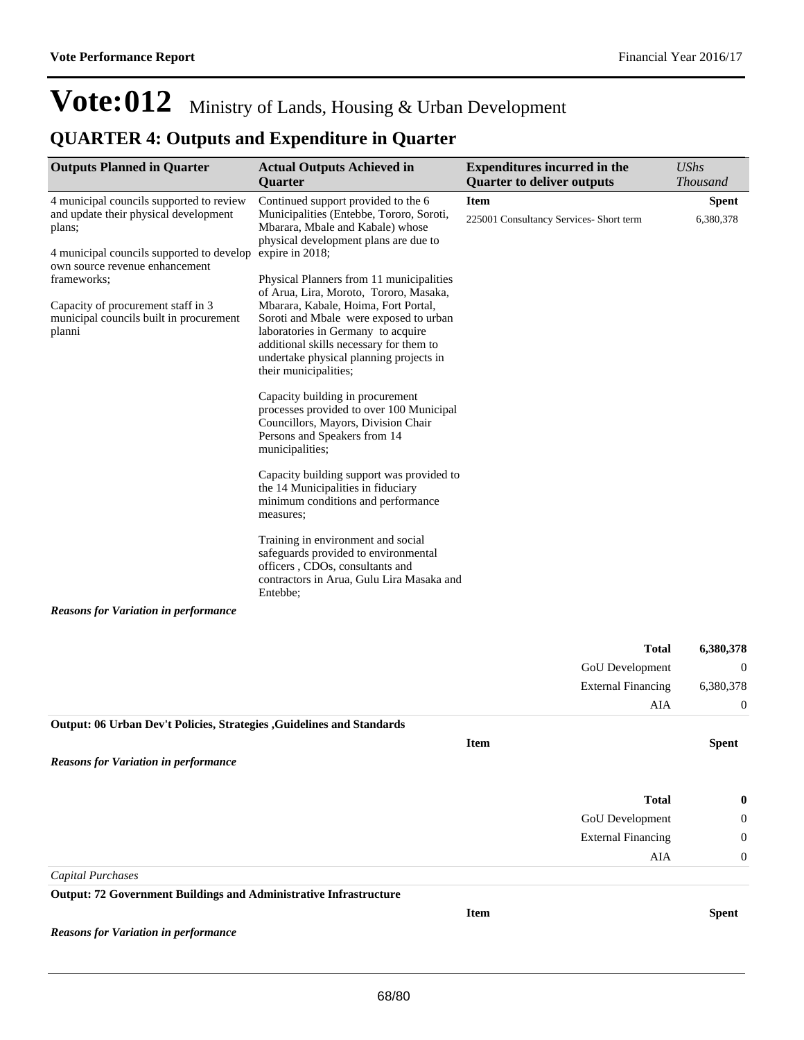# Vote:012 Ministry of Lands, Housing & Urban Development

## QUARTER 4: Outputs and Expenditure in Quarter

| Outputs Planned in Quarter | Actual Outputs Achieved in Quarter | Expenditures incurred in the Quarter to deliver outputs | *UShs Thousand* |
|---|---|---|---|
| 4 municipal councils supported to review and update their physical development plans;<br><br>4 municipal councils supported to develop own source revenue enhancement frameworks;<br><br>Capacity of procurement staff in 3 municipal councils built in procurement planni | Continued support provided to the 6 Municipalities (Entebbe, Tororo, Soroti, Mbarara, Mbale and Kabale) whose physical development plans are due to expire in 2018;<br><br>Physical Planners from 11 municipalities of Arua, Lira, Moroto, Tororo, Masaka, Mbarara, Kabale, Hoima, Fort Portal, Soroti and Mbale were exposed to urban laboratories in Germany to acquire additional skills necessary for them to undertake physical planning projects in their municipalities;<br><br>Capacity building in procurement processes provided to over 100 Municipal Councillors, Mayors, Division Chair Persons and Speakers from 14 municipalities;<br><br>Capacity building support was provided to the 14 Municipalities in fiduciary minimum conditions and performance measures;<br><br>Training in environment and social safeguards provided to environmental officers , CDOs, consultants and contractors in Arua, Gulu Lira Masaka and Entebbe; | **Item**<br>225001 Consultancy Services- Short term | **Spent**<br>6,380,378 |

***Reasons for Variation in performance***

| | |
|---|---|
| **Total** | **6,380,378** |
| GoU Development | 0 |
| External Financing | 6,380,378 |
| AIA | 0 |

**Output: 06 Urban Dev't Policies, Strategies ,Guidelines and Standards**

| Item | Spent |
|---|---|

***Reasons for Variation in performance***

| | |
|---|---|
| **Total** | **0** |
| GoU Development | 0 |
| External Financing | 0 |
| AIA | 0 |

*Capital Purchases*

**Output: 72 Government Buildings and Administrative Infrastructure**

| Item | Spent |
|---|---|

***Reasons for Variation in performance***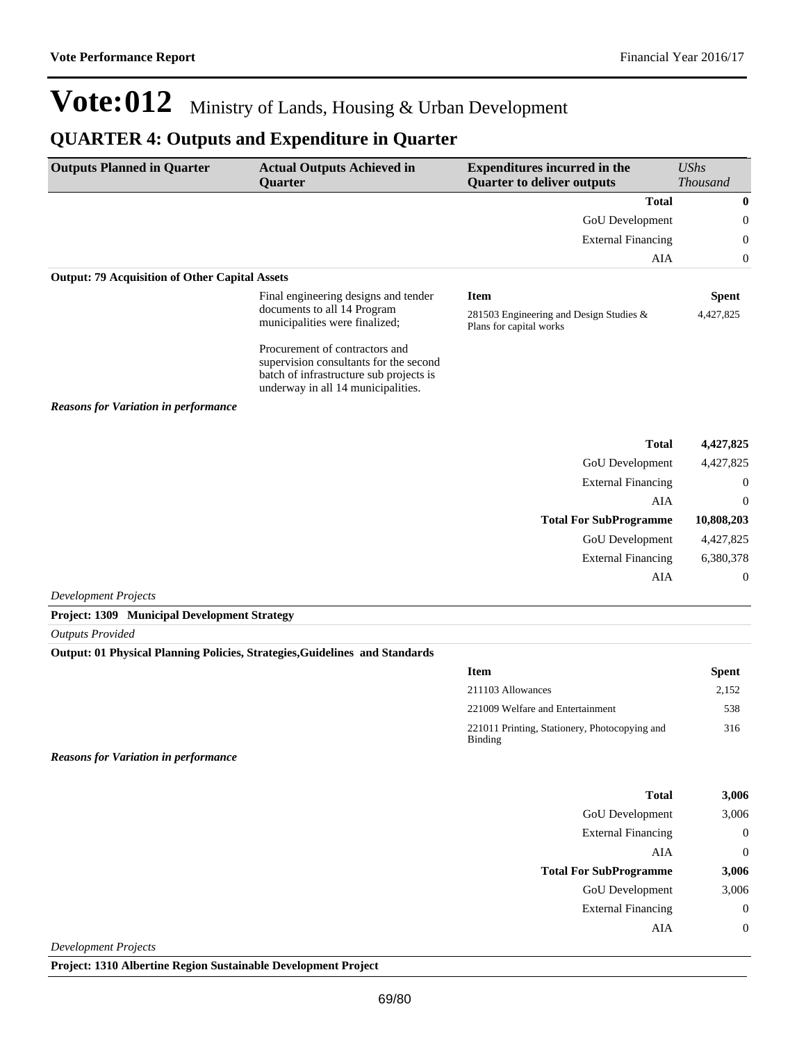# Vote:012 Ministry of Lands, Housing & Urban Development

## QUARTER 4: Outputs and Expenditure in Quarter

| Outputs Planned in Quarter | Actual Outputs Achieved in Quarter | Expenditures incurred in the Quarter to deliver outputs | *UShs Thousand* |
|---|---|---|---|
| | | **Total** | **0** |
| | | GoU Development | 0 |
| | | External Financing | 0 |
| | | AIA | 0 |

**Output: 79 Acquisition of Other Capital Assets**

| | | | |
|---|---|---|---|
| | Final engineering designs and tender documents to all 14 Program municipalities were finalized;<br><br>Procurement of contractors and supervision consultants for the second batch of infrastructure sub projects is underway in all 14 municipalities. | **Item** | **Spent** |
| | | 281503 Engineering and Design Studies & Plans for capital works | 4,427,825 |

***Reasons for Variation in performance***

| | |
|---|---|
| **Total** | **4,427,825** |
| GoU Development | 4,427,825 |
| External Financing | 0 |
| AIA | 0 |
| **Total For SubProgramme** | **10,808,203** |
| GoU Development | 4,427,825 |
| External Financing | 6,380,378 |
| AIA | 0 |

*Development Projects*

**Project: 1309 Municipal Development Strategy**

*Outputs Provided*

**Output: 01 Physical Planning Policies, Strategies,Guidelines and Standards**

| **Item** | **Spent** |
|---|---|
| 211103 Allowances | 2,152 |
| 221009 Welfare and Entertainment | 538 |
| 221011 Printing, Stationery, Photocopying and Binding | 316 |

***Reasons for Variation in performance***

| | |
|---|---|
| **Total** | **3,006** |
| GoU Development | 3,006 |
| External Financing | 0 |
| AIA | 0 |
| **Total For SubProgramme** | **3,006** |
| GoU Development | 3,006 |
| External Financing | 0 |
| AIA | 0 |

*Development Projects*

**Project: 1310 Albertine Region Sustainable Development Project**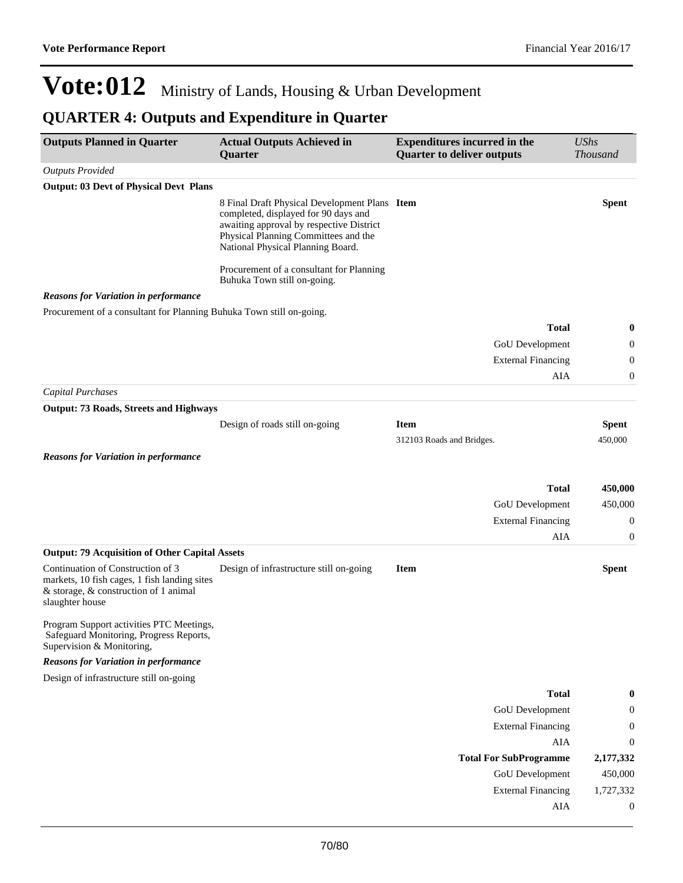# Vote:012 Ministry of Lands, Housing & Urban Development

## QUARTER 4: Outputs and Expenditure in Quarter

| Outputs Planned in Quarter | Actual Outputs Achieved in Quarter | Expenditures incurred in the Quarter to deliver outputs | *UShs Thousand* |
|---|---|---|---|
| *Outputs Provided* | | | |
| **Output: 03 Devt of Physical Devt Plans** | | | |
| | 8 Final Draft Physical Development Plans completed, displayed for 90 days and awaiting approval by respective District Physical Planning Committees and the National Physical Planning Board.<br><br>Procurement of a consultant for Planning Buhuka Town still on-going. | **Item** | **Spent** |
| ***Reasons for Variation in performance*** | | | |
| Procurement of a consultant for Planning Buhuka Town still on-going. | | | |
| | | **Total** | **0** |
| | | GoU Development | 0 |
| | | External Financing | 0 |
| | | AIA | 0 |
| *Capital Purchases* | | | |
| **Output: 73 Roads, Streets and Highways** | | | |
| | Design of roads still on-going | **Item** | **Spent** |
| | | 312103 Roads and Bridges. | 450,000 |
| ***Reasons for Variation in performance*** | | | |
| | | **Total** | **450,000** |
| | | GoU Development | 450,000 |
| | | External Financing | 0 |
| | | AIA | 0 |
| **Output: 79 Acquisition of Other Capital Assets** | | | |
| Continuation of Construction of 3 markets, 10 fish cages, 1 fish landing sites & storage, & construction of 1 animal slaughter house<br><br>Program Support activities PTC Meetings, Safeguard Monitoring, Progress Reports, Supervision & Monitoring, | Design of infrastructure still on-going | **Item** | **Spent** |
| ***Reasons for Variation in performance*** | | | |
| Design of infrastructure still on-going | | | |
| | | **Total** | **0** |
| | | GoU Development | 0 |
| | | External Financing | 0 |
| | | AIA | 0 |
| | | **Total For SubProgramme** | **2,177,332** |
| | | GoU Development | 450,000 |
| | | External Financing | 1,727,332 |
| | | AIA | 0 |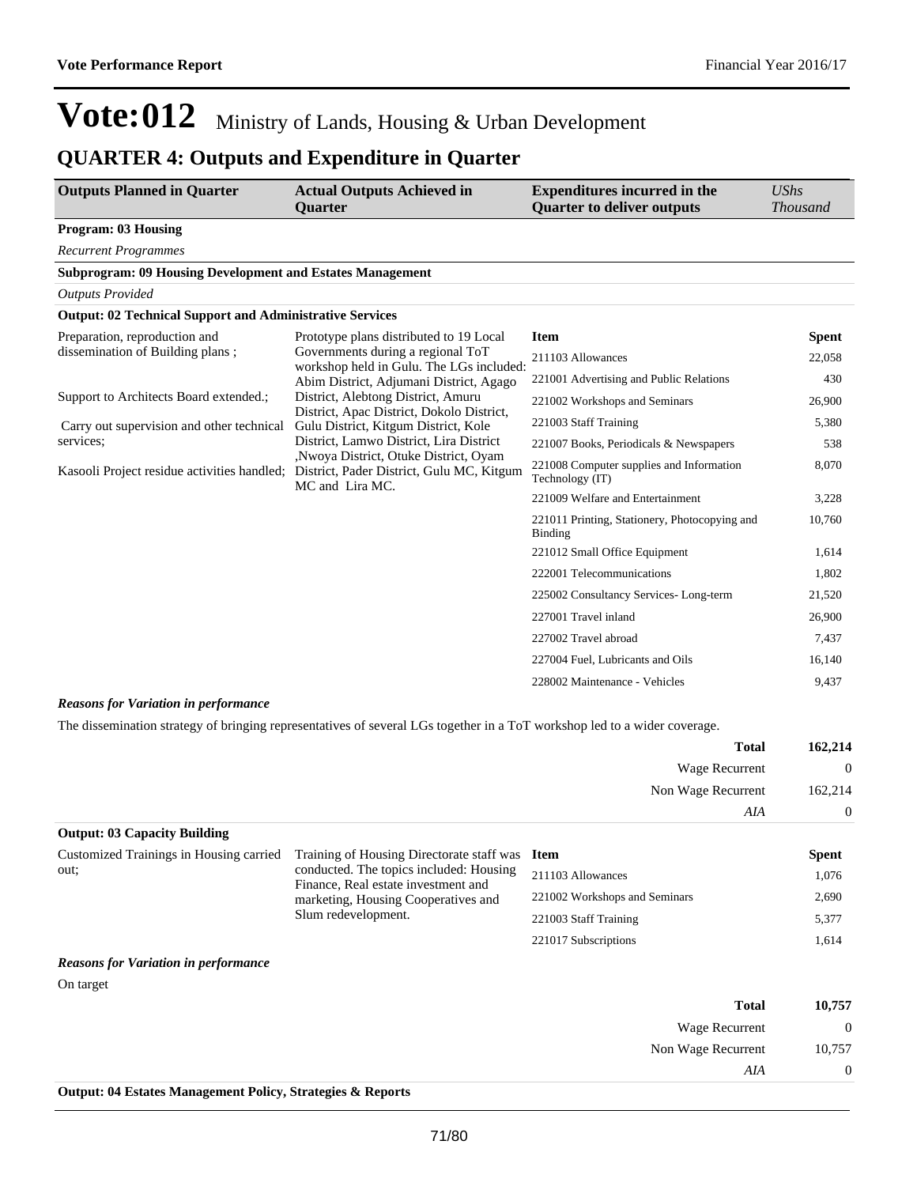# Vote:012 Ministry of Lands, Housing & Urban Development

## QUARTER 4: Outputs and Expenditure in Quarter

| Outputs Planned in Quarter | Actual Outputs Achieved in Quarter | Expenditures incurred in the Quarter to deliver outputs | *UShs Thousand* |
|---|---|---|---|

**Program: 03 Housing**

*Recurrent Programmes*

**Subprogram: 09 Housing Development and Estates Management**

*Outputs Provided*

**Output: 02 Technical Support and Administrative Services**

| Outputs Planned in Quarter | Actual Outputs Achieved in Quarter | Item | Spent |
|---|---|---|---|
| Preparation, reproduction and dissemination of Building plans ;<br><br>Support to Architects Board extended.;<br><br>Carry out supervision and other technical services;<br><br>Kasooli Project residue activities handled; | Prototype plans distributed to 19 Local Governments during a regional ToT workshop held in Gulu. The LGs included: Abim District, Adjumani District, Agago District, Alebtong District, Amuru District, Apac District, Dokolo District, Gulu District, Kitgum District, Kole District, Lamwo District, Lira District ,Nwoya District, Otuke District, Oyam District, Pader District, Gulu MC, Kitgum MC and Lira MC. | 211103 Allowances | 22,058 |
| | | 221001 Advertising and Public Relations | 430 |
| | | 221002 Workshops and Seminars | 26,900 |
| | | 221003 Staff Training | 5,380 |
| | | 221007 Books, Periodicals & Newspapers | 538 |
| | | 221008 Computer supplies and Information Technology (IT) | 8,070 |
| | | 221009 Welfare and Entertainment | 3,228 |
| | | 221011 Printing, Stationery, Photocopying and Binding | 10,760 |
| | | 221012 Small Office Equipment | 1,614 |
| | | 222001 Telecommunications | 1,802 |
| | | 225002 Consultancy Services- Long-term | 21,520 |
| | | 227001 Travel inland | 26,900 |
| | | 227002 Travel abroad | 7,437 |
| | | 227004 Fuel, Lubricants and Oils | 16,140 |
| | | 228002 Maintenance - Vehicles | 9,437 |

***Reasons for Variation in performance***

The dissemination strategy of bringing representatives of several LGs together in a ToT workshop led to a wider coverage.

| | |
|---|---|
| **Total** | **162,214** |
| Wage Recurrent | 0 |
| Non Wage Recurrent | 162,214 |
| *AIA* | 0 |

**Output: 03 Capacity Building**

| Outputs Planned in Quarter | Actual Outputs Achieved in Quarter | Item | Spent |
|---|---|---|---|
| Customized Trainings in Housing carried out; | Training of Housing Directorate staff was conducted. The topics included: Housing Finance, Real estate investment and marketing, Housing Cooperatives and Slum redevelopment. | 211103 Allowances | 1,076 |
| | | 221002 Workshops and Seminars | 2,690 |
| | | 221003 Staff Training | 5,377 |
| | | 221017 Subscriptions | 1,614 |

***Reasons for Variation in performance***

On target

| | |
|---|---|
| **Total** | **10,757** |
| Wage Recurrent | 0 |
| Non Wage Recurrent | 10,757 |
| *AIA* | 0 |

**Output: 04 Estates Management Policy, Strategies & Reports**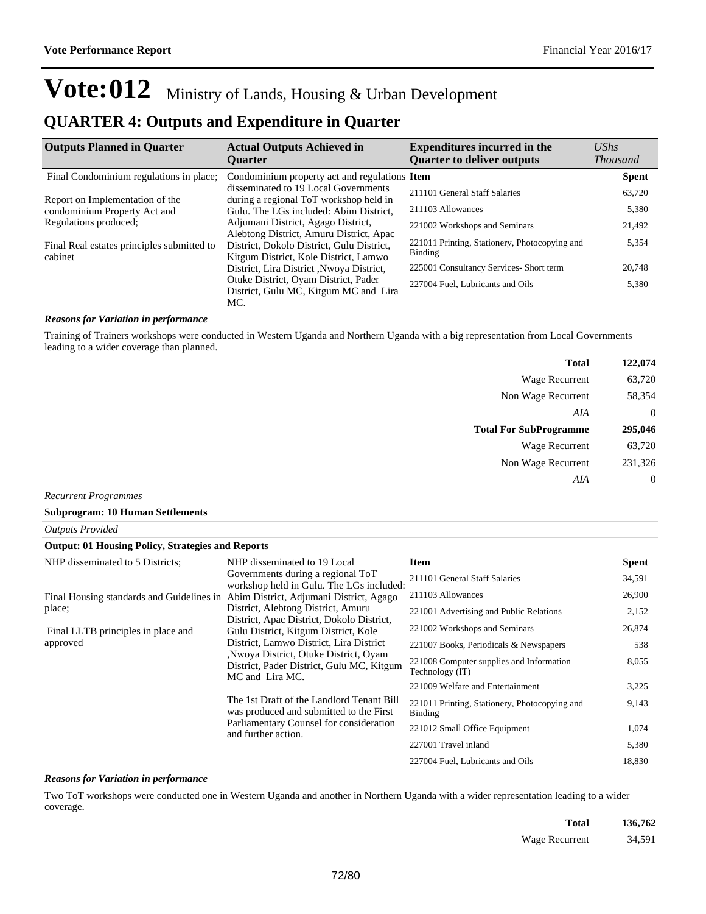# Vote:012 Ministry of Lands, Housing & Urban Development

## QUARTER 4: Outputs and Expenditure in Quarter

| Outputs Planned in Quarter | Actual Outputs Achieved in Quarter | Expenditures incurred in the Quarter to deliver outputs | UShs Thousand |
|---|---|---|---|
| Final Condominium regulations in place;<br><br>Report on Implementation of the condominium Property Act and Regulations produced;<br><br>Final Real estates principles submitted to cabinet | Condominium property act and regulations disseminated to 19 Local Governments during a regional ToT workshop held in Gulu. The LGs included: Abim District, Adjumani District, Agago District, Alebtong District, Amuru District, Apac District, Dokolo District, Gulu District, Kitgum District, Kole District, Lamwo District, Lira District ,Nwoya District, Otuke District, Oyam District, Pader District, Gulu MC, Kitgum MC and Lira MC. | **Item** | **Spent** |
| | | 211101 General Staff Salaries | 63,720 |
| | | 211103 Allowances | 5,380 |
| | | 221002 Workshops and Seminars | 21,492 |
| | | 221011 Printing, Stationery, Photocopying and Binding | 5,354 |
| | | 225001 Consultancy Services- Short term | 20,748 |
| | | 227004 Fuel, Lubricants and Oils | 5,380 |

***Reasons for Variation in performance***

Training of Trainers workshops were conducted in Western Uganda and Northern Uganda with a big representation from Local Governments leading to a wider coverage than planned.

| | |
|---|---|
| **Total** | **122,074** |
| Wage Recurrent | 63,720 |
| Non Wage Recurrent | 58,354 |
| *AIA* | 0 |
| **Total For SubProgramme** | **295,046** |
| Wage Recurrent | 63,720 |
| Non Wage Recurrent | 231,326 |
| *AIA* | 0 |

*Recurrent Programmes*

**Subprogram: 10 Human Settlements**

*Outputs Provided*

**Output: 01 Housing Policy, Strategies and Reports**

| Outputs Planned in Quarter | Actual Outputs Achieved in Quarter | Item | Spent |
|---|---|---|---|
| NHP disseminated to 5 Districts;<br><br>Final Housing standards and Guidelines in place;<br><br>Final LLTB principles in place and approved | NHP disseminated to 19 Local Governments during a regional ToT workshop held in Gulu. The LGs included: Abim District, Adjumani District, Agago District, Alebtong District, Amuru District, Apac District, Dokolo District, Gulu District, Kitgum District, Kole District, Lamwo District, Lira District ,Nwoya District, Otuke District, Oyam District, Pader District, Gulu MC, Kitgum MC and Lira MC.<br><br>The 1st Draft of the Landlord Tenant Bill was produced and submitted to the First Parliamentary Counsel for consideration and further action. | 211101 General Staff Salaries | 34,591 |
| | | 211103 Allowances | 26,900 |
| | | 221001 Advertising and Public Relations | 2,152 |
| | | 221002 Workshops and Seminars | 26,874 |
| | | 221007 Books, Periodicals & Newspapers | 538 |
| | | 221008 Computer supplies and Information Technology (IT) | 8,055 |
| | | 221009 Welfare and Entertainment | 3,225 |
| | | 221011 Printing, Stationery, Photocopying and Binding | 9,143 |
| | | 221012 Small Office Equipment | 1,074 |
| | | 227001 Travel inland | 5,380 |
| | | 227004 Fuel, Lubricants and Oils | 18,830 |

***Reasons for Variation in performance***

Two ToT workshops were conducted one in Western Uganda and another in Northern Uganda with a wider representation leading to a wider coverage.

| | |
|---|---|
| **Total** | **136,762** |
| Wage Recurrent | 34,591 |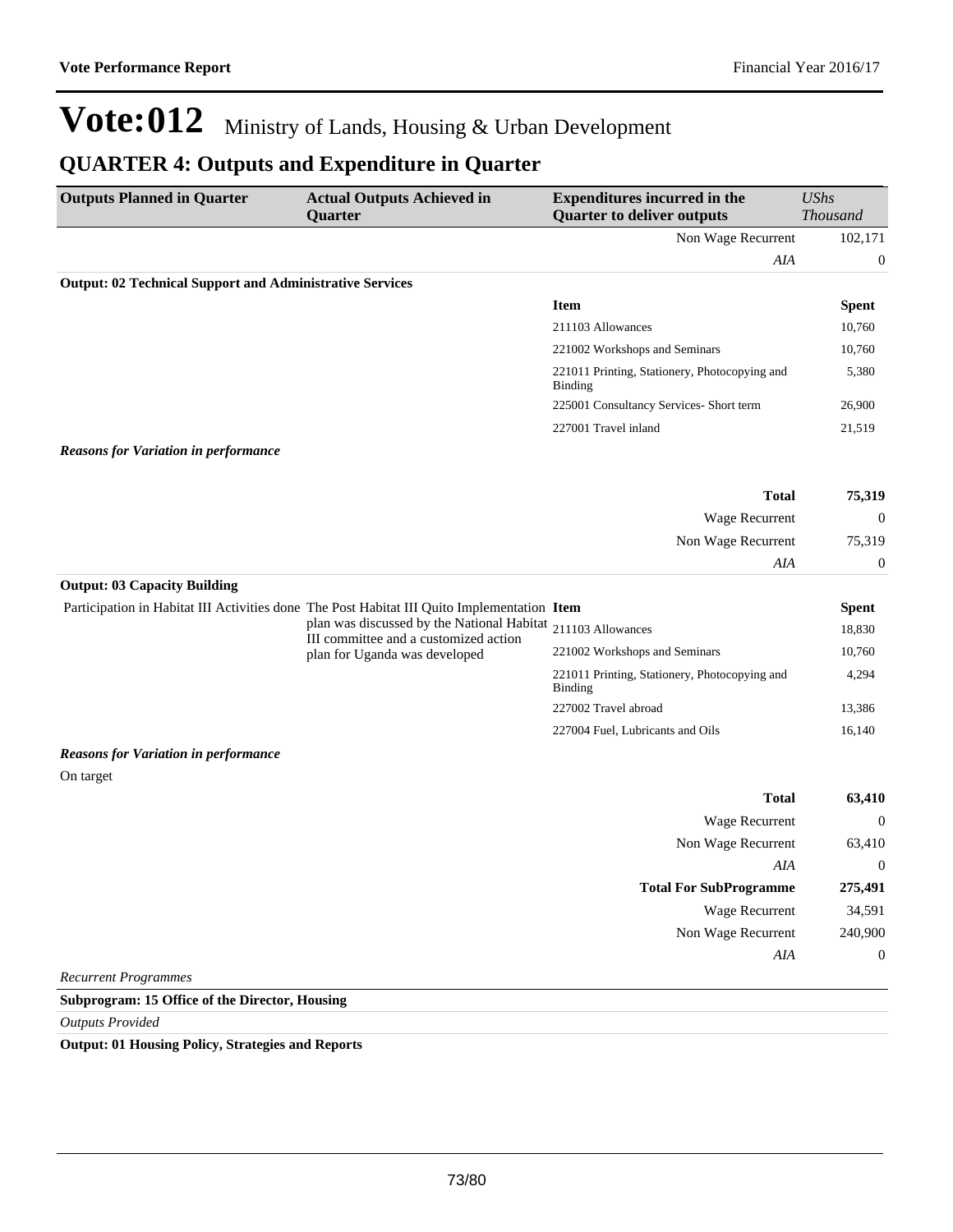# Vote:012 Ministry of Lands, Housing & Urban Development

## QUARTER 4: Outputs and Expenditure in Quarter

| Outputs Planned in Quarter | Actual Outputs Achieved in Quarter | Expenditures incurred in the Quarter to deliver outputs | *UShs Thousand* |
|---|---|---|---|
| | | Non Wage Recurrent | 102,171 |
| | | *AIA* | 0 |
| **Output: 02 Technical Support and Administrative Services** | | | |
| | | **Item** | **Spent** |
| | | 211103 Allowances | 10,760 |
| | | 221002 Workshops and Seminars | 10,760 |
| | | 221011 Printing, Stationery, Photocopying and Binding | 5,380 |
| | | 225001 Consultancy Services- Short term | 26,900 |
| | | 227001 Travel inland | 21,519 |
| ***Reasons for Variation in performance*** | | | |
| | | **Total** | **75,319** |
| | | Wage Recurrent | 0 |
| | | Non Wage Recurrent | 75,319 |
| | | *AIA* | 0 |
| **Output: 03 Capacity Building** | | | |
| Participation in Habitat III Activities done | The Post Habitat III Quito Implementation plan was discussed by the National Habitat III committee and a customized action plan for Uganda was developed | **Item** | **Spent** |
| | | 211103 Allowances | 18,830 |
| | | 221002 Workshops and Seminars | 10,760 |
| | | 221011 Printing, Stationery, Photocopying and Binding | 4,294 |
| | | 227002 Travel abroad | 13,386 |
| | | 227004 Fuel, Lubricants and Oils | 16,140 |
| ***Reasons for Variation in performance*** | | | |
| On target | | | |
| | | **Total** | **63,410** |
| | | Wage Recurrent | 0 |
| | | Non Wage Recurrent | 63,410 |
| | | *AIA* | 0 |
| | | **Total For SubProgramme** | **275,491** |
| | | Wage Recurrent | 34,591 |
| | | Non Wage Recurrent | 240,900 |
| | | *AIA* | 0 |

*Recurrent Programmes*

**Subprogram: 15 Office of the Director, Housing**

*Outputs Provided*

**Output: 01 Housing Policy, Strategies and Reports**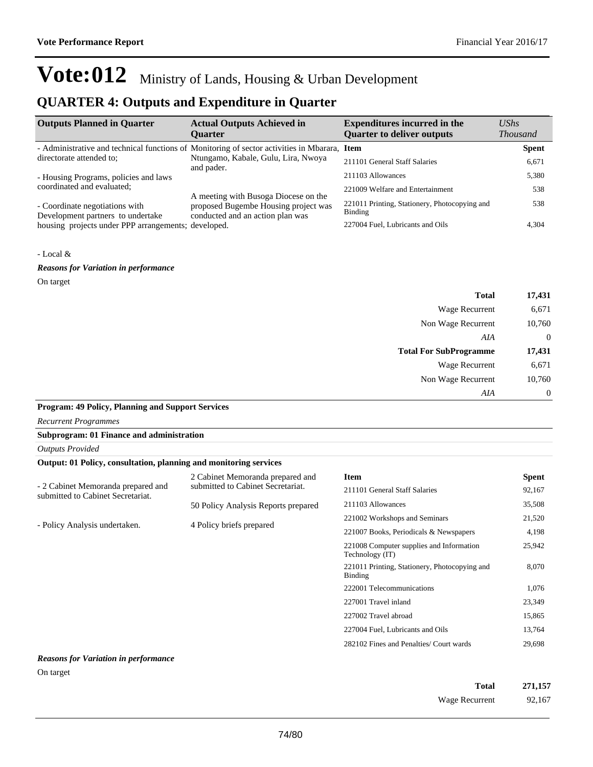# Vote:012 Ministry of Lands, Housing & Urban Development

## QUARTER 4: Outputs and Expenditure in Quarter

| Outputs Planned in Quarter | Actual Outputs Achieved in Quarter | Expenditures incurred in the Quarter to deliver outputs | *UShs Thousand* |
|---|---|---|---|
| - Administrative and technical functions of directorate attended to;<br><br>- Housing Programs, policies and laws coordinated and evaluated;<br><br>- Coordinate negotiations with Development partners to undertake housing projects under PPP arrangements;<br><br>- Local & | Monitoring of sector activities in Mbarara, Ntungamo, Kabale, Gulu, Lira, Nwoya and pader.<br><br>A meeting with Busoga Diocese on the proposed Bugembe Housing project was conducted and an action plan was developed. | **Item** | **Spent** |
| | | 211101 General Staff Salaries | 6,671 |
| | | 211103 Allowances | 5,380 |
| | | 221009 Welfare and Entertainment | 538 |
| | | 221011 Printing, Stationery, Photocopying and Binding | 538 |
| | | 227004 Fuel, Lubricants and Oils | 4,304 |

***Reasons for Variation in performance***

On target

| | |
|---|---|
| **Total** | **17,431** |
| Wage Recurrent | 6,671 |
| Non Wage Recurrent | 10,760 |
| *AIA* | 0 |
| **Total For SubProgramme** | **17,431** |
| Wage Recurrent | 6,671 |
| Non Wage Recurrent | 10,760 |
| *AIA* | 0 |

**Program: 49 Policy, Planning and Support Services**

*Recurrent Programmes*

**Subprogram: 01 Finance and administration**

*Outputs Provided*

**Output: 01 Policy, consultation, planning and monitoring services**

| Outputs Planned in Quarter | Actual Outputs Achieved in Quarter | Item | Spent |
|---|---|---|---|
| - 2 Cabinet Memoranda prepared and submitted to Cabinet Secretariat.<br><br>- Policy Analysis undertaken. | 2 Cabinet Memoranda prepared and submitted to Cabinet Secretariat.<br><br>50 Policy Analysis Reports prepared<br><br>4 Policy briefs prepared | 211101 General Staff Salaries | 92,167 |
| | | 211103 Allowances | 35,508 |
| | | 221002 Workshops and Seminars | 21,520 |
| | | 221007 Books, Periodicals & Newspapers | 4,198 |
| | | 221008 Computer supplies and Information Technology (IT) | 25,942 |
| | | 221011 Printing, Stationery, Photocopying and Binding | 8,070 |
| | | 222001 Telecommunications | 1,076 |
| | | 227001 Travel inland | 23,349 |
| | | 227002 Travel abroad | 15,865 |
| | | 227004 Fuel, Lubricants and Oils | 13,764 |
| | | 282102 Fines and Penalties/ Court wards | 29,698 |

***Reasons for Variation in performance***

On target

| | |
|---|---|
| **Total** | **271,157** |
| Wage Recurrent | 92,167 |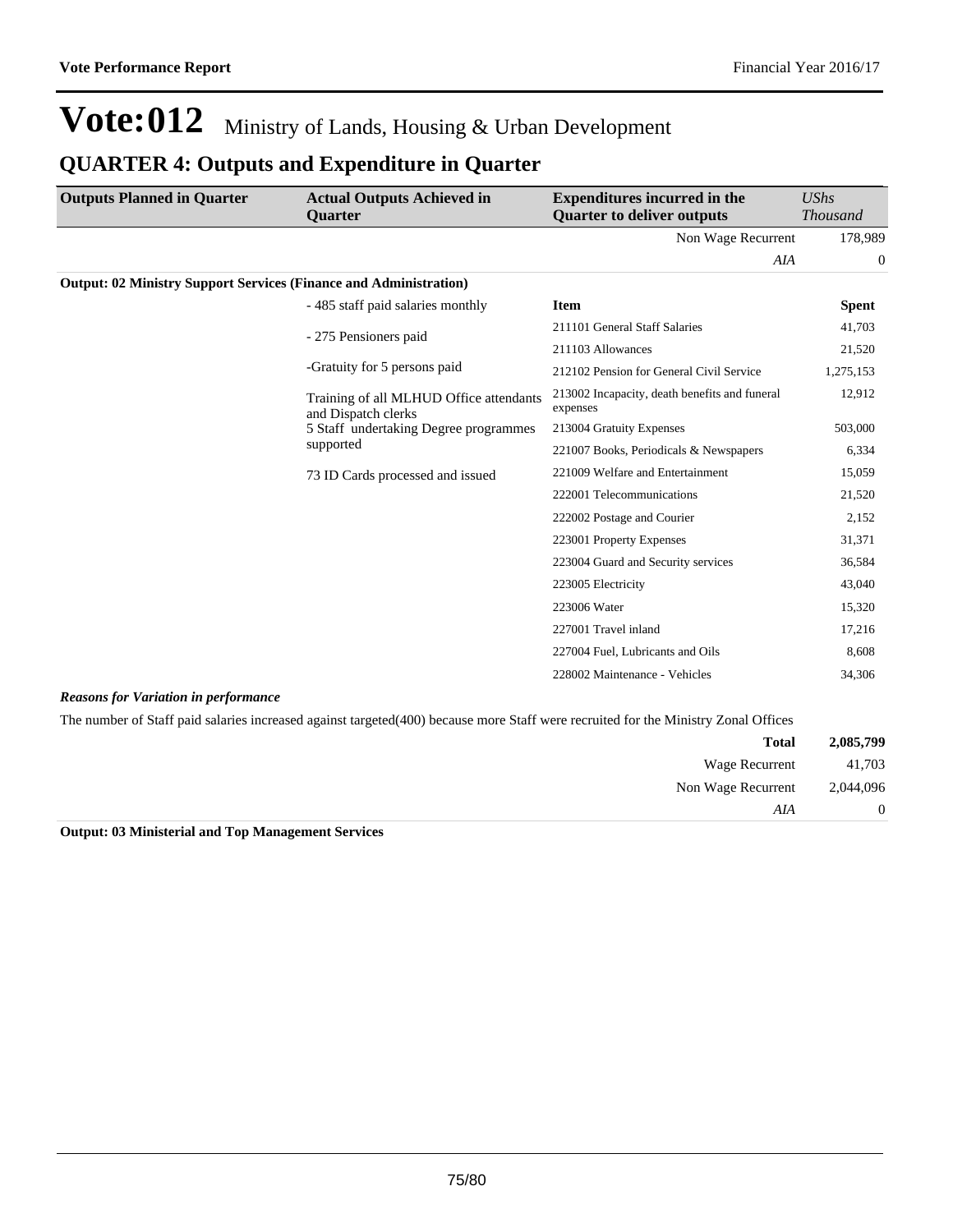# Vote:012 Ministry of Lands, Housing & Urban Development

## QUARTER 4: Outputs and Expenditure in Quarter

| Outputs Planned in Quarter | Actual Outputs Achieved in Quarter | Expenditures incurred in the Quarter to deliver outputs | *UShs Thousand* |
|---|---|---|---|
| | | Non Wage Recurrent | 178,989 |
| | | *AIA* | 0 |

**Output: 02 Ministry Support Services (Finance and Administration)**

| Outputs Planned in Quarter | Actual Outputs Achieved in Quarter | Item | Spent |
|---|---|---|---|
| | - 485 staff paid salaries monthly<br>- 275 Pensioners paid<br>-Gratuity for 5 persons paid<br>Training of all MLHUD Office attendants and Dispatch clerks<br>5 Staff undertaking Degree programmes supported<br>73 ID Cards processed and issued | 211101 General Staff Salaries | 41,703 |
| | | 211103 Allowances | 21,520 |
| | | 212102 Pension for General Civil Service | 1,275,153 |
| | | 213002 Incapacity, death benefits and funeral expenses | 12,912 |
| | | 213004 Gratuity Expenses | 503,000 |
| | | 221007 Books, Periodicals & Newspapers | 6,334 |
| | | 221009 Welfare and Entertainment | 15,059 |
| | | 222001 Telecommunications | 21,520 |
| | | 222002 Postage and Courier | 2,152 |
| | | 223001 Property Expenses | 31,371 |
| | | 223004 Guard and Security services | 36,584 |
| | | 223005 Electricity | 43,040 |
| | | 223006 Water | 15,320 |
| | | 227001 Travel inland | 17,216 |
| | | 227004 Fuel, Lubricants and Oils | 8,608 |
| | | 228002 Maintenance - Vehicles | 34,306 |

***Reasons for Variation in performance***

The number of Staff paid salaries increased against targeted(400) because more Staff were recruited for the Ministry Zonal Offices

| | |
|---|---|
| **Total** | **2,085,799** |
| Wage Recurrent | 41,703 |
| Non Wage Recurrent | 2,044,096 |
| *AIA* | 0 |

**Output: 03 Ministerial and Top Management Services**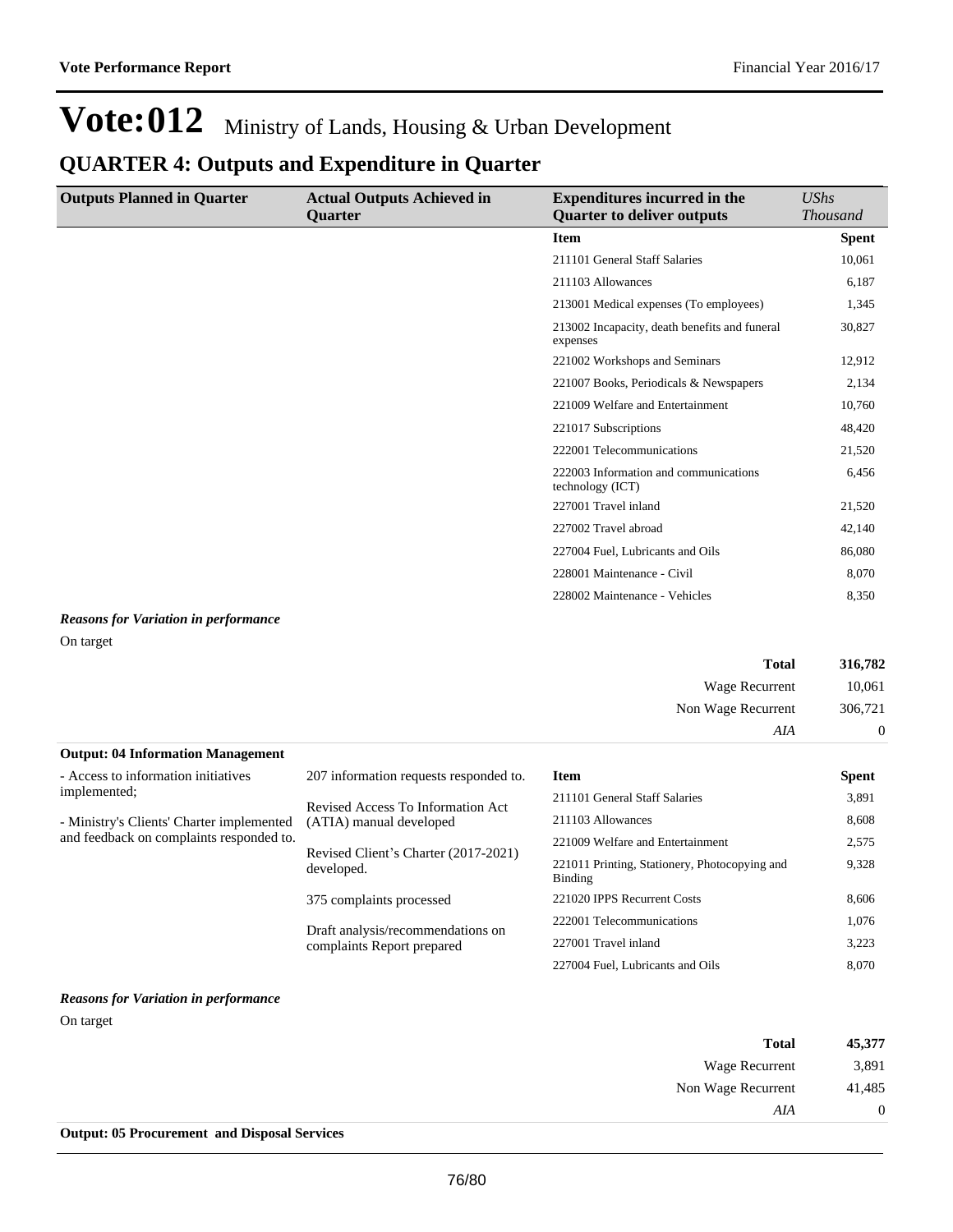# Vote:012 Ministry of Lands, Housing & Urban Development

## QUARTER 4: Outputs and Expenditure in Quarter

| Outputs Planned in Quarter | Actual Outputs Achieved in Quarter | Expenditures incurred in the Quarter to deliver outputs | UShs Thousand |
|---|---|---|---|
| | | **Item** | **Spent** |
| | | 211101 General Staff Salaries | 10,061 |
| | | 211103 Allowances | 6,187 |
| | | 213001 Medical expenses (To employees) | 1,345 |
| | | 213002 Incapacity, death benefits and funeral expenses | 30,827 |
| | | 221002 Workshops and Seminars | 12,912 |
| | | 221007 Books, Periodicals & Newspapers | 2,134 |
| | | 221009 Welfare and Entertainment | 10,760 |
| | | 221017 Subscriptions | 48,420 |
| | | 222001 Telecommunications | 21,520 |
| | | 222003 Information and communications technology (ICT) | 6,456 |
| | | 227001 Travel inland | 21,520 |
| | | 227002 Travel abroad | 42,140 |
| | | 227004 Fuel, Lubricants and Oils | 86,080 |
| | | 228001 Maintenance - Civil | 8,070 |
| | | 228002 Maintenance - Vehicles | 8,350 |

***Reasons for Variation in performance***

On target

| | |
|---|---|
| **Total** | **316,782** |
| Wage Recurrent | 10,061 |
| Non Wage Recurrent | 306,721 |
| *AIA* | 0 |

**Output: 04 Information Management**

| Outputs Planned in Quarter | Actual Outputs Achieved in Quarter | Item | Spent |
|---|---|---|---|
| - Access to information initiatives implemented;<br>- Ministry's Clients' Charter implemented and feedback on complaints responded to. | 207 information requests responded to.<br>Revised Access To Information Act (ATIA) manual developed<br>Revised Client's Charter (2017-2021) developed.<br>375 complaints processed<br>Draft analysis/recommendations on complaints Report prepared | 211101 General Staff Salaries | 3,891 |
| | | 211103 Allowances | 8,608 |
| | | 221009 Welfare and Entertainment | 2,575 |
| | | 221011 Printing, Stationery, Photocopying and Binding | 9,328 |
| | | 221020 IPPS Recurrent Costs | 8,606 |
| | | 222001 Telecommunications | 1,076 |
| | | 227001 Travel inland | 3,223 |
| | | 227004 Fuel, Lubricants and Oils | 8,070 |

***Reasons for Variation in performance***

On target

| | |
|---|---|
| **Total** | **45,377** |
| Wage Recurrent | 3,891 |
| Non Wage Recurrent | 41,485 |
| *AIA* | 0 |

**Output: 05 Procurement and Disposal Services**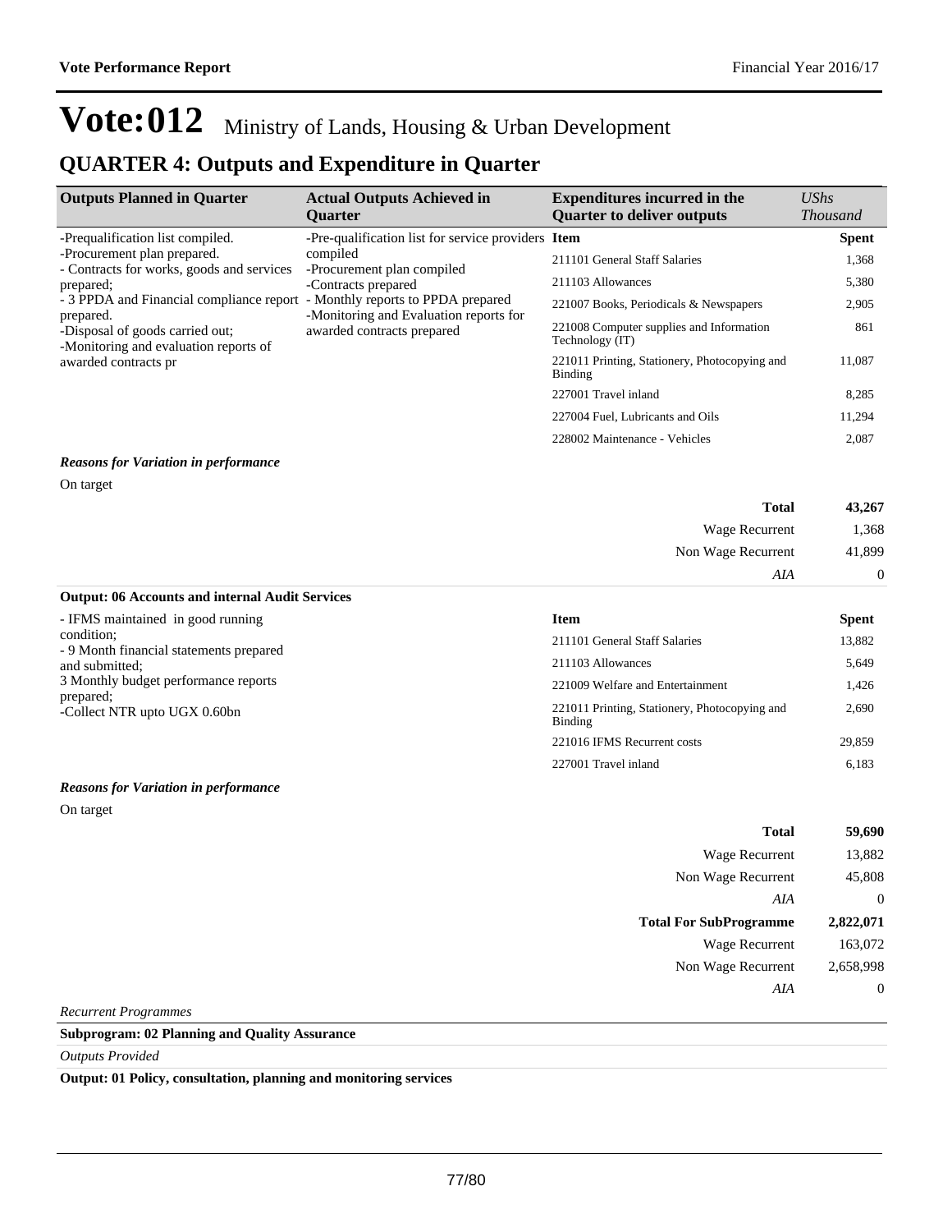# Vote:012 Ministry of Lands, Housing & Urban Development

## QUARTER 4: Outputs and Expenditure in Quarter

| Outputs Planned in Quarter | Actual Outputs Achieved in Quarter | Expenditures incurred in the Quarter to deliver outputs | *UShs Thousand* |
|---|---|---|---|
| -Prequalification list compiled.<br>-Procurement plan prepared.<br>- Contracts for works, goods and services prepared;<br>- 3 PPDA and Financial compliance report prepared.<br>-Disposal of goods carried out;<br>-Monitoring and evaluation reports of awarded contracts pr | -Pre-qualification list for service providers compiled<br>-Procurement plan compiled<br>-Contracts prepared<br>- Monthly reports to PPDA prepared<br>-Monitoring and Evaluation reports for awarded contracts prepared | **Item** | **Spent** |
| | | 211101 General Staff Salaries | 1,368 |
| | | 211103 Allowances | 5,380 |
| | | 221007 Books, Periodicals & Newspapers | 2,905 |
| | | 221008 Computer supplies and Information Technology (IT) | 861 |
| | | 221011 Printing, Stationery, Photocopying and Binding | 11,087 |
| | | 227001 Travel inland | 8,285 |
| | | 227004 Fuel, Lubricants and Oils | 11,294 |
| | | 228002 Maintenance - Vehicles | 2,087 |

***Reasons for Variation in performance***

On target

| | |
|---|---|
| **Total** | **43,267** |
| Wage Recurrent | 1,368 |
| Non Wage Recurrent | 41,899 |
| *AIA* | 0 |

**Output: 06 Accounts and internal Audit Services**

| Outputs Planned in Quarter | Actual Outputs Achieved in Quarter | Expenditures incurred in the Quarter to deliver outputs | *UShs Thousand* |
|---|---|---|---|
| - IFMS maintained in good running condition;<br>- 9 Month financial statements prepared and submitted;<br>3 Monthly budget performance reports prepared;<br>-Collect NTR upto UGX 0.60bn | | **Item** | **Spent** |
| | | 211101 General Staff Salaries | 13,882 |
| | | 211103 Allowances | 5,649 |
| | | 221009 Welfare and Entertainment | 1,426 |
| | | 221011 Printing, Stationery, Photocopying and Binding | 2,690 |
| | | 221016 IFMS Recurrent costs | 29,859 |
| | | 227001 Travel inland | 6,183 |

***Reasons for Variation in performance***

On target

| | |
|---|---|
| **Total** | **59,690** |
| Wage Recurrent | 13,882 |
| Non Wage Recurrent | 45,808 |
| *AIA* | 0 |
| **Total For SubProgramme** | **2,822,071** |
| Wage Recurrent | 163,072 |
| Non Wage Recurrent | 2,658,998 |
| *AIA* | 0 |

*Recurrent Programmes*

**Subprogram: 02 Planning and Quality Assurance**

*Outputs Provided*

**Output: 01 Policy, consultation, planning and monitoring services**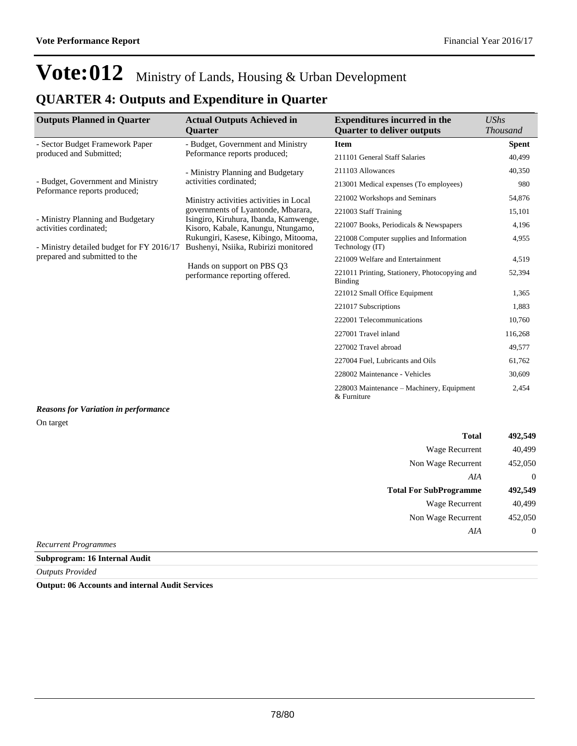# Vote:012 Ministry of Lands, Housing & Urban Development

## QUARTER 4: Outputs and Expenditure in Quarter

| Outputs Planned in Quarter | Actual Outputs Achieved in Quarter | Expenditures incurred in the Quarter to deliver outputs | *UShs Thousand* |
|---|---|---|---|
| - Sector Budget Framework Paper produced and Submitted;<br><br>- Budget, Government and Ministry Peformance reports produced;<br><br>- Ministry Planning and Budgetary activities cordinated;<br><br>- Ministry detailed budget for FY 2016/17 prepared and submitted to the | - Budget, Government and Ministry Peformance reports produced;<br><br>- Ministry Planning and Budgetary activities cordinated;<br><br>Ministry activities activities in Local governments of Lyantonde, Mbarara, Isingiro, Kiruhura, Ibanda, Kamwenge, Kisoro, Kabale, Kanungu, Ntungamo, Rukungiri, Kasese, Kibingo, Mitooma, Bushenyi, Nsiika, Rubirizi monitored<br><br>Hands on support on PBS Q3 performance reporting offered. | **Item** | **Spent** |
| | | 211101 General Staff Salaries | 40,499 |
| | | 211103 Allowances | 40,350 |
| | | 213001 Medical expenses (To employees) | 980 |
| | | 221002 Workshops and Seminars | 54,876 |
| | | 221003 Staff Training | 15,101 |
| | | 221007 Books, Periodicals & Newspapers | 4,196 |
| | | 221008 Computer supplies and Information Technology (IT) | 4,955 |
| | | 221009 Welfare and Entertainment | 4,519 |
| | | 221011 Printing, Stationery, Photocopying and Binding | 52,394 |
| | | 221012 Small Office Equipment | 1,365 |
| | | 221017 Subscriptions | 1,883 |
| | | 222001 Telecommunications | 10,760 |
| | | 227001 Travel inland | 116,268 |
| | | 227002 Travel abroad | 49,577 |
| | | 227004 Fuel, Lubricants and Oils | 61,762 |
| | | 228002 Maintenance - Vehicles | 30,609 |
| | | 228003 Maintenance – Machinery, Equipment & Furniture | 2,454 |

***Reasons for Variation in performance***

On target

| | |
|---|---|
| **Total** | **492,549** |
| Wage Recurrent | 40,499 |
| Non Wage Recurrent | 452,050 |
| *AIA* | 0 |
| **Total For SubProgramme** | **492,549** |
| Wage Recurrent | 40,499 |
| Non Wage Recurrent | 452,050 |
| *AIA* | 0 |

*Recurrent Programmes*

**Subprogram: 16 Internal Audit**

*Outputs Provided*

**Output: 06 Accounts and internal Audit Services**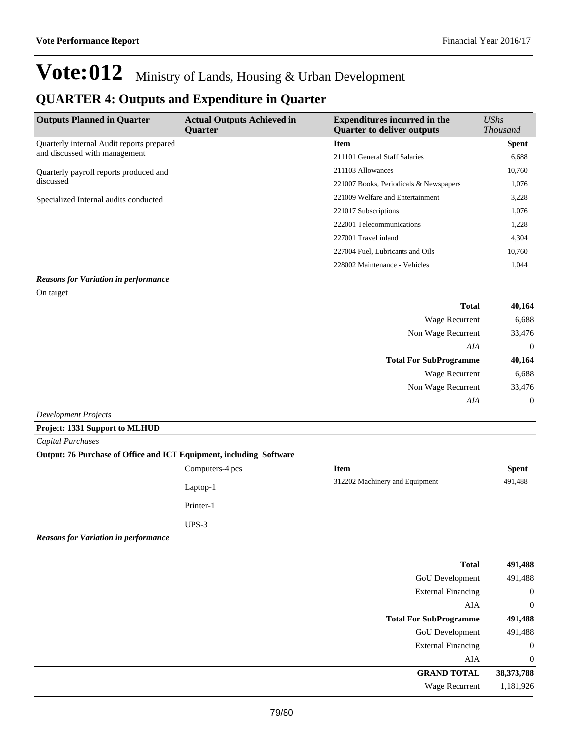# Vote:012 Ministry of Lands, Housing & Urban Development

## QUARTER 4: Outputs and Expenditure in Quarter

| Outputs Planned in Quarter | Actual Outputs Achieved in Quarter | Expenditures incurred in the Quarter to deliver outputs | *UShs Thousand* |
|---|---|---|---|
| Quarterly internal Audit reports prepared and discussed with management | | **Item** | **Spent** |
| | | 211101 General Staff Salaries | 6,688 |
| Quarterly payroll reports produced and discussed | | 211103 Allowances | 10,760 |
| | | 221007 Books, Periodicals & Newspapers | 1,076 |
| Specialized Internal audits conducted | | 221009 Welfare and Entertainment | 3,228 |
| | | 221017 Subscriptions | 1,076 |
| | | 222001 Telecommunications | 1,228 |
| | | 227001 Travel inland | 4,304 |
| | | 227004 Fuel, Lubricants and Oils | 10,760 |
| | | 228002 Maintenance - Vehicles | 1,044 |

***Reasons for Variation in performance***

On target

| | |
|---|---|
| **Total** | **40,164** |
| Wage Recurrent | 6,688 |
| Non Wage Recurrent | 33,476 |
| *AIA* | 0 |
| **Total For SubProgramme** | **40,164** |
| Wage Recurrent | 6,688 |
| Non Wage Recurrent | 33,476 |
| *AIA* | 0 |

*Development Projects*

**Project: 1331 Support to MLHUD**

*Capital Purchases*

**Output: 76 Purchase of Office and ICT Equipment, including Software**

| Outputs Planned in Quarter | Actual Outputs Achieved in Quarter | Item | Spent |
|---|---|---|---|
| | Computers-4 pcs<br>Laptop-1<br>Printer-1<br>UPS-3 | 312202 Machinery and Equipment | 491,488 |

***Reasons for Variation in performance***

| | |
|---|---|
| **Total** | **491,488** |
| GoU Development | 491,488 |
| External Financing | 0 |
| AIA | 0 |
| **Total For SubProgramme** | **491,488** |
| GoU Development | 491,488 |
| External Financing | 0 |
| AIA | 0 |
| **GRAND TOTAL** | **38,373,788** |
| Wage Recurrent | 1,181,926 |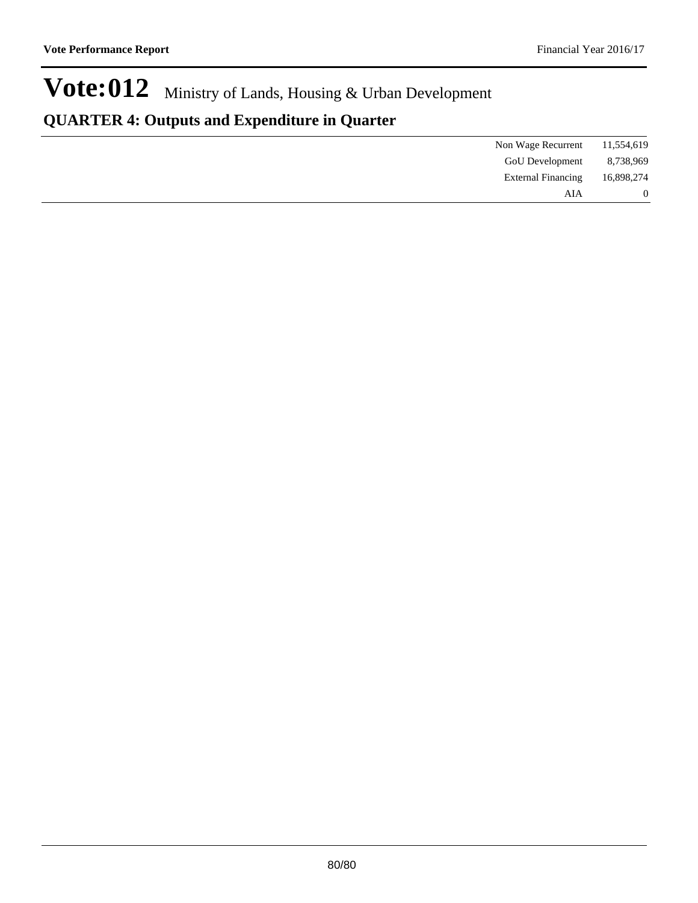# Vote:012 Ministry of Lands, Housing & Urban Development

## QUARTER 4: Outputs and Expenditure in Quarter

| | |
|---|---|
| Non Wage Recurrent | 11,554,619 |
| GoU Development | 8,738,969 |
| External Financing | 16,898,274 |
| AIA | 0 |